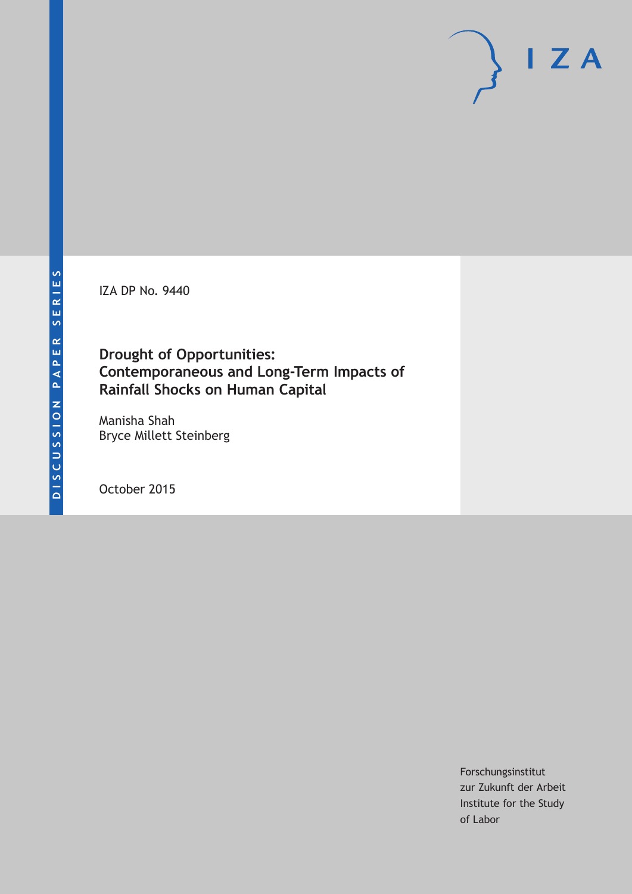DISCUSSION PAPER SERIES

IZA DP No. 9440

# Drought of Opportunities: Contemporaneous and Long-Term Impacts of Rainfall Shocks on Human Capital

Manisha Shah
Bryce Millett Steinberg

October 2015

Forschungsinstitut
zur Zukunft der Arbeit
Institute for the Study
of Labor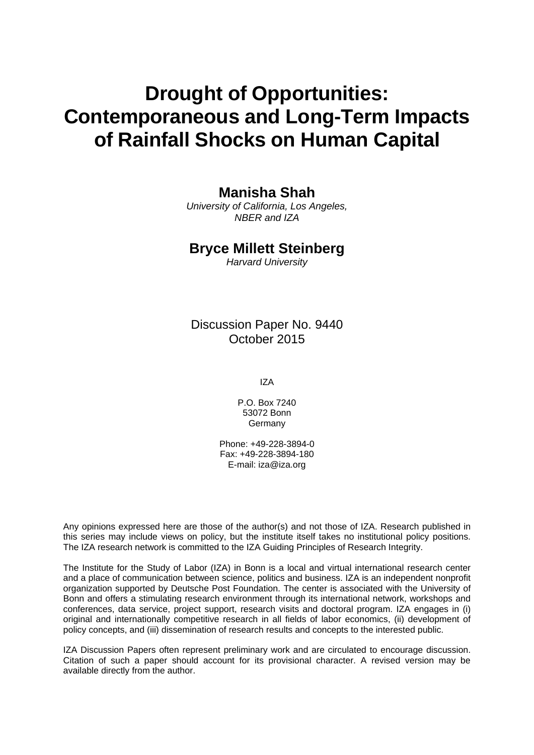# Drought of Opportunities: Contemporaneous and Long-Term Impacts of Rainfall Shocks on Human Capital

**Manisha Shah**
*University of California, Los Angeles, NBER and IZA*

**Bryce Millett Steinberg**
*Harvard University*

Discussion Paper No. 9440
October 2015

IZA

P.O. Box 7240
53072 Bonn
Germany

Phone: +49-228-3894-0
Fax: +49-228-3894-180
E-mail: iza@iza.org

Any opinions expressed here are those of the author(s) and not those of IZA. Research published in this series may include views on policy, but the institute itself takes no institutional policy positions. The IZA research network is committed to the IZA Guiding Principles of Research Integrity.

The Institute for the Study of Labor (IZA) in Bonn is a local and virtual international research center and a place of communication between science, politics and business. IZA is an independent nonprofit organization supported by Deutsche Post Foundation. The center is associated with the University of Bonn and offers a stimulating research environment through its international network, workshops and conferences, data service, project support, research visits and doctoral program. IZA engages in (i) original and internationally competitive research in all fields of labor economics, (ii) development of policy concepts, and (iii) dissemination of research results and concepts to the interested public.

IZA Discussion Papers often represent preliminary work and are circulated to encourage discussion. Citation of such a paper should account for its provisional character. A revised version may be available directly from the author.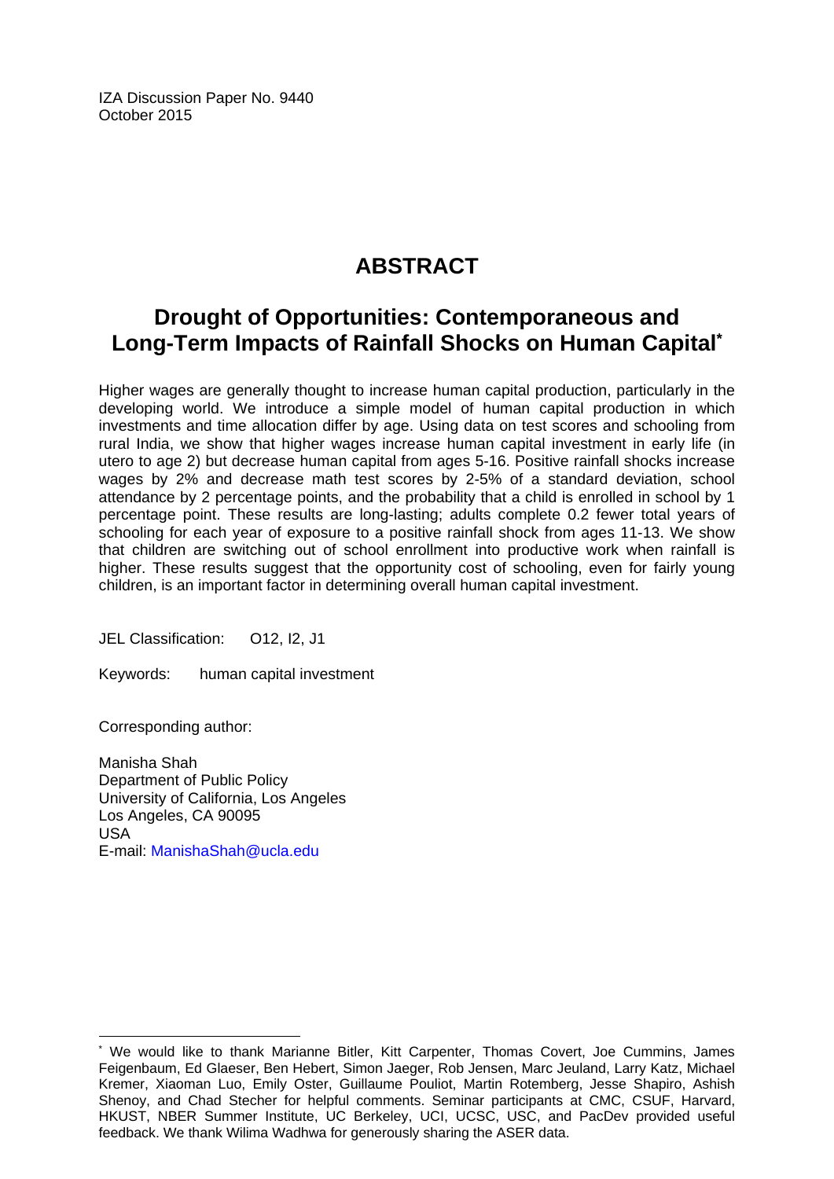IZA Discussion Paper No. 9440
October 2015

# ABSTRACT

## Drought of Opportunities: Contemporaneous and Long-Term Impacts of Rainfall Shocks on Human Capital*

Higher wages are generally thought to increase human capital production, particularly in the developing world. We introduce a simple model of human capital production in which investments and time allocation differ by age. Using data on test scores and schooling from rural India, we show that higher wages increase human capital investment in early life (in utero to age 2) but decrease human capital from ages 5-16. Positive rainfall shocks increase wages by 2% and decrease math test scores by 2-5% of a standard deviation, school attendance by 2 percentage points, and the probability that a child is enrolled in school by 1 percentage point. These results are long-lasting; adults complete 0.2 fewer total years of schooling for each year of exposure to a positive rainfall shock from ages 11-13. We show that children are switching out of school enrollment into productive work when rainfall is higher. These results suggest that the opportunity cost of schooling, even for fairly young children, is an important factor in determining overall human capital investment.

JEL Classification: O12, I2, J1

Keywords: human capital investment

Corresponding author:

Manisha Shah
Department of Public Policy
University of California, Los Angeles
Los Angeles, CA 90095
USA
E-mail: ManishaShah@ucla.edu

---

* We would like to thank Marianne Bitler, Kitt Carpenter, Thomas Covert, Joe Cummins, James Feigenbaum, Ed Glaeser, Ben Hebert, Simon Jaeger, Rob Jensen, Marc Jeuland, Larry Katz, Michael Kremer, Xiaoman Luo, Emily Oster, Guillaume Pouliot, Martin Rotemberg, Jesse Shapiro, Ashish Shenoy, and Chad Stecher for helpful comments. Seminar participants at CMC, CSUF, Harvard, HKUST, NBER Summer Institute, UC Berkeley, UCI, UCSC, USC, and PacDev provided useful feedback. We thank Wilima Wadhwa for generously sharing the ASER data.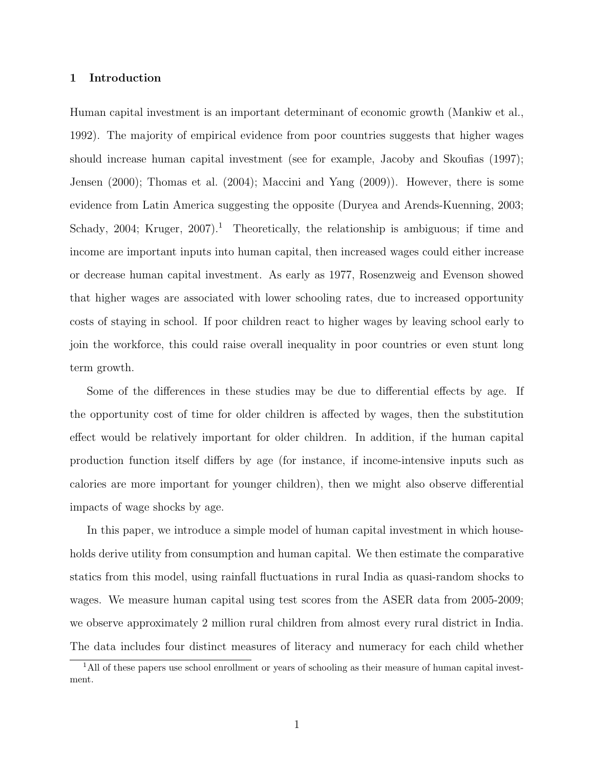## 1 Introduction

Human capital investment is an important determinant of economic growth (Mankiw et al., 1992). The majority of empirical evidence from poor countries suggests that higher wages should increase human capital investment (see for example, Jacoby and Skoufias (1997); Jensen (2000); Thomas et al. (2004); Maccini and Yang (2009)). However, there is some evidence from Latin America suggesting the opposite (Duryea and Arends-Kuenning, 2003; Schady, 2004; Kruger, 2007).[1] Theoretically, the relationship is ambiguous; if time and income are important inputs into human capital, then increased wages could either increase or decrease human capital investment. As early as 1977, Rosenzweig and Evenson showed that higher wages are associated with lower schooling rates, due to increased opportunity costs of staying in school. If poor children react to higher wages by leaving school early to join the workforce, this could raise overall inequality in poor countries or even stunt long term growth.

Some of the differences in these studies may be due to differential effects by age. If the opportunity cost of time for older children is affected by wages, then the substitution effect would be relatively important for older children. In addition, if the human capital production function itself differs by age (for instance, if income-intensive inputs such as calories are more important for younger children), then we might also observe differential impacts of wage shocks by age.

In this paper, we introduce a simple model of human capital investment in which households derive utility from consumption and human capital. We then estimate the comparative statics from this model, using rainfall fluctuations in rural India as quasi-random shocks to wages. We measure human capital using test scores from the ASER data from 2005-2009; we observe approximately 2 million rural children from almost every rural district in India. The data includes four distinct measures of literacy and numeracy for each child whether

[1] All of these papers use school enrollment or years of schooling as their measure of human capital investment.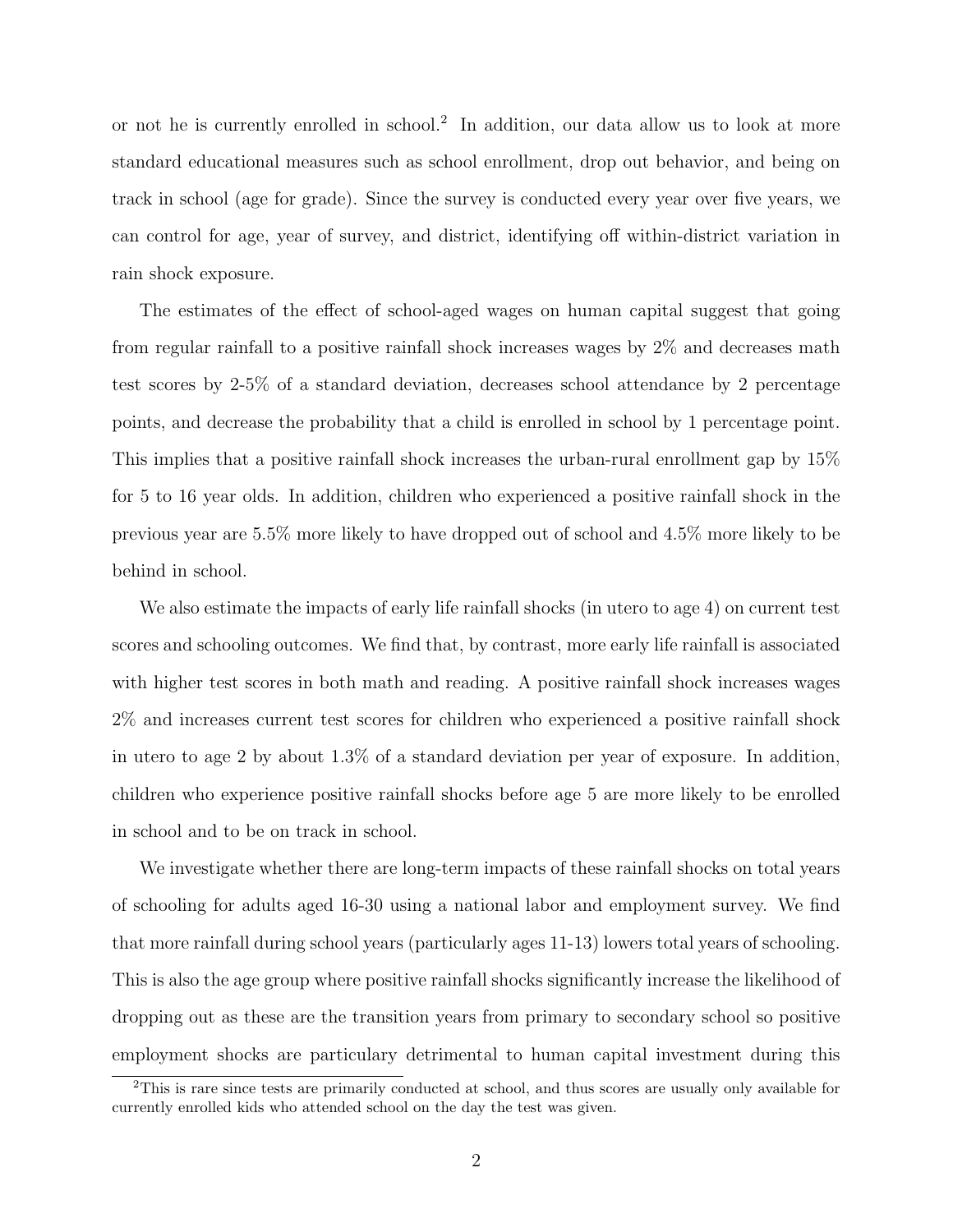or not he is currently enrolled in school.[2] In addition, our data allow us to look at more standard educational measures such as school enrollment, drop out behavior, and being on track in school (age for grade). Since the survey is conducted every year over five years, we can control for age, year of survey, and district, identifying off within-district variation in rain shock exposure.

The estimates of the effect of school-aged wages on human capital suggest that going from regular rainfall to a positive rainfall shock increases wages by 2% and decreases math test scores by 2-5% of a standard deviation, decreases school attendance by 2 percentage points, and decrease the probability that a child is enrolled in school by 1 percentage point. This implies that a positive rainfall shock increases the urban-rural enrollment gap by 15% for 5 to 16 year olds. In addition, children who experienced a positive rainfall shock in the previous year are 5.5% more likely to have dropped out of school and 4.5% more likely to be behind in school.

We also estimate the impacts of early life rainfall shocks (in utero to age 4) on current test scores and schooling outcomes. We find that, by contrast, more early life rainfall is associated with higher test scores in both math and reading. A positive rainfall shock increases wages 2% and increases current test scores for children who experienced a positive rainfall shock in utero to age 2 by about 1.3% of a standard deviation per year of exposure. In addition, children who experience positive rainfall shocks before age 5 are more likely to be enrolled in school and to be on track in school.

We investigate whether there are long-term impacts of these rainfall shocks on total years of schooling for adults aged 16-30 using a national labor and employment survey. We find that more rainfall during school years (particularly ages 11-13) lowers total years of schooling. This is also the age group where positive rainfall shocks significantly increase the likelihood of dropping out as these are the transition years from primary to secondary school so positive employment shocks are particulary detrimental to human capital investment during this

[2] This is rare since tests are primarily conducted at school, and thus scores are usually only available for currently enrolled kids who attended school on the day the test was given.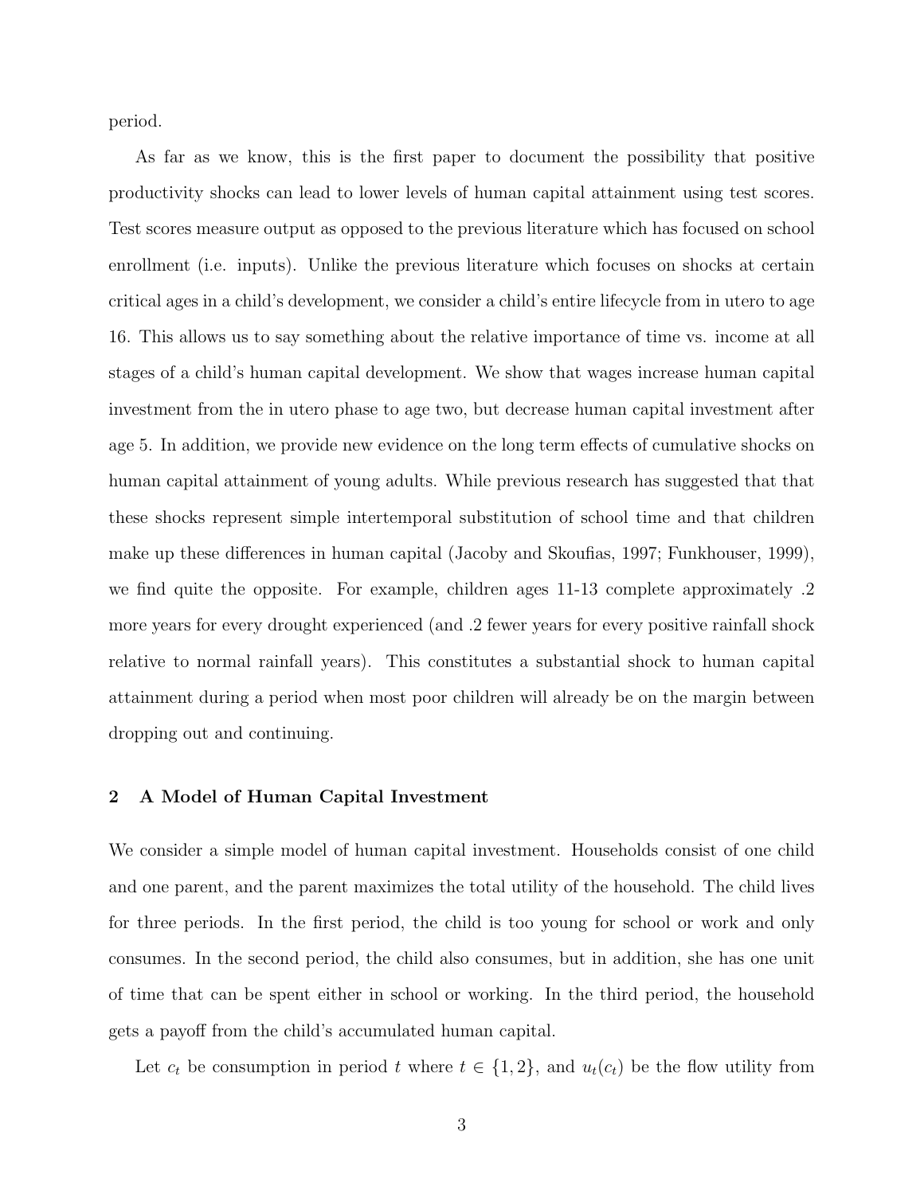period.

As far as we know, this is the first paper to document the possibility that positive productivity shocks can lead to lower levels of human capital attainment using test scores. Test scores measure output as opposed to the previous literature which has focused on school enrollment (i.e. inputs). Unlike the previous literature which focuses on shocks at certain critical ages in a child's development, we consider a child's entire lifecycle from in utero to age 16. This allows us to say something about the relative importance of time vs. income at all stages of a child's human capital development. We show that wages increase human capital investment from the in utero phase to age two, but decrease human capital investment after age 5. In addition, we provide new evidence on the long term effects of cumulative shocks on human capital attainment of young adults. While previous research has suggested that that these shocks represent simple intertemporal substitution of school time and that children make up these differences in human capital (Jacoby and Skoufias, 1997; Funkhouser, 1999), we find quite the opposite. For example, children ages 11-13 complete approximately .2 more years for every drought experienced (and .2 fewer years for every positive rainfall shock relative to normal rainfall years). This constitutes a substantial shock to human capital attainment during a period when most poor children will already be on the margin between dropping out and continuing.

## 2 A Model of Human Capital Investment

We consider a simple model of human capital investment. Households consist of one child and one parent, and the parent maximizes the total utility of the household. The child lives for three periods. In the first period, the child is too young for school or work and only consumes. In the second period, the child also consumes, but in addition, she has one unit of time that can be spent either in school or working. In the third period, the household gets a payoff from the child's accumulated human capital.

Let $c_t$ be consumption in period $t$ where $t \in \{1, 2\}$, and $u_t(c_t)$ be the flow utility from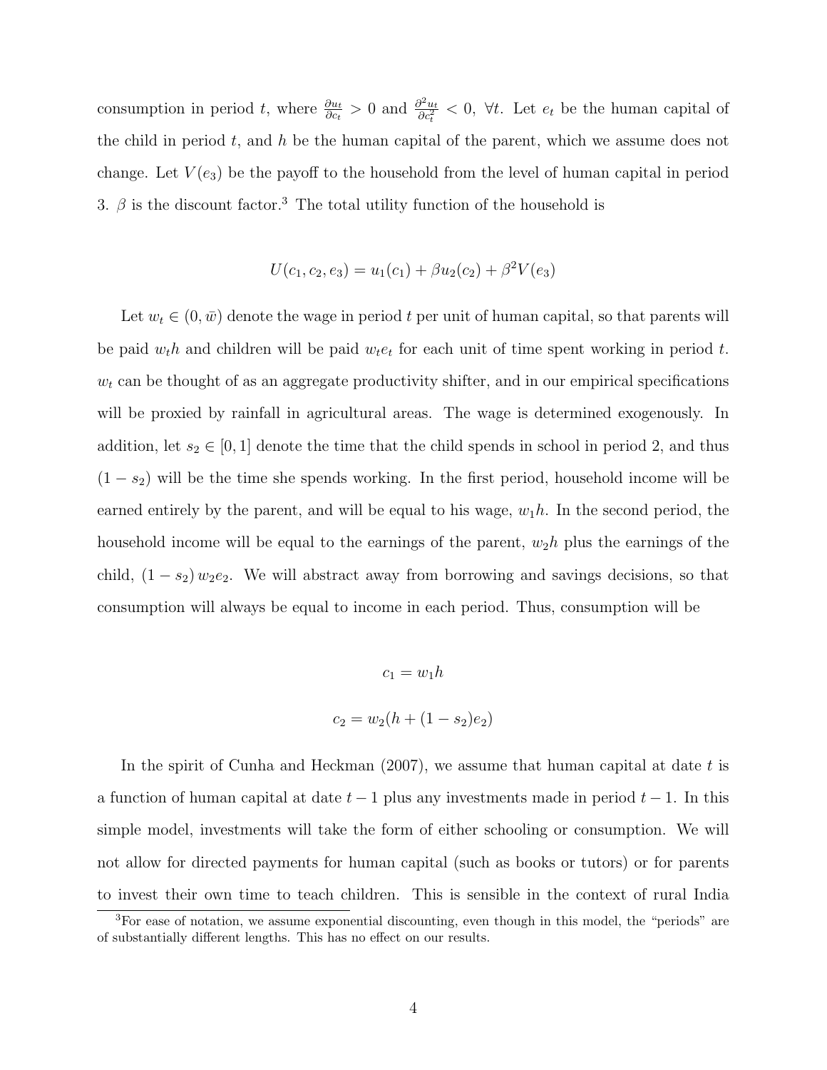consumption in period $t$, where $\frac{\partial u_t}{\partial c_t} > 0$ and $\frac{\partial^2 u_t}{\partial c_t^2} < 0$, $\forall t$. Let $e_t$ be the human capital of the child in period $t$, and $h$ be the human capital of the parent, which we assume does not change. Let $V(e_3)$ be the payoff to the household from the level of human capital in period 3. $\beta$ is the discount factor.[3] The total utility function of the household is

$$U(c_1, c_2, e_3) = u_1(c_1) + \beta u_2(c_2) + \beta^2 V(e_3)$$

Let $w_t \in (0, \bar{w})$ denote the wage in period $t$ per unit of human capital, so that parents will be paid $w_t h$ and children will be paid $w_t e_t$ for each unit of time spent working in period $t$. $w_t$ can be thought of as an aggregate productivity shifter, and in our empirical specifications will be proxied by rainfall in agricultural areas. The wage is determined exogenously. In addition, let $s_2 \in [0, 1]$ denote the time that the child spends in school in period 2, and thus $(1 - s_2)$ will be the time she spends working. In the first period, household income will be earned entirely by the parent, and will be equal to his wage, $w_1 h$. In the second period, the household income will be equal to the earnings of the parent, $w_2 h$ plus the earnings of the child, $(1 - s_2) w_2 e_2$. We will abstract away from borrowing and savings decisions, so that consumption will always be equal to income in each period. Thus, consumption will be

$$c_1 = w_1 h$$

$$c_2 = w_2(h + (1 - s_2)e_2)$$

In the spirit of Cunha and Heckman (2007), we assume that human capital at date $t$ is a function of human capital at date $t-1$ plus any investments made in period $t-1$. In this simple model, investments will take the form of either schooling or consumption. We will not allow for directed payments for human capital (such as books or tutors) or for parents to invest their own time to teach children. This is sensible in the context of rural India

[3] For ease of notation, we assume exponential discounting, even though in this model, the "periods" are of substantially different lengths. This has no effect on our results.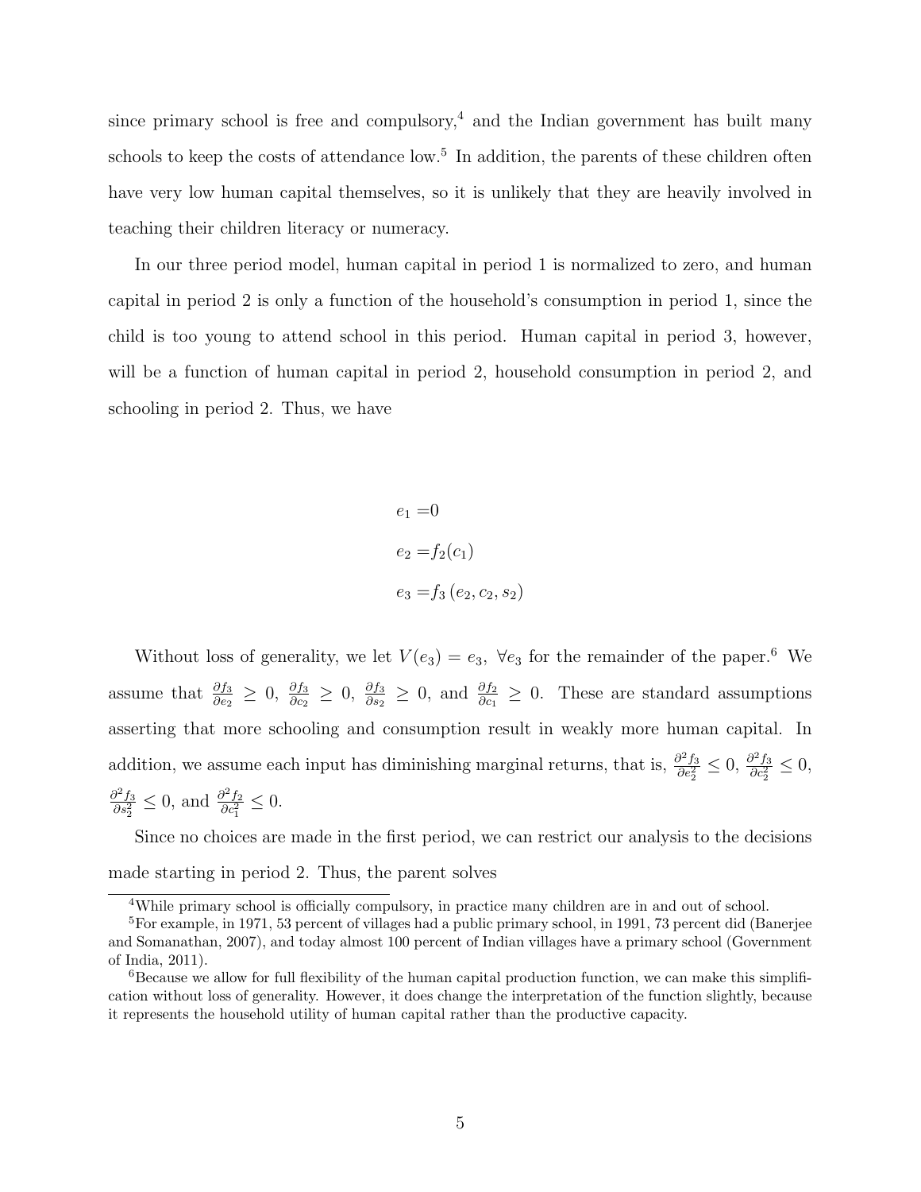since primary school is free and compulsory,[4] and the Indian government has built many schools to keep the costs of attendance low.[5] In addition, the parents of these children often have very low human capital themselves, so it is unlikely that they are heavily involved in teaching their children literacy or numeracy.

In our three period model, human capital in period 1 is normalized to zero, and human capital in period 2 is only a function of the household's consumption in period 1, since the child is too young to attend school in this period. Human capital in period 3, however, will be a function of human capital in period 2, household consumption in period 2, and schooling in period 2. Thus, we have

$$
\begin{aligned}
e_1 &= 0 \\
e_2 &= f_2(c_1) \\
e_3 &= f_3\left(e_2, c_2, s_2\right)
\end{aligned}
$$

Without loss of generality, we let $V(e_3) = e_3,\ \forall e_3$ for the remainder of the paper.[6] We assume that $\frac{\partial f_3}{\partial e_2} \geq 0$, $\frac{\partial f_3}{\partial c_2} \geq 0$, $\frac{\partial f_3}{\partial s_2} \geq 0$, and $\frac{\partial f_2}{\partial c_1} \geq 0$. These are standard assumptions asserting that more schooling and consumption result in weakly more human capital. In addition, we assume each input has diminishing marginal returns, that is, $\frac{\partial^2 f_3}{\partial e_2^2} \leq 0$, $\frac{\partial^2 f_3}{\partial c_2^2} \leq 0$, $\frac{\partial^2 f_3}{\partial s_2^2} \leq 0$, and $\frac{\partial^2 f_2}{\partial c_1^2} \leq 0$.

Since no choices are made in the first period, we can restrict our analysis to the decisions made starting in period 2. Thus, the parent solves

[4] While primary school is officially compulsory, in practice many children are in and out of school.

[5] For example, in 1971, 53 percent of villages had a public primary school, in 1991, 73 percent did (Banerjee and Somanathan, 2007), and today almost 100 percent of Indian villages have a primary school (Government of India, 2011).

[6] Because we allow for full flexibility of the human capital production function, we can make this simplification without loss of generality. However, it does change the interpretation of the function slightly, because it represents the household utility of human capital rather than the productive capacity.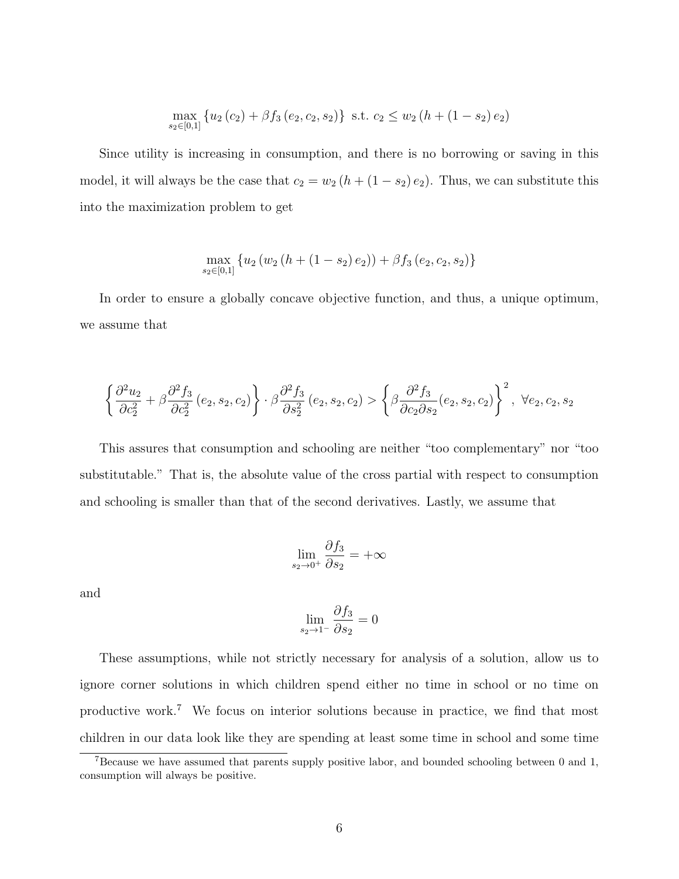$$\max_{s_2 \in [0,1]} \left\{ u_2(c_2) + \beta f_3(e_2, c_2, s_2) \right\} \text{ s.t. } c_2 \leq w_2(h + (1 - s_2) e_2)$$

Since utility is increasing in consumption, and there is no borrowing or saving in this model, it will always be the case that $c_2 = w_2(h + (1 - s_2) e_2)$. Thus, we can substitute this into the maximization problem to get

$$\max_{s_2 \in [0,1]} \left\{ u_2(w_2(h + (1 - s_2) e_2)) + \beta f_3(e_2, c_2, s_2) \right\}$$

In order to ensure a globally concave objective function, and thus, a unique optimum, we assume that

$$\left\{ \frac{\partial^2 u_2}{\partial c_2^2} + \beta \frac{\partial^2 f_3}{\partial c_2^2}(e_2, s_2, c_2) \right\} \cdot \beta \frac{\partial^2 f_3}{\partial s_2^2}(e_2, s_2, c_2) > \left\{ \beta \frac{\partial^2 f_3}{\partial c_2 \partial s_2}(e_2, s_2, c_2) \right\}^2, \ \forall e_2, c_2, s_2$$

This assures that consumption and schooling are neither "too complementary" nor "too substitutable." That is, the absolute value of the cross partial with respect to consumption and schooling is smaller than that of the second derivatives. Lastly, we assume that

$$\lim_{s_2 \to 0^+} \frac{\partial f_3}{\partial s_2} = +\infty$$

and

$$\lim_{s_2 \to 1^-} \frac{\partial f_3}{\partial s_2} = 0$$

These assumptions, while not strictly necessary for analysis of a solution, allow us to ignore corner solutions in which children spend either no time in school or no time on productive work.[7] We focus on interior solutions because in practice, we find that most children in our data look like they are spending at least some time in school and some time

[7] Because we have assumed that parents supply positive labor, and bounded schooling between 0 and 1, consumption will always be positive.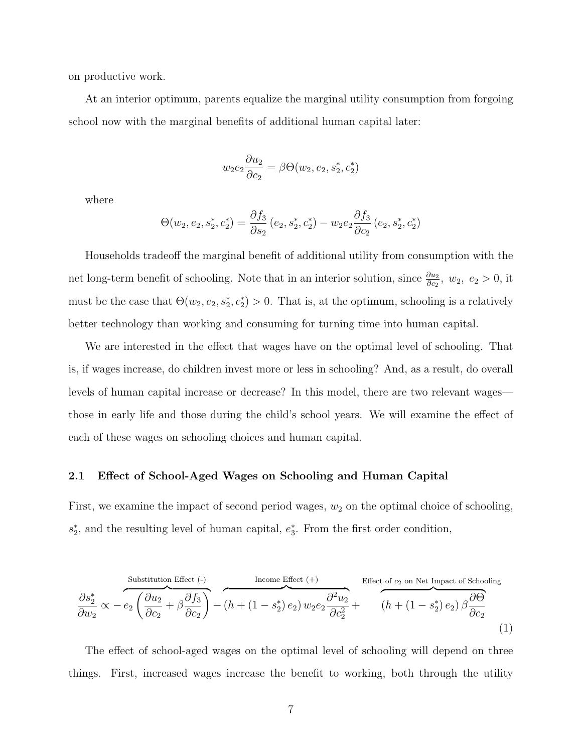on productive work.

At an interior optimum, parents equalize the marginal utility consumption from forgoing school now with the marginal benefits of additional human capital later:

$$w_2 e_2 \frac{\partial u_2}{\partial c_2} = \beta \Theta(w_2, e_2, s_2^*, c_2^*)$$

where

$$\Theta(w_2, e_2, s_2^*, c_2^*) = \frac{\partial f_3}{\partial s_2}\left(e_2, s_2^*, c_2^*\right) - w_2 e_2 \frac{\partial f_3}{\partial c_2}\left(e_2, s_2^*, c_2^*\right)$$

Households tradeoff the marginal benefit of additional utility from consumption with the net long-term benefit of schooling. Note that in an interior solution, since $\frac{\partial u_2}{\partial c_2},\ w_2,\ e_2 > 0$, it must be the case that $\Theta(w_2, e_2, s_2^*, c_2^*) > 0$. That is, at the optimum, schooling is a relatively better technology than working and consuming for turning time into human capital.

We are interested in the effect that wages have on the optimal level of schooling. That is, if wages increase, do children invest more or less in schooling? And, as a result, do overall levels of human capital increase or decrease? In this model, there are two relevant wages—those in early life and those during the child's school years. We will examine the effect of each of these wages on schooling choices and human capital.

## 2.1 Effect of School-Aged Wages on Schooling and Human Capital

First, we examine the impact of second period wages, $w_2$ on the optimal choice of schooling, $s_2^*$, and the resulting level of human capital, $e_3^*$. From the first order condition,

$$\frac{\partial s_2^*}{\partial w_2} \propto \overbrace{-e_2\left(\frac{\partial u_2}{\partial c_2} + \beta \frac{\partial f_3}{\partial c_2}\right)}^{\text{Substitution Effect (-)}} \overbrace{- \left(h + (1 - s_2^*)\, e_2\right) w_2 e_2 \frac{\partial^2 u_2}{\partial c_2^2}}^{\text{Income Effect (+)}} + \overbrace{\left(h + (1 - s_2^*)\, e_2\right) \beta \frac{\partial \Theta}{\partial c_2}}^{\text{Effect of } c_2 \text{ on Net Impact of Schooling}} \tag{1}$$

The effect of school-aged wages on the optimal level of schooling will depend on three things. First, increased wages increase the benefit to working, both through the utility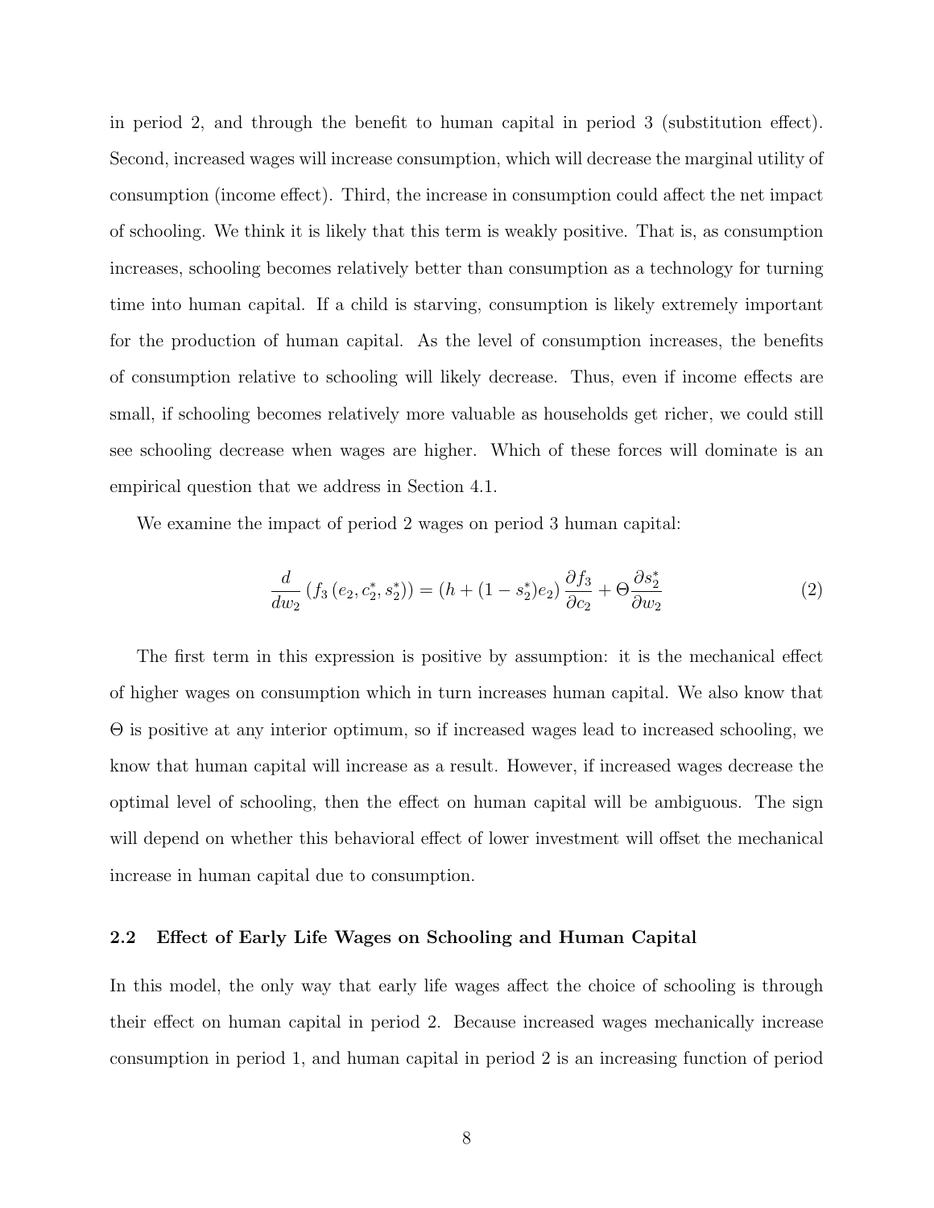in period 2, and through the benefit to human capital in period 3 (substitution effect). Second, increased wages will increase consumption, which will decrease the marginal utility of consumption (income effect). Third, the increase in consumption could affect the net impact of schooling. We think it is likely that this term is weakly positive. That is, as consumption increases, schooling becomes relatively better than consumption as a technology for turning time into human capital. If a child is starving, consumption is likely extremely important for the production of human capital. As the level of consumption increases, the benefits of consumption relative to schooling will likely decrease. Thus, even if income effects are small, if schooling becomes relatively more valuable as households get richer, we could still see schooling decrease when wages are higher. Which of these forces will dominate is an empirical question that we address in Section 4.1.

We examine the impact of period 2 wages on period 3 human capital:

$$\frac{d}{dw_2}\left(f_3\left(e_2, c_2^*, s_2^*\right)\right) = \left(h + (1 - s_2^*)e_2\right)\frac{\partial f_3}{\partial c_2} + \Theta \frac{\partial s_2^*}{\partial w_2} \tag{2}$$

The first term in this expression is positive by assumption: it is the mechanical effect of higher wages on consumption which in turn increases human capital. We also know that $\Theta$ is positive at any interior optimum, so if increased wages lead to increased schooling, we know that human capital will increase as a result. However, if increased wages decrease the optimal level of schooling, then the effect on human capital will be ambiguous. The sign will depend on whether this behavioral effect of lower investment will offset the mechanical increase in human capital due to consumption.

### 2.2 Effect of Early Life Wages on Schooling and Human Capital

In this model, the only way that early life wages affect the choice of schooling is through their effect on human capital in period 2. Because increased wages mechanically increase consumption in period 1, and human capital in period 2 is an increasing function of period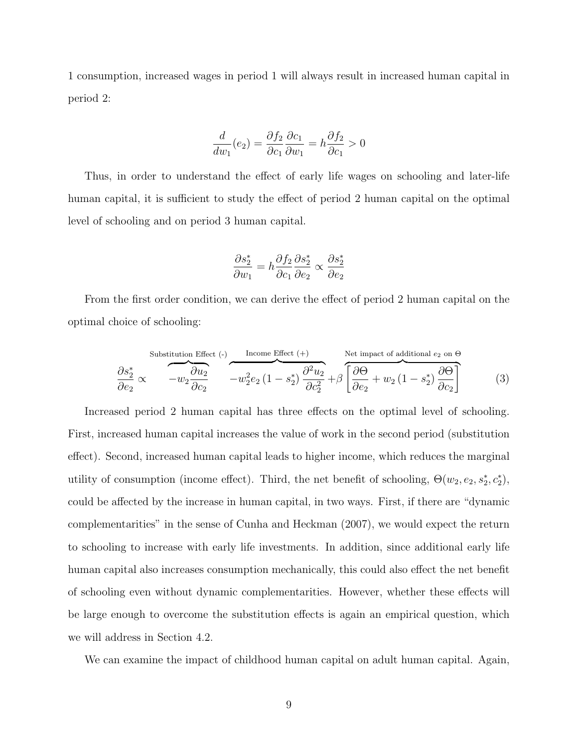1 consumption, increased wages in period 1 will always result in increased human capital in period 2:

$$\frac{d}{dw_1}(e_2) = \frac{\partial f_2}{\partial c_1}\frac{\partial c_1}{\partial w_1} = h\frac{\partial f_2}{\partial c_1} > 0$$

Thus, in order to understand the effect of early life wages on schooling and later-life human capital, it is sufficient to study the effect of period 2 human capital on the optimal level of schooling and on period 3 human capital.

$$\frac{\partial s_2^*}{\partial w_1} = h\frac{\partial f_2}{\partial c_1}\frac{\partial s_2^*}{\partial e_2} \propto \frac{\partial s_2^*}{\partial e_2}$$

From the first order condition, we can derive the effect of period 2 human capital on the optimal choice of schooling:

$$\frac{\partial s_2^*}{\partial e_2} \propto \overbrace{-w_2\frac{\partial u_2}{\partial c_2}}^{\text{Substitution Effect (-)}} \overbrace{-w_2^2 e_2 \left(1 - s_2^*\right)\frac{\partial^2 u_2}{\partial c_2^2}}^{\text{Income Effect (+)}} + \beta\overbrace{\left[\frac{\partial \Theta}{\partial e_2} + w_2\left(1 - s_2^*\right)\frac{\partial \Theta}{\partial c_2}\right]}^{\text{Net impact of additional } e_2 \text{ on } \Theta} \tag{3}$$

Increased period 2 human capital has three effects on the optimal level of schooling. First, increased human capital increases the value of work in the second period (substitution effect). Second, increased human capital leads to higher income, which reduces the marginal utility of consumption (income effect). Third, the net benefit of schooling, $\Theta(w_2, e_2, s_2^*, c_2^*)$, could be affected by the increase in human capital, in two ways. First, if there are "dynamic complementarities" in the sense of Cunha and Heckman (2007), we would expect the return to schooling to increase with early life investments. In addition, since additional early life human capital also increases consumption mechanically, this could also effect the net benefit of schooling even without dynamic complementarities. However, whether these effects will be large enough to overcome the substitution effects is again an empirical question, which we will address in Section 4.2.

We can examine the impact of childhood human capital on adult human capital. Again,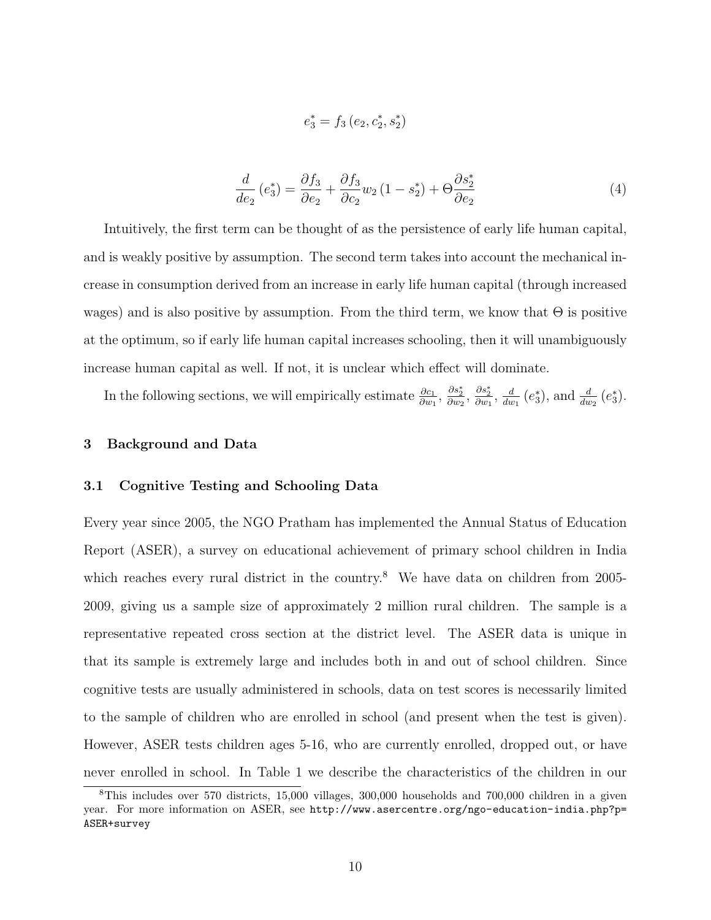$$e_3^* = f_3 \left(e_2, c_2^*, s_2^*\right)$$

$$\frac{d}{de_2} \left(e_3^*\right) = \frac{\partial f_3}{\partial e_2} + \frac{\partial f_3}{\partial c_2} w_2 \left(1 - s_2^*\right) + \Theta \frac{\partial s_2^*}{\partial e_2} \tag{4}$$

Intuitively, the first term can be thought of as the persistence of early life human capital, and is weakly positive by assumption. The second term takes into account the mechanical increase in consumption derived from an increase in early life human capital (through increased wages) and is also positive by assumption. From the third term, we know that $\Theta$ is positive at the optimum, so if early life human capital increases schooling, then it will unambiguously increase human capital as well. If not, it is unclear which effect will dominate.

In the following sections, we will empirically estimate $\frac{\partial c_1}{\partial w_1}$, $\frac{\partial s_2^*}{\partial w_2}$, $\frac{\partial s_2^*}{\partial w_1}$, $\frac{d}{dw_1}\left(e_3^*\right)$, and $\frac{d}{dw_2}\left(e_3^*\right)$.

## 3 Background and Data

### 3.1 Cognitive Testing and Schooling Data

Every year since 2005, the NGO Pratham has implemented the Annual Status of Education Report (ASER), a survey on educational achievement of primary school children in India which reaches every rural district in the country.[8] We have data on children from 2005-2009, giving us a sample size of approximately 2 million rural children. The sample is a representative repeated cross section at the district level. The ASER data is unique in that its sample is extremely large and includes both in and out of school children. Since cognitive tests are usually administered in schools, data on test scores is necessarily limited to the sample of children who are enrolled in school (and present when the test is given). However, ASER tests children ages 5-16, who are currently enrolled, dropped out, or have never enrolled in school. In Table 1 we describe the characteristics of the children in our

[8] This includes over 570 districts, 15,000 villages, 300,000 households and 700,000 children in a given year. For more information on ASER, see http://www.asercentre.org/ngo-education-india.php?p=ASER+survey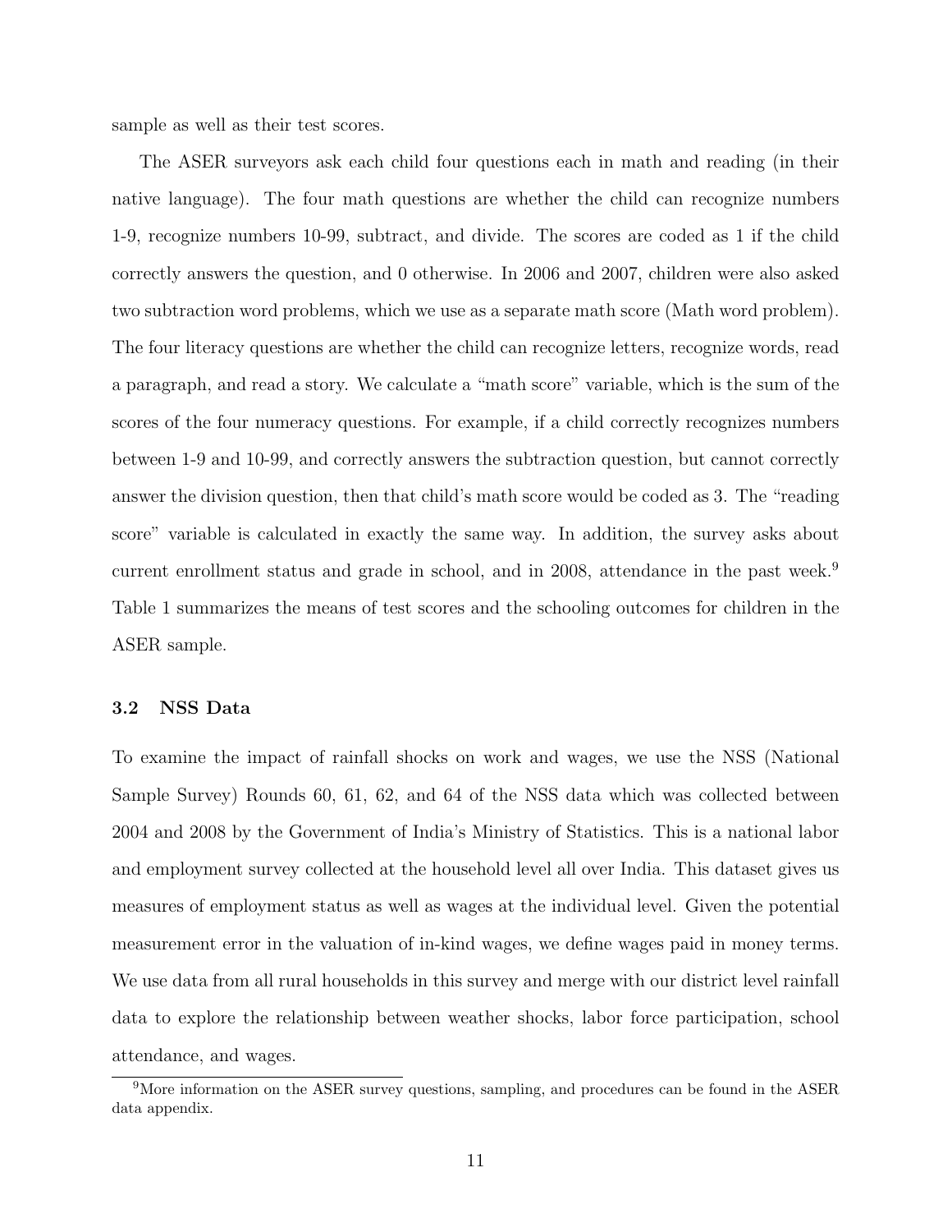sample as well as their test scores.

The ASER surveyors ask each child four questions each in math and reading (in their native language). The four math questions are whether the child can recognize numbers 1-9, recognize numbers 10-99, subtract, and divide. The scores are coded as 1 if the child correctly answers the question, and 0 otherwise. In 2006 and 2007, children were also asked two subtraction word problems, which we use as a separate math score (Math word problem). The four literacy questions are whether the child can recognize letters, recognize words, read a paragraph, and read a story. We calculate a "math score" variable, which is the sum of the scores of the four numeracy questions. For example, if a child correctly recognizes numbers between 1-9 and 10-99, and correctly answers the subtraction question, but cannot correctly answer the division question, then that child's math score would be coded as 3. The "reading score" variable is calculated in exactly the same way. In addition, the survey asks about current enrollment status and grade in school, and in 2008, attendance in the past week.[9] Table 1 summarizes the means of test scores and the schooling outcomes for children in the ASER sample.

### 3.2 NSS Data

To examine the impact of rainfall shocks on work and wages, we use the NSS (National Sample Survey) Rounds 60, 61, 62, and 64 of the NSS data which was collected between 2004 and 2008 by the Government of India's Ministry of Statistics. This is a national labor and employment survey collected at the household level all over India. This dataset gives us measures of employment status as well as wages at the individual level. Given the potential measurement error in the valuation of in-kind wages, we define wages paid in money terms. We use data from all rural households in this survey and merge with our district level rainfall data to explore the relationship between weather shocks, labor force participation, school attendance, and wages.

[9] More information on the ASER survey questions, sampling, and procedures can be found in the ASER data appendix.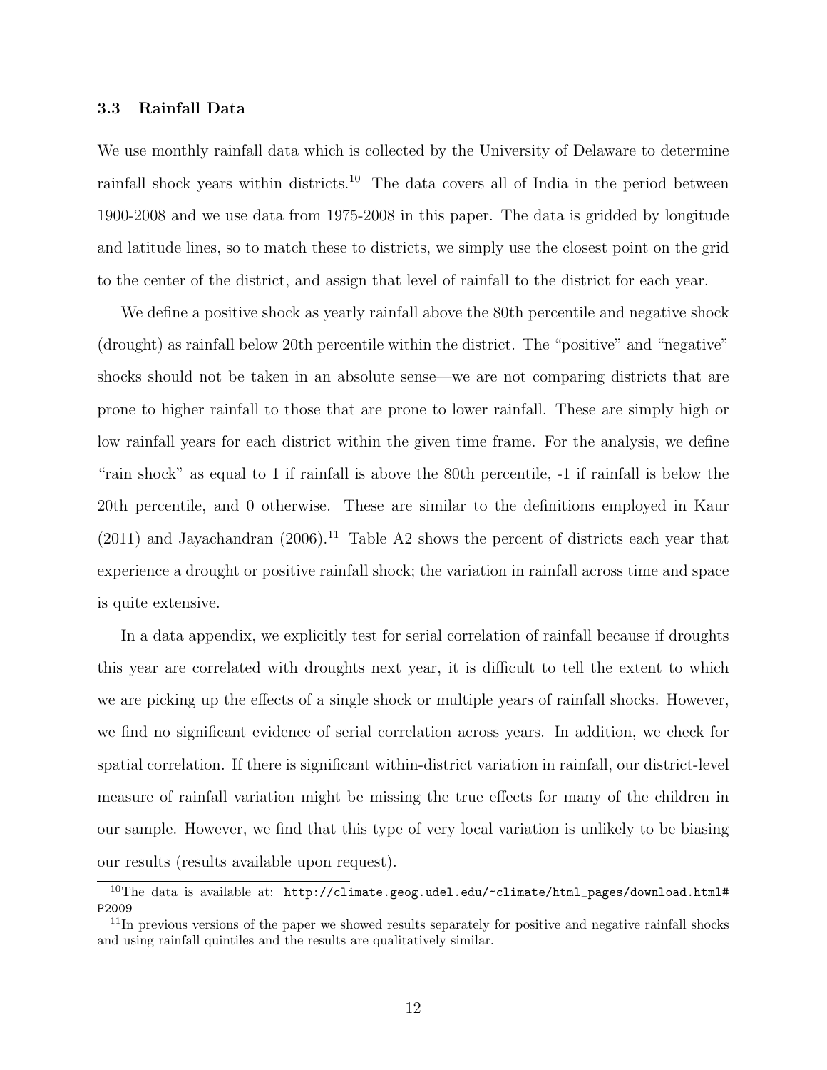### 3.3 Rainfall Data

We use monthly rainfall data which is collected by the University of Delaware to determine rainfall shock years within districts.[10] The data covers all of India in the period between 1900-2008 and we use data from 1975-2008 in this paper. The data is gridded by longitude and latitude lines, so to match these to districts, we simply use the closest point on the grid to the center of the district, and assign that level of rainfall to the district for each year.

We define a positive shock as yearly rainfall above the 80th percentile and negative shock (drought) as rainfall below 20th percentile within the district. The "positive" and "negative" shocks should not be taken in an absolute sense—we are not comparing districts that are prone to higher rainfall to those that are prone to lower rainfall. These are simply high or low rainfall years for each district within the given time frame. For the analysis, we define "rain shock" as equal to 1 if rainfall is above the 80th percentile, -1 if rainfall is below the 20th percentile, and 0 otherwise. These are similar to the definitions employed in Kaur (2011) and Jayachandran (2006).[11] Table A2 shows the percent of districts each year that experience a drought or positive rainfall shock; the variation in rainfall across time and space is quite extensive.

In a data appendix, we explicitly test for serial correlation of rainfall because if droughts this year are correlated with droughts next year, it is difficult to tell the extent to which we are picking up the effects of a single shock or multiple years of rainfall shocks. However, we find no significant evidence of serial correlation across years. In addition, we check for spatial correlation. If there is significant within-district variation in rainfall, our district-level measure of rainfall variation might be missing the true effects for many of the children in our sample. However, we find that this type of very local variation is unlikely to be biasing our results (results available upon request).

[10] The data is available at: http://climate.geog.udel.edu/~climate/html_pages/download.html#P2009

[11] In previous versions of the paper we showed results separately for positive and negative rainfall shocks and using rainfall quintiles and the results are qualitatively similar.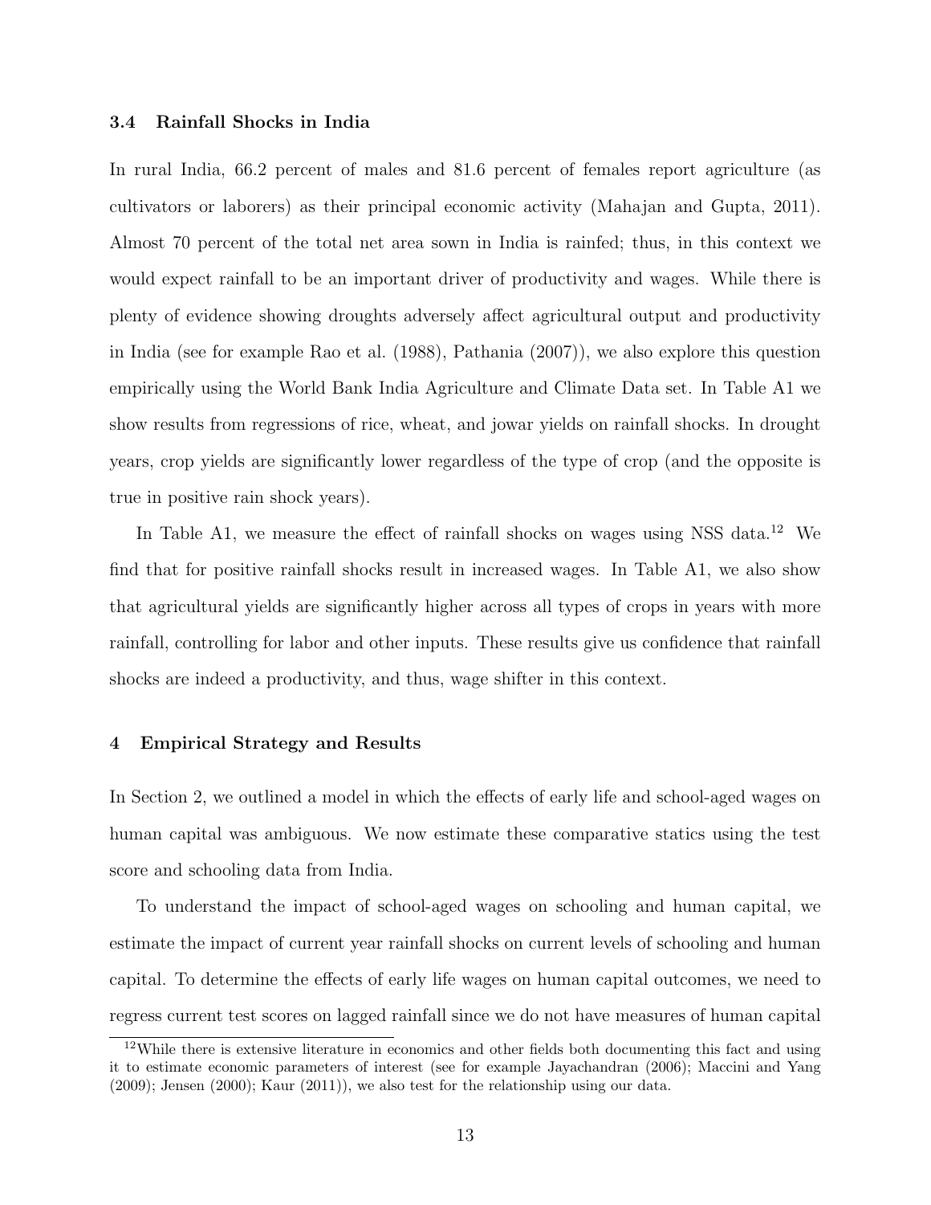### 3.4 Rainfall Shocks in India

In rural India, 66.2 percent of males and 81.6 percent of females report agriculture (as cultivators or laborers) as their principal economic activity (Mahajan and Gupta, 2011). Almost 70 percent of the total net area sown in India is rainfed; thus, in this context we would expect rainfall to be an important driver of productivity and wages. While there is plenty of evidence showing droughts adversely affect agricultural output and productivity in India (see for example Rao et al. (1988), Pathania (2007)), we also explore this question empirically using the World Bank India Agriculture and Climate Data set. In Table A1 we show results from regressions of rice, wheat, and jowar yields on rainfall shocks. In drought years, crop yields are significantly lower regardless of the type of crop (and the opposite is true in positive rain shock years).

In Table A1, we measure the effect of rainfall shocks on wages using NSS data.[12] We find that for positive rainfall shocks result in increased wages. In Table A1, we also show that agricultural yields are significantly higher across all types of crops in years with more rainfall, controlling for labor and other inputs. These results give us confidence that rainfall shocks are indeed a productivity, and thus, wage shifter in this context.

## 4 Empirical Strategy and Results

In Section 2, we outlined a model in which the effects of early life and school-aged wages on human capital was ambiguous. We now estimate these comparative statics using the test score and schooling data from India.

To understand the impact of school-aged wages on schooling and human capital, we estimate the impact of current year rainfall shocks on current levels of schooling and human capital. To determine the effects of early life wages on human capital outcomes, we need to regress current test scores on lagged rainfall since we do not have measures of human capital

[12] While there is extensive literature in economics and other fields both documenting this fact and using it to estimate economic parameters of interest (see for example Jayachandran (2006); Maccini and Yang (2009); Jensen (2000); Kaur (2011)), we also test for the relationship using our data.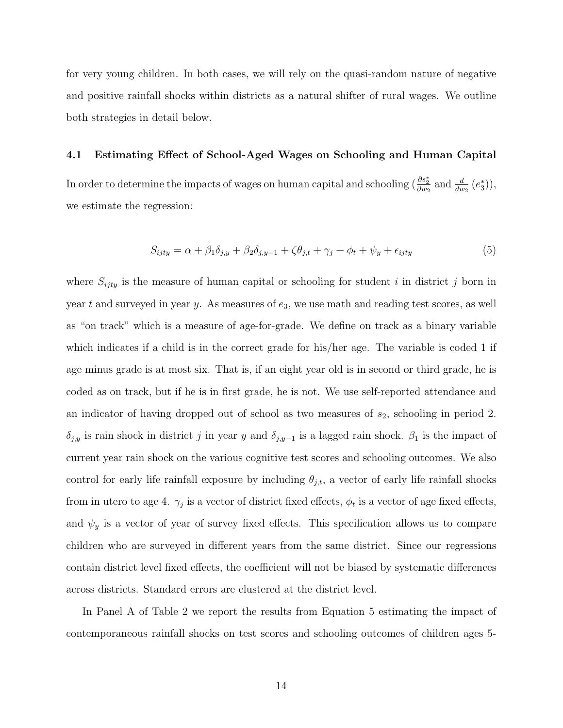for very young children. In both cases, we will rely on the quasi-random nature of negative and positive rainfall shocks within districts as a natural shifter of rural wages. We outline both strategies in detail below.

### 4.1 Estimating Effect of School-Aged Wages on Schooling and Human Capital

In order to determine the impacts of wages on human capital and schooling ($\frac{\partial s_2^*}{\partial w_2}$ and $\frac{d}{dw_2}(e_3^*)$), we estimate the regression:

$$S_{ijty} = \alpha + \beta_1 \delta_{j,y} + \beta_2 \delta_{j,y-1} + \zeta \theta_{j,t} + \gamma_j + \phi_t + \psi_y + \epsilon_{ijty} \tag{5}$$

where $S_{ijty}$ is the measure of human capital or schooling for student $i$ in district $j$ born in year $t$ and surveyed in year $y$. As measures of $e_3$, we use math and reading test scores, as well as "on track" which is a measure of age-for-grade. We define on track as a binary variable which indicates if a child is in the correct grade for his/her age. The variable is coded 1 if age minus grade is at most six. That is, if an eight year old is in second or third grade, he is coded as on track, but if he is in first grade, he is not. We use self-reported attendance and an indicator of having dropped out of school as two measures of $s_2$, schooling in period 2. $\delta_{j,y}$ is rain shock in district $j$ in year $y$ and $\delta_{j,y-1}$ is a lagged rain shock. $\beta_1$ is the impact of current year rain shock on the various cognitive test scores and schooling outcomes. We also control for early life rainfall exposure by including $\theta_{j,t}$, a vector of early life rainfall shocks from in utero to age 4. $\gamma_j$ is a vector of district fixed effects, $\phi_t$ is a vector of age fixed effects, and $\psi_y$ is a vector of year of survey fixed effects. This specification allows us to compare children who are surveyed in different years from the same district. Since our regressions contain district level fixed effects, the coefficient will not be biased by systematic differences across districts. Standard errors are clustered at the district level.

In Panel A of Table 2 we report the results from Equation 5 estimating the impact of contemporaneous rainfall shocks on test scores and schooling outcomes of children ages 5-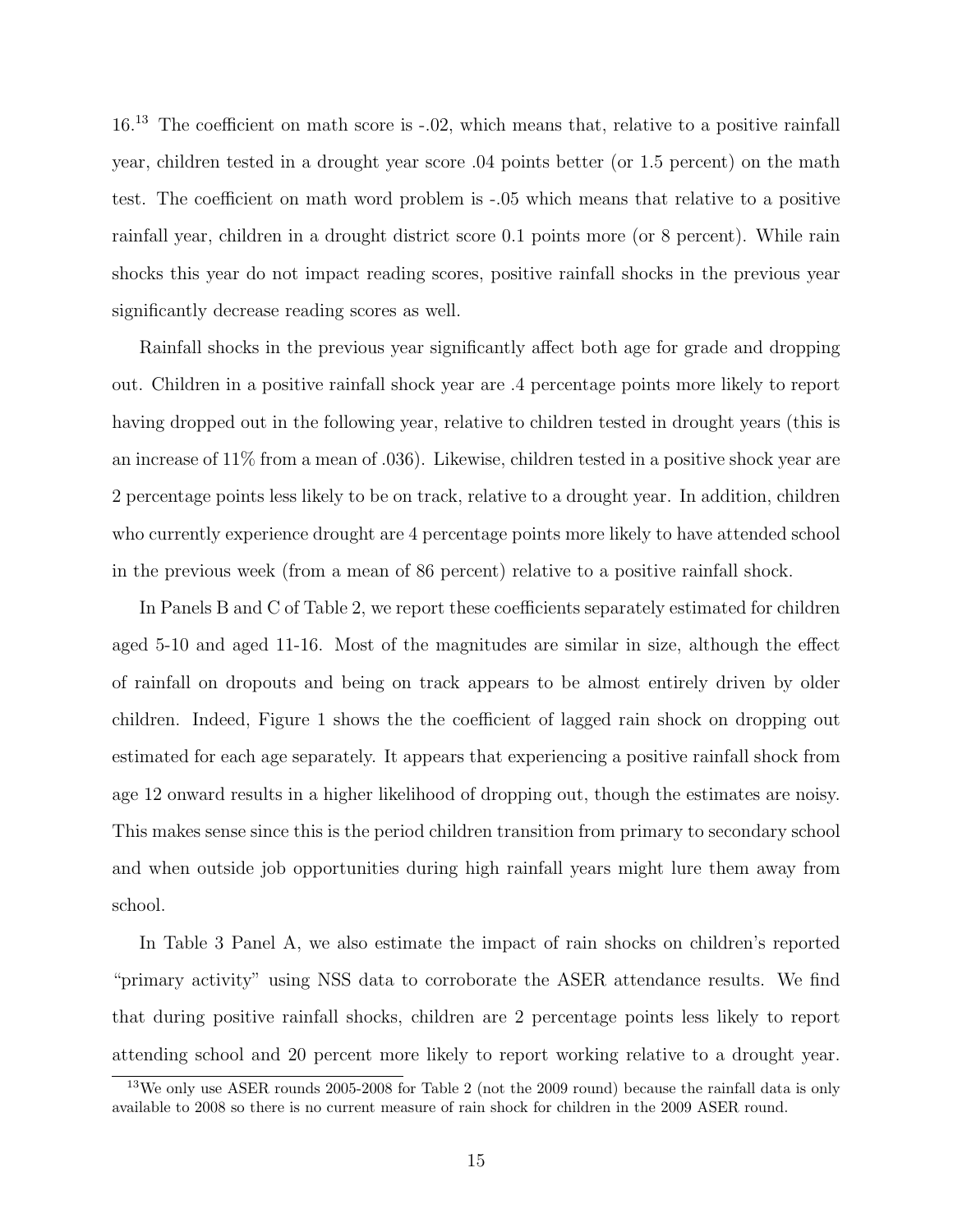16.[13] The coefficient on math score is -.02, which means that, relative to a positive rainfall year, children tested in a drought year score .04 points better (or 1.5 percent) on the math test. The coefficient on math word problem is -.05 which means that relative to a positive rainfall year, children in a drought district score 0.1 points more (or 8 percent). While rain shocks this year do not impact reading scores, positive rainfall shocks in the previous year significantly decrease reading scores as well.

Rainfall shocks in the previous year significantly affect both age for grade and dropping out. Children in a positive rainfall shock year are .4 percentage points more likely to report having dropped out in the following year, relative to children tested in drought years (this is an increase of 11% from a mean of .036). Likewise, children tested in a positive shock year are 2 percentage points less likely to be on track, relative to a drought year. In addition, children who currently experience drought are 4 percentage points more likely to have attended school in the previous week (from a mean of 86 percent) relative to a positive rainfall shock.

In Panels B and C of Table 2, we report these coefficients separately estimated for children aged 5-10 and aged 11-16. Most of the magnitudes are similar in size, although the effect of rainfall on dropouts and being on track appears to be almost entirely driven by older children. Indeed, Figure 1 shows the the coefficient of lagged rain shock on dropping out estimated for each age separately. It appears that experiencing a positive rainfall shock from age 12 onward results in a higher likelihood of dropping out, though the estimates are noisy. This makes sense since this is the period children transition from primary to secondary school and when outside job opportunities during high rainfall years might lure them away from school.

In Table 3 Panel A, we also estimate the impact of rain shocks on children's reported "primary activity" using NSS data to corroborate the ASER attendance results. We find that during positive rainfall shocks, children are 2 percentage points less likely to report attending school and 20 percent more likely to report working relative to a drought year.

[13] We only use ASER rounds 2005-2008 for Table 2 (not the 2009 round) because the rainfall data is only available to 2008 so there is no current measure of rain shock for children in the 2009 ASER round.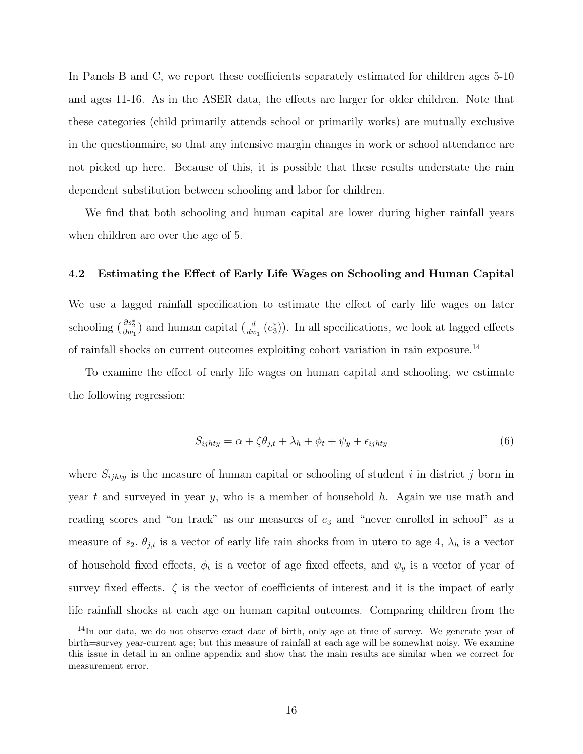In Panels B and C, we report these coefficients separately estimated for children ages 5-10 and ages 11-16. As in the ASER data, the effects are larger for older children. Note that these categories (child primarily attends school or primarily works) are mutually exclusive in the questionnaire, so that any intensive margin changes in work or school attendance are not picked up here. Because of this, it is possible that these results understate the rain dependent substitution between schooling and labor for children.

We find that both schooling and human capital are lower during higher rainfall years when children are over the age of 5.

### 4.2 Estimating the Effect of Early Life Wages on Schooling and Human Capital

We use a lagged rainfall specification to estimate the effect of early life wages on later schooling ($\frac{\partial s_2^*}{\partial w_1}$) and human capital ($\frac{d}{dw_1}(e_3^*)$). In all specifications, we look at lagged effects of rainfall shocks on current outcomes exploiting cohort variation in rain exposure.[14]

To examine the effect of early life wages on human capital and schooling, we estimate the following regression:

$$S_{ijhty} = \alpha + \zeta\theta_{j,t} + \lambda_h + \phi_t + \psi_y + \epsilon_{ijhty} \tag{6}$$

where $S_{ijhty}$ is the measure of human capital or schooling of student $i$ in district $j$ born in year $t$ and surveyed in year $y$, who is a member of household $h$. Again we use math and reading scores and "on track" as our measures of $e_3$ and "never enrolled in school" as a measure of $s_2$. $\theta_{j,t}$ is a vector of early life rain shocks from in utero to age 4, $\lambda_h$ is a vector of household fixed effects, $\phi_t$ is a vector of age fixed effects, and $\psi_y$ is a vector of year of survey fixed effects. $\zeta$ is the vector of coefficients of interest and it is the impact of early life rainfall shocks at each age on human capital outcomes. Comparing children from the

[14] In our data, we do not observe exact date of birth, only age at time of survey. We generate year of birth=survey year-current age; but this measure of rainfall at each age will be somewhat noisy. We examine this issue in detail in an online appendix and show that the main results are similar when we correct for measurement error.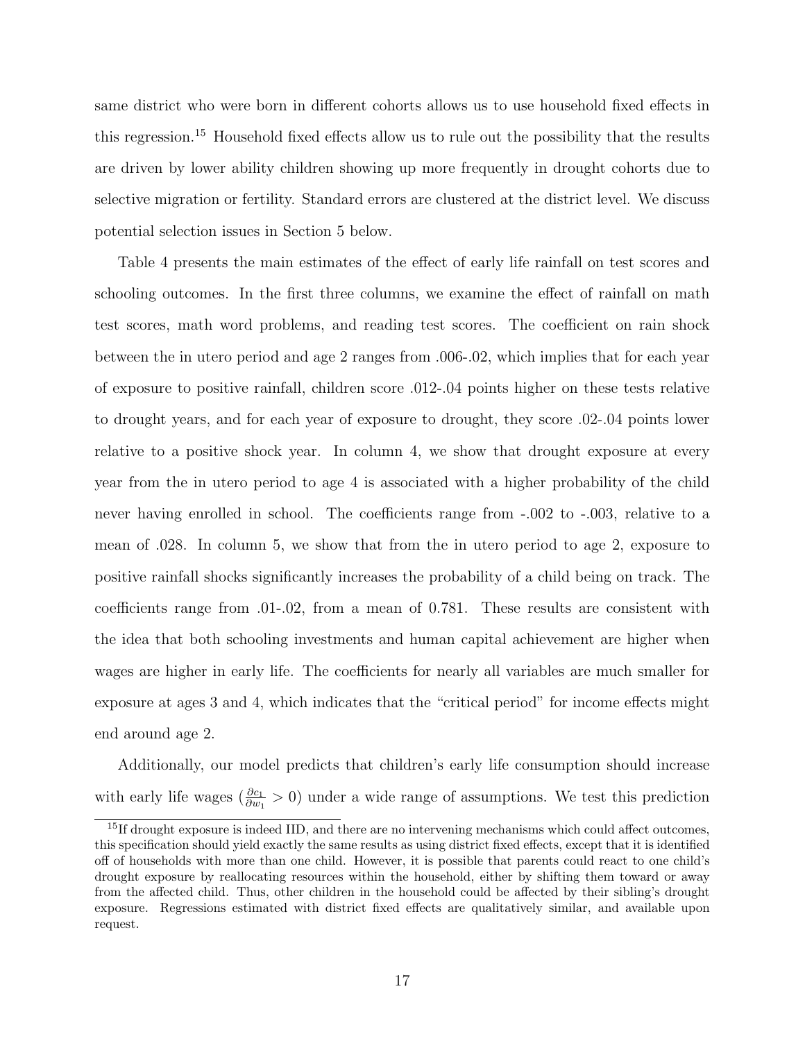same district who were born in different cohorts allows us to use household fixed effects in this regression.[15] Household fixed effects allow us to rule out the possibility that the results are driven by lower ability children showing up more frequently in drought cohorts due to selective migration or fertility. Standard errors are clustered at the district level. We discuss potential selection issues in Section 5 below.

Table 4 presents the main estimates of the effect of early life rainfall on test scores and schooling outcomes. In the first three columns, we examine the effect of rainfall on math test scores, math word problems, and reading test scores. The coefficient on rain shock between the in utero period and age 2 ranges from .006-.02, which implies that for each year of exposure to positive rainfall, children score .012-.04 points higher on these tests relative to drought years, and for each year of exposure to drought, they score .02-.04 points lower relative to a positive shock year. In column 4, we show that drought exposure at every year from the in utero period to age 4 is associated with a higher probability of the child never having enrolled in school. The coefficients range from -.002 to -.003, relative to a mean of .028. In column 5, we show that from the in utero period to age 2, exposure to positive rainfall shocks significantly increases the probability of a child being on track. The coefficients range from .01-.02, from a mean of 0.781. These results are consistent with the idea that both schooling investments and human capital achievement are higher when wages are higher in early life. The coefficients for nearly all variables are much smaller for exposure at ages 3 and 4, which indicates that the "critical period" for income effects might end around age 2.

Additionally, our model predicts that children's early life consumption should increase with early life wages ($\frac{\partial c_1}{\partial w_1} > 0$) under a wide range of assumptions. We test this prediction

[15] If drought exposure is indeed IID, and there are no intervening mechanisms which could affect outcomes, this specification should yield exactly the same results as using district fixed effects, except that it is identified off of households with more than one child. However, it is possible that parents could react to one child's drought exposure by reallocating resources within the household, either by shifting them toward or away from the affected child. Thus, other children in the household could be affected by their sibling's drought exposure. Regressions estimated with district fixed effects are qualitatively similar, and available upon request.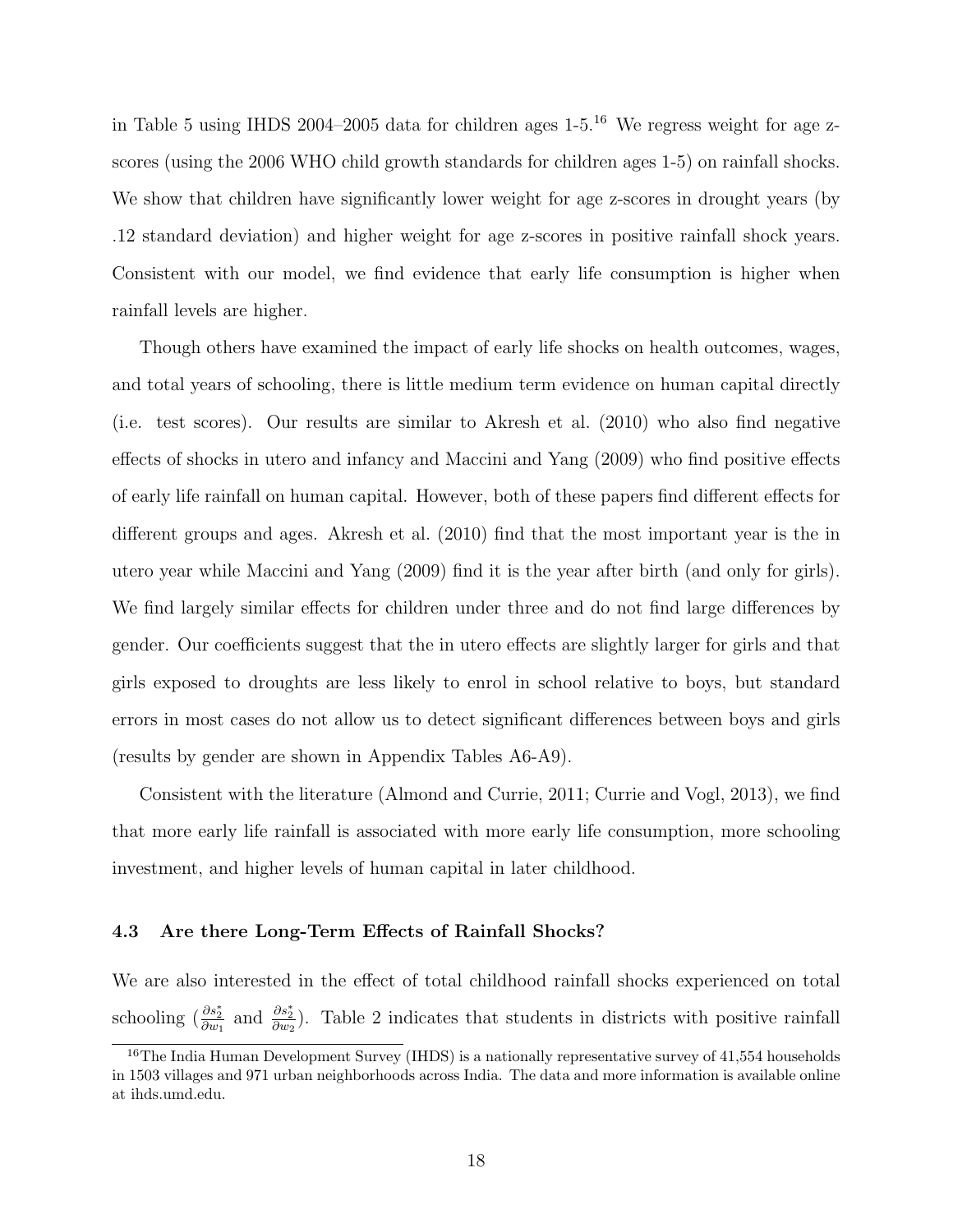in Table 5 using IHDS 2004–2005 data for children ages 1-5.[16] We regress weight for age z-scores (using the 2006 WHO child growth standards for children ages 1-5) on rainfall shocks. We show that children have significantly lower weight for age z-scores in drought years (by .12 standard deviation) and higher weight for age z-scores in positive rainfall shock years. Consistent with our model, we find evidence that early life consumption is higher when rainfall levels are higher.

Though others have examined the impact of early life shocks on health outcomes, wages, and total years of schooling, there is little medium term evidence on human capital directly (i.e. test scores). Our results are similar to Akresh et al. (2010) who also find negative effects of shocks in utero and infancy and Maccini and Yang (2009) who find positive effects of early life rainfall on human capital. However, both of these papers find different effects for different groups and ages. Akresh et al. (2010) find that the most important year is the in utero year while Maccini and Yang (2009) find it is the year after birth (and only for girls). We find largely similar effects for children under three and do not find large differences by gender. Our coefficients suggest that the in utero effects are slightly larger for girls and that girls exposed to droughts are less likely to enrol in school relative to boys, but standard errors in most cases do not allow us to detect significant differences between boys and girls (results by gender are shown in Appendix Tables A6-A9).

Consistent with the literature (Almond and Currie, 2011; Currie and Vogl, 2013), we find that more early life rainfall is associated with more early life consumption, more schooling investment, and higher levels of human capital in later childhood.

### 4.3 Are there Long-Term Effects of Rainfall Shocks?

We are also interested in the effect of total childhood rainfall shocks experienced on total schooling ($\frac{\partial s_2^*}{\partial w_1}$ and $\frac{\partial s_2^*}{\partial w_2}$). Table 2 indicates that students in districts with positive rainfall

[16] The India Human Development Survey (IHDS) is a nationally representative survey of 41,554 households in 1503 villages and 971 urban neighborhoods across India. The data and more information is available online at ihds.umd.edu.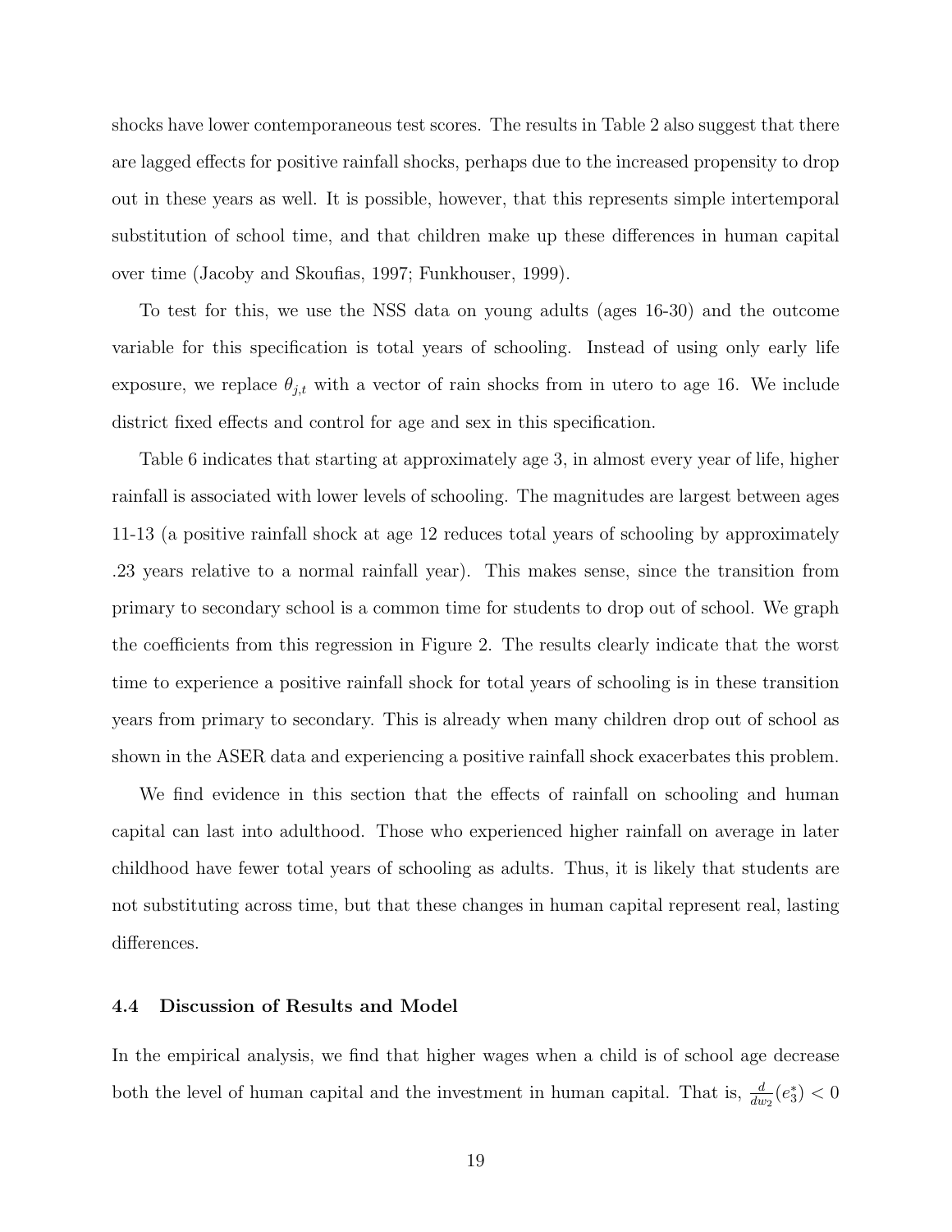shocks have lower contemporaneous test scores. The results in Table 2 also suggest that there are lagged effects for positive rainfall shocks, perhaps due to the increased propensity to drop out in these years as well. It is possible, however, that this represents simple intertemporal substitution of school time, and that children make up these differences in human capital over time (Jacoby and Skoufias, 1997; Funkhouser, 1999).

To test for this, we use the NSS data on young adults (ages 16-30) and the outcome variable for this specification is total years of schooling. Instead of using only early life exposure, we replace $\theta_{j,t}$ with a vector of rain shocks from in utero to age 16. We include district fixed effects and control for age and sex in this specification.

Table 6 indicates that starting at approximately age 3, in almost every year of life, higher rainfall is associated with lower levels of schooling. The magnitudes are largest between ages 11-13 (a positive rainfall shock at age 12 reduces total years of schooling by approximately .23 years relative to a normal rainfall year). This makes sense, since the transition from primary to secondary school is a common time for students to drop out of school. We graph the coefficients from this regression in Figure 2. The results clearly indicate that the worst time to experience a positive rainfall shock for total years of schooling is in these transition years from primary to secondary. This is already when many children drop out of school as shown in the ASER data and experiencing a positive rainfall shock exacerbates this problem.

We find evidence in this section that the effects of rainfall on schooling and human capital can last into adulthood. Those who experienced higher rainfall on average in later childhood have fewer total years of schooling as adults. Thus, it is likely that students are not substituting across time, but that these changes in human capital represent real, lasting differences.

### 4.4 Discussion of Results and Model

In the empirical analysis, we find that higher wages when a child is of school age decrease both the level of human capital and the investment in human capital. That is, $\frac{d}{dw_2}(e_3^*) < 0$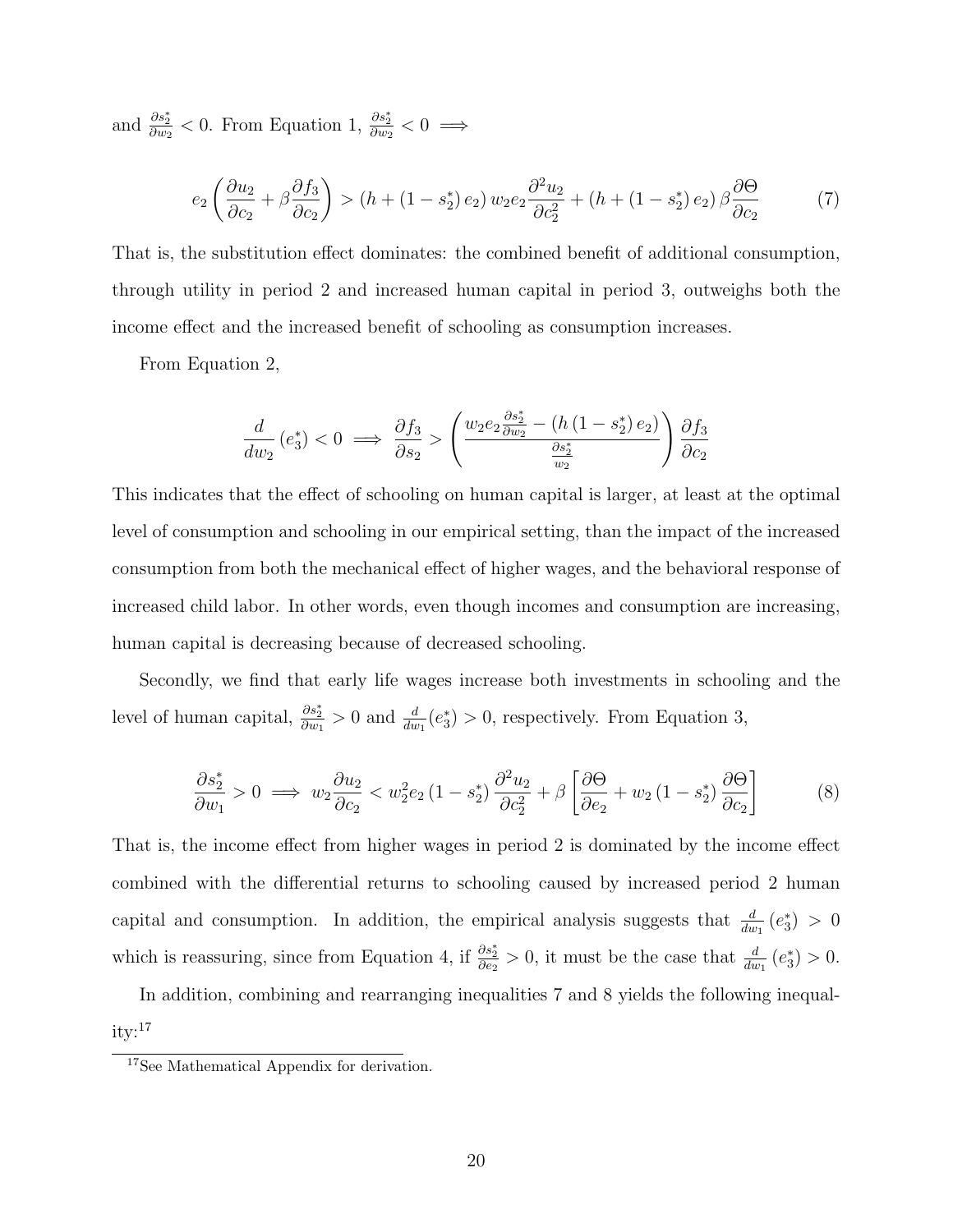and $\frac{\partial s_2^*}{\partial w_2} < 0$. From Equation 1, $\frac{\partial s_2^*}{\partial w_2} < 0 \implies$

$$e_2 \left( \frac{\partial u_2}{\partial c_2} + \beta \frac{\partial f_3}{\partial c_2} \right) > \left( h + \left(1 - s_2^*\right) e_2 \right) w_2 e_2 \frac{\partial^2 u_2}{\partial c_2^2} + \left( h + \left(1 - s_2^*\right) e_2 \right) \beta \frac{\partial \Theta}{\partial c_2} \tag{7}$$

That is, the substitution effect dominates: the combined benefit of additional consumption, through utility in period 2 and increased human capital in period 3, outweighs both the income effect and the increased benefit of schooling as consumption increases.

From Equation 2,

$$\frac{d}{dw_2} \left(e_3^*\right) < 0 \implies \frac{\partial f_3}{\partial s_2} > \left( \frac{w_2 e_2 \frac{\partial s_2^*}{\partial w_2} - \left(h \left(1 - s_2^*\right) e_2\right)}{\frac{\partial s_2^*}{w_2}} \right) \frac{\partial f_3}{\partial c_2}$$

This indicates that the effect of schooling on human capital is larger, at least at the optimal level of consumption and schooling in our empirical setting, than the impact of the increased consumption from both the mechanical effect of higher wages, and the behavioral response of increased child labor. In other words, even though incomes and consumption are increasing, human capital is decreasing because of decreased schooling.

Secondly, we find that early life wages increase both investments in schooling and the level of human capital, $\frac{\partial s_2^*}{\partial w_1} > 0$ and $\frac{d}{dw_1}(e_3^*) > 0$, respectively. From Equation 3,

$$\frac{\partial s_2^*}{\partial w_1} > 0 \implies w_2 \frac{\partial u_2}{\partial c_2} < w_2^2 e_2 \left(1 - s_2^*\right) \frac{\partial^2 u_2}{\partial c_2^2} + \beta \left[ \frac{\partial \Theta}{\partial e_2} + w_2 \left(1 - s_2^*\right) \frac{\partial \Theta}{\partial c_2} \right] \tag{8}$$

That is, the income effect from higher wages in period 2 is dominated by the income effect combined with the differential returns to schooling caused by increased period 2 human capital and consumption. In addition, the empirical analysis suggests that $\frac{d}{dw_1}\left(e_3^*\right) > 0$ which is reassuring, since from Equation 4, if $\frac{\partial s_2^*}{\partial e_2} > 0$, it must be the case that $\frac{d}{dw_1}\left(e_3^*\right) > 0$.

In addition, combining and rearranging inequalities 7 and 8 yields the following inequality:[17]

[17] See Mathematical Appendix for derivation.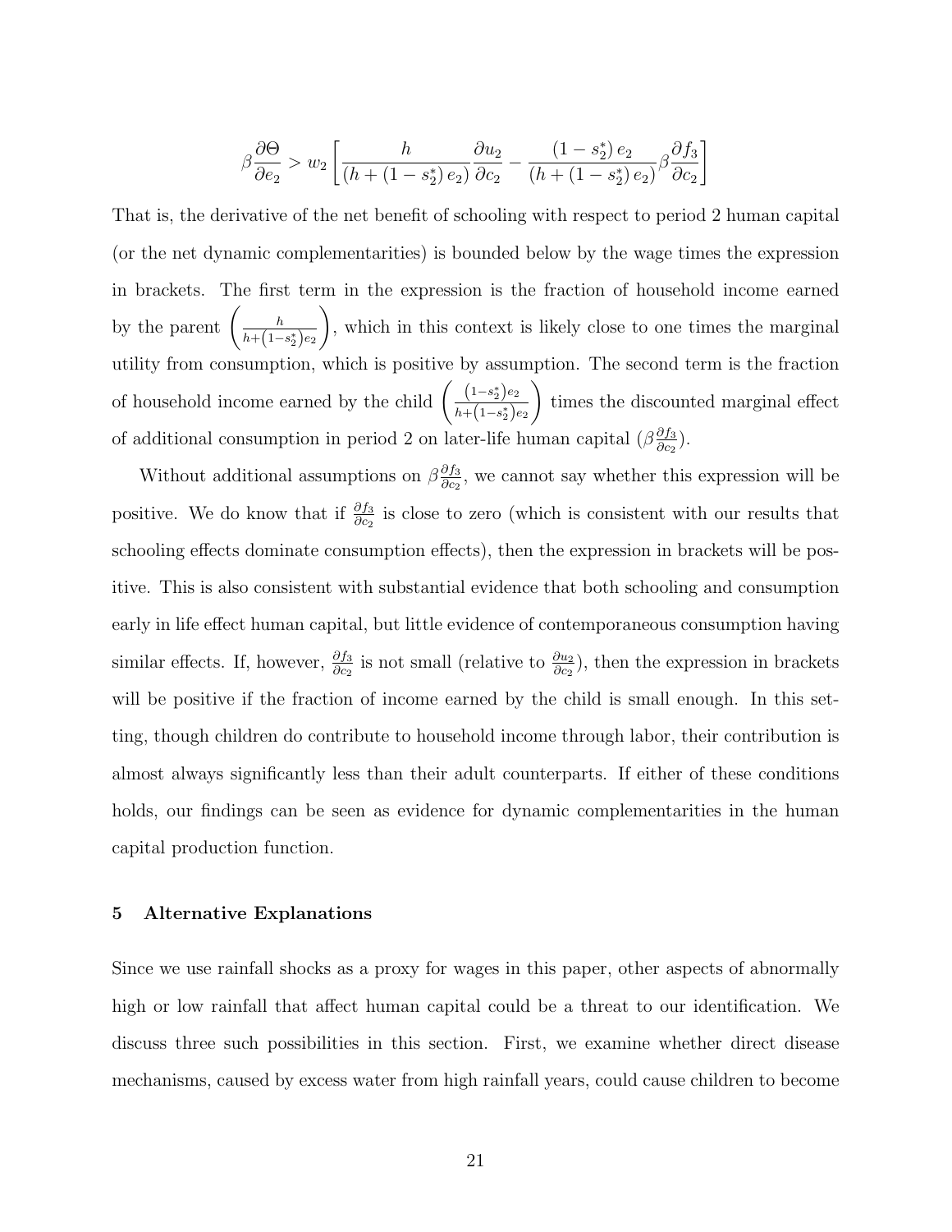$$\beta \frac{\partial \Theta}{\partial e_2} > w_2 \left[ \frac{h}{(h + (1 - s_2^*) e_2)} \frac{\partial u_2}{\partial c_2} - \frac{(1 - s_2^*) e_2}{(h + (1 - s_2^*) e_2)} \beta \frac{\partial f_3}{\partial c_2} \right]$$

That is, the derivative of the net benefit of schooling with respect to period 2 human capital (or the net dynamic complementarities) is bounded below by the wage times the expression in brackets. The first term in the expression is the fraction of household income earned by the parent $\left( \frac{h}{h + (1 - s_2^*) e_2} \right)$, which in this context is likely close to one times the marginal utility from consumption, which is positive by assumption. The second term is the fraction of household income earned by the child $\left( \frac{(1 - s_2^*) e_2}{h + (1 - s_2^*) e_2} \right)$ times the discounted marginal effect of additional consumption in period 2 on later-life human capital ($\beta \frac{\partial f_3}{\partial c_2}$).

Without additional assumptions on $\beta \frac{\partial f_3}{\partial c_2}$, we cannot say whether this expression will be positive. We do know that if $\frac{\partial f_3}{\partial c_2}$ is close to zero (which is consistent with our results that schooling effects dominate consumption effects), then the expression in brackets will be positive. This is also consistent with substantial evidence that both schooling and consumption early in life effect human capital, but little evidence of contemporaneous consumption having similar effects. If, however, $\frac{\partial f_3}{\partial c_2}$ is not small (relative to $\frac{\partial u_2}{\partial c_2}$), then the expression in brackets will be positive if the fraction of income earned by the child is small enough. In this setting, though children do contribute to household income through labor, their contribution is almost always significantly less than their adult counterparts. If either of these conditions holds, our findings can be seen as evidence for dynamic complementarities in the human capital production function.

## 5 Alternative Explanations

Since we use rainfall shocks as a proxy for wages in this paper, other aspects of abnormally high or low rainfall that affect human capital could be a threat to our identification. We discuss three such possibilities in this section. First, we examine whether direct disease mechanisms, caused by excess water from high rainfall years, could cause children to become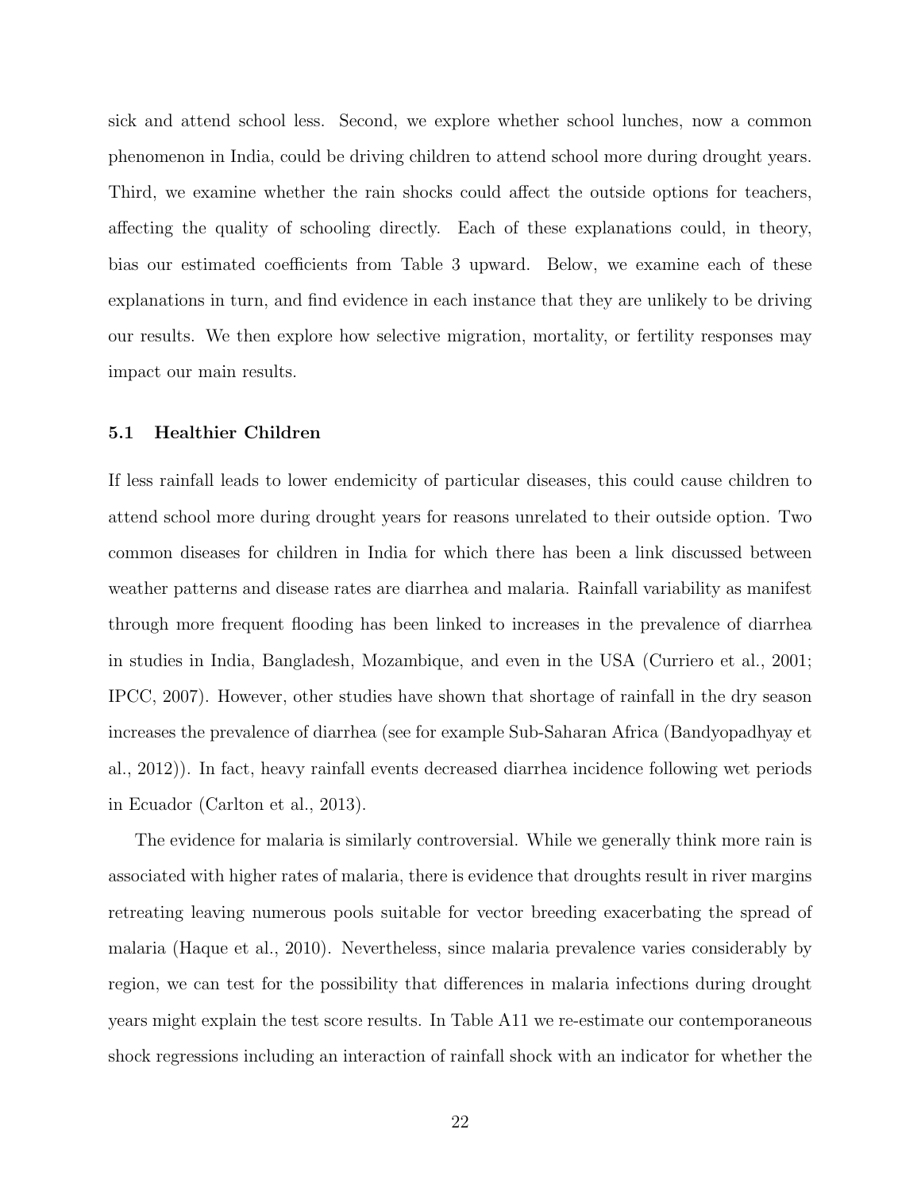sick and attend school less. Second, we explore whether school lunches, now a common phenomenon in India, could be driving children to attend school more during drought years. Third, we examine whether the rain shocks could affect the outside options for teachers, affecting the quality of schooling directly. Each of these explanations could, in theory, bias our estimated coefficients from Table 3 upward. Below, we examine each of these explanations in turn, and find evidence in each instance that they are unlikely to be driving our results. We then explore how selective migration, mortality, or fertility responses may impact our main results.

### 5.1 Healthier Children

If less rainfall leads to lower endemicity of particular diseases, this could cause children to attend school more during drought years for reasons unrelated to their outside option. Two common diseases for children in India for which there has been a link discussed between weather patterns and disease rates are diarrhea and malaria. Rainfall variability as manifest through more frequent flooding has been linked to increases in the prevalence of diarrhea in studies in India, Bangladesh, Mozambique, and even in the USA (Curriero et al., 2001; IPCC, 2007). However, other studies have shown that shortage of rainfall in the dry season increases the prevalence of diarrhea (see for example Sub-Saharan Africa (Bandyopadhyay et al., 2012)). In fact, heavy rainfall events decreased diarrhea incidence following wet periods in Ecuador (Carlton et al., 2013).

The evidence for malaria is similarly controversial. While we generally think more rain is associated with higher rates of malaria, there is evidence that droughts result in river margins retreating leaving numerous pools suitable for vector breeding exacerbating the spread of malaria (Haque et al., 2010). Nevertheless, since malaria prevalence varies considerably by region, we can test for the possibility that differences in malaria infections during drought years might explain the test score results. In Table A11 we re-estimate our contemporaneous shock regressions including an interaction of rainfall shock with an indicator for whether the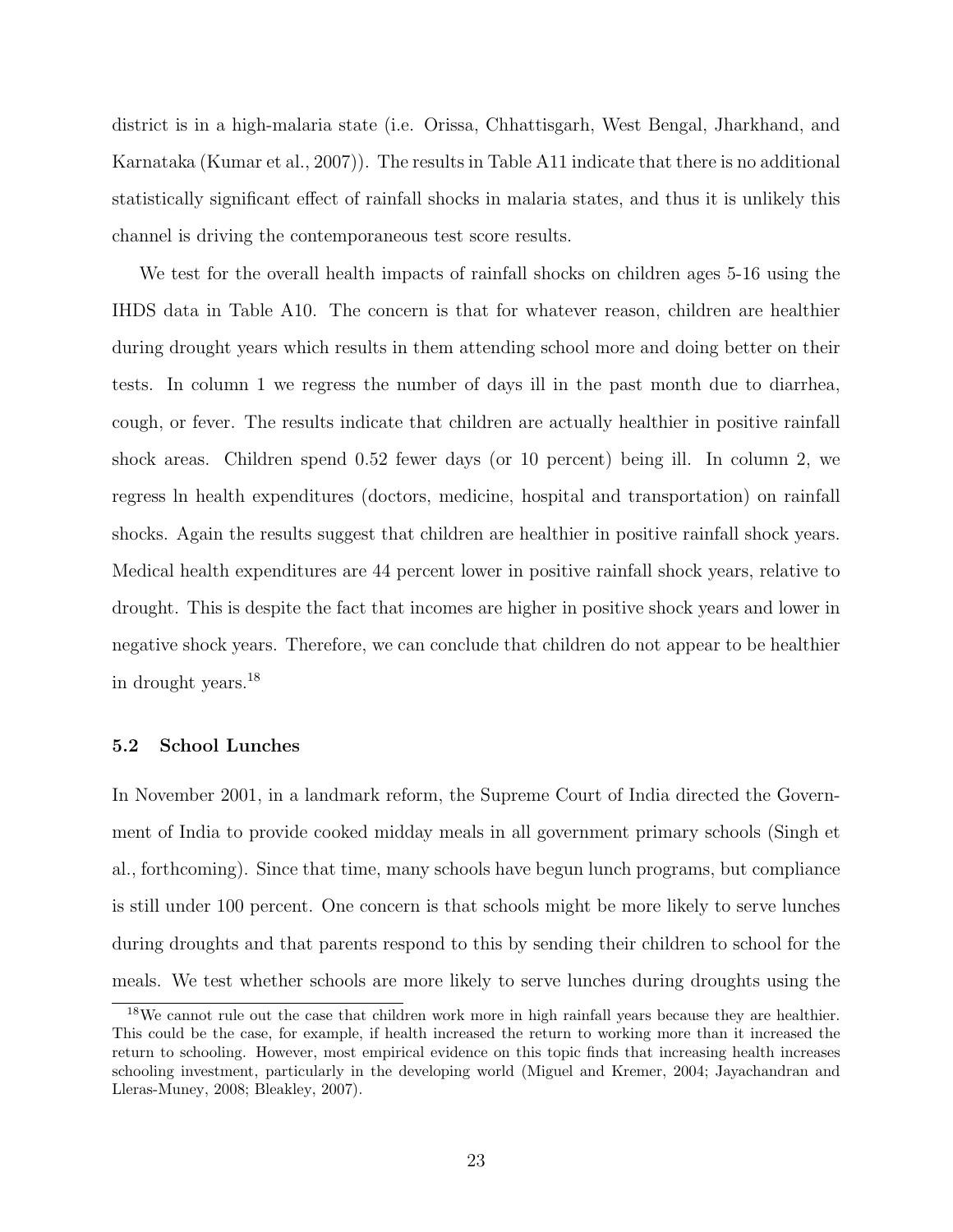district is in a high-malaria state (i.e. Orissa, Chhattisgarh, West Bengal, Jharkhand, and Karnataka (Kumar et al., 2007)). The results in Table A11 indicate that there is no additional statistically significant effect of rainfall shocks in malaria states, and thus it is unlikely this channel is driving the contemporaneous test score results.

We test for the overall health impacts of rainfall shocks on children ages 5-16 using the IHDS data in Table A10. The concern is that for whatever reason, children are healthier during drought years which results in them attending school more and doing better on their tests. In column 1 we regress the number of days ill in the past month due to diarrhea, cough, or fever. The results indicate that children are actually healthier in positive rainfall shock areas. Children spend 0.52 fewer days (or 10 percent) being ill. In column 2, we regress ln health expenditures (doctors, medicine, hospital and transportation) on rainfall shocks. Again the results suggest that children are healthier in positive rainfall shock years. Medical health expenditures are 44 percent lower in positive rainfall shock years, relative to drought. This is despite the fact that incomes are higher in positive shock years and lower in negative shock years. Therefore, we can conclude that children do not appear to be healthier in drought years.[18]

### 5.2 School Lunches

In November 2001, in a landmark reform, the Supreme Court of India directed the Government of India to provide cooked midday meals in all government primary schools (Singh et al., forthcoming). Since that time, many schools have begun lunch programs, but compliance is still under 100 percent. One concern is that schools might be more likely to serve lunches during droughts and that parents respond to this by sending their children to school for the meals. We test whether schools are more likely to serve lunches during droughts using the

[18] We cannot rule out the case that children work more in high rainfall years because they are healthier. This could be the case, for example, if health increased the return to working more than it increased the return to schooling. However, most empirical evidence on this topic finds that increasing health increases schooling investment, particularly in the developing world (Miguel and Kremer, 2004; Jayachandran and Lleras-Muney, 2008; Bleakley, 2007).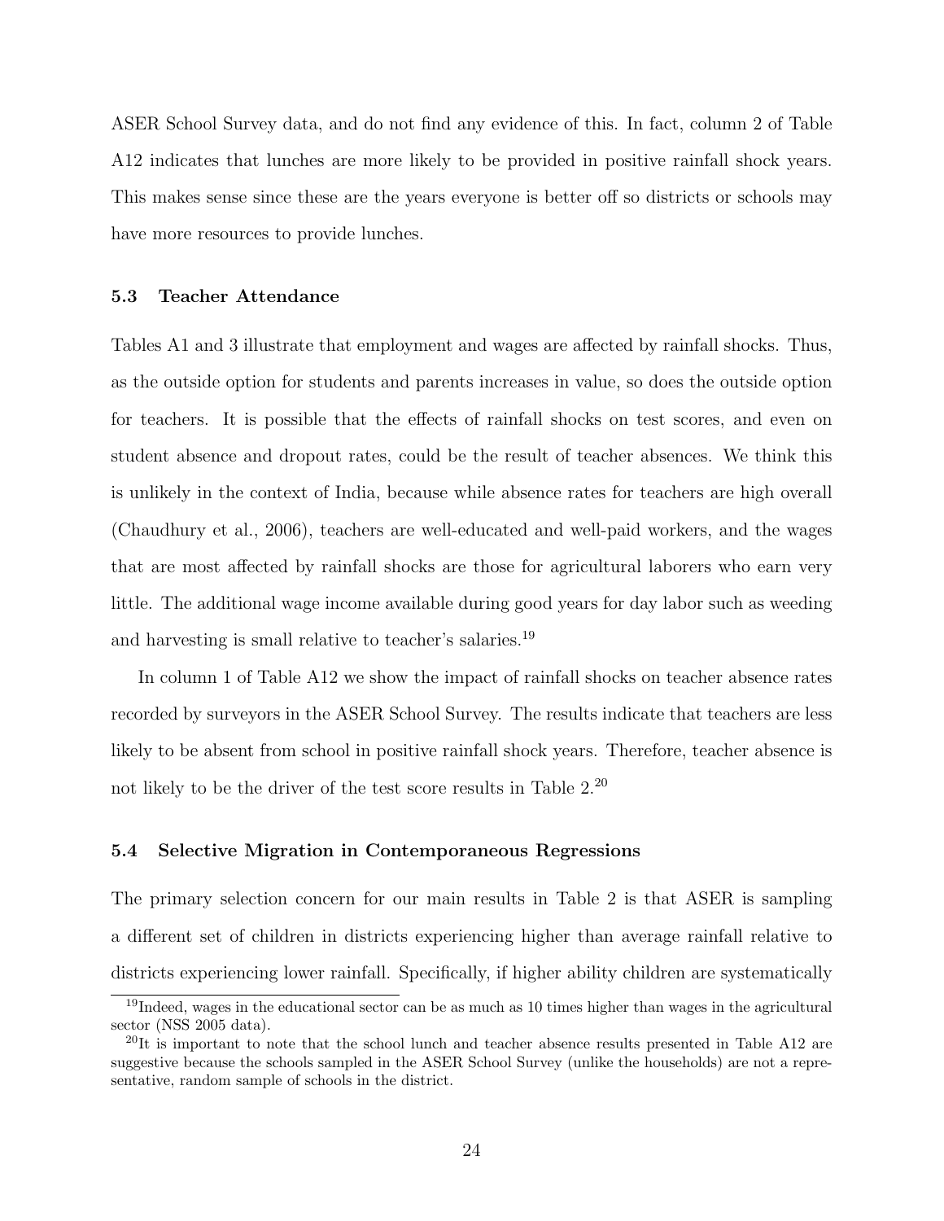ASER School Survey data, and do not find any evidence of this. In fact, column 2 of Table A12 indicates that lunches are more likely to be provided in positive rainfall shock years. This makes sense since these are the years everyone is better off so districts or schools may have more resources to provide lunches.

### 5.3 Teacher Attendance

Tables A1 and 3 illustrate that employment and wages are affected by rainfall shocks. Thus, as the outside option for students and parents increases in value, so does the outside option for teachers. It is possible that the effects of rainfall shocks on test scores, and even on student absence and dropout rates, could be the result of teacher absences. We think this is unlikely in the context of India, because while absence rates for teachers are high overall (Chaudhury et al., 2006), teachers are well-educated and well-paid workers, and the wages that are most affected by rainfall shocks are those for agricultural laborers who earn very little. The additional wage income available during good years for day labor such as weeding and harvesting is small relative to teacher's salaries.[19]

In column 1 of Table A12 we show the impact of rainfall shocks on teacher absence rates recorded by surveyors in the ASER School Survey. The results indicate that teachers are less likely to be absent from school in positive rainfall shock years. Therefore, teacher absence is not likely to be the driver of the test score results in Table 2.[20]

### 5.4 Selective Migration in Contemporaneous Regressions

The primary selection concern for our main results in Table 2 is that ASER is sampling a different set of children in districts experiencing higher than average rainfall relative to districts experiencing lower rainfall. Specifically, if higher ability children are systematically

[19] Indeed, wages in the educational sector can be as much as 10 times higher than wages in the agricultural sector (NSS 2005 data).

[20] It is important to note that the school lunch and teacher absence results presented in Table A12 are suggestive because the schools sampled in the ASER School Survey (unlike the households) are not a representative, random sample of schools in the district.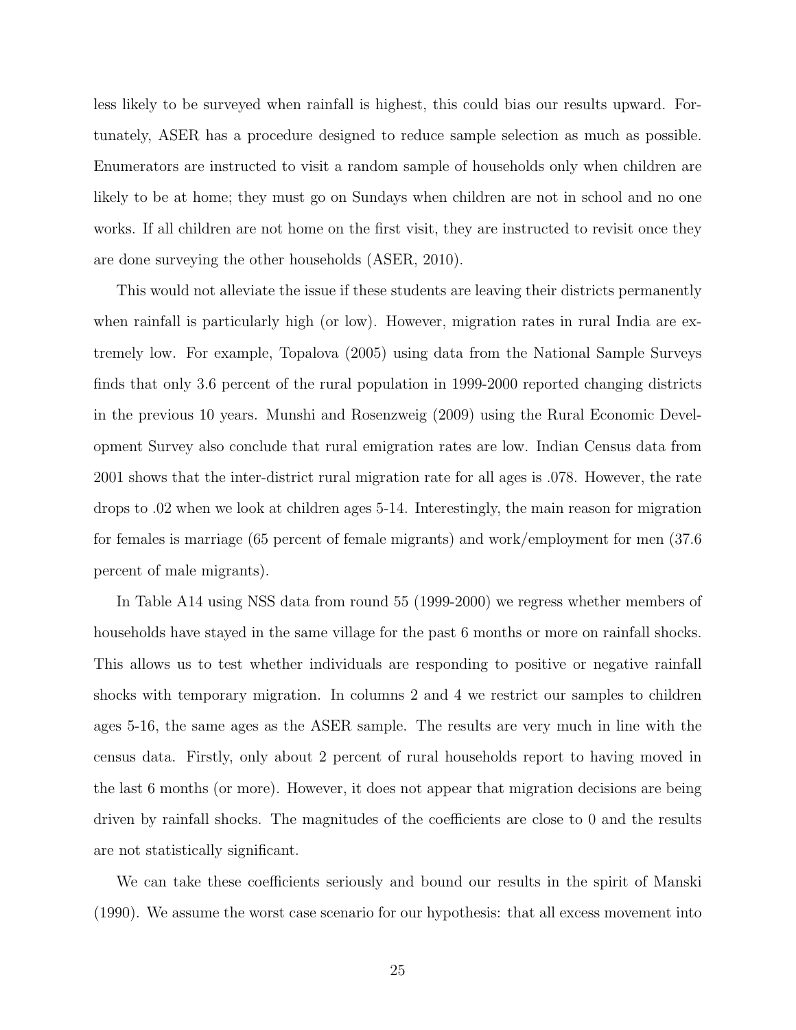less likely to be surveyed when rainfall is highest, this could bias our results upward. Fortunately, ASER has a procedure designed to reduce sample selection as much as possible. Enumerators are instructed to visit a random sample of households only when children are likely to be at home; they must go on Sundays when children are not in school and no one works. If all children are not home on the first visit, they are instructed to revisit once they are done surveying the other households (ASER, 2010).

This would not alleviate the issue if these students are leaving their districts permanently when rainfall is particularly high (or low). However, migration rates in rural India are extremely low. For example, Topalova (2005) using data from the National Sample Surveys finds that only 3.6 percent of the rural population in 1999-2000 reported changing districts in the previous 10 years. Munshi and Rosenzweig (2009) using the Rural Economic Development Survey also conclude that rural emigration rates are low. Indian Census data from 2001 shows that the inter-district rural migration rate for all ages is .078. However, the rate drops to .02 when we look at children ages 5-14. Interestingly, the main reason for migration for females is marriage (65 percent of female migrants) and work/employment for men (37.6 percent of male migrants).

In Table A14 using NSS data from round 55 (1999-2000) we regress whether members of households have stayed in the same village for the past 6 months or more on rainfall shocks. This allows us to test whether individuals are responding to positive or negative rainfall shocks with temporary migration. In columns 2 and 4 we restrict our samples to children ages 5-16, the same ages as the ASER sample. The results are very much in line with the census data. Firstly, only about 2 percent of rural households report to having moved in the last 6 months (or more). However, it does not appear that migration decisions are being driven by rainfall shocks. The magnitudes of the coefficients are close to 0 and the results are not statistically significant.

We can take these coefficients seriously and bound our results in the spirit of Manski (1990). We assume the worst case scenario for our hypothesis: that all excess movement into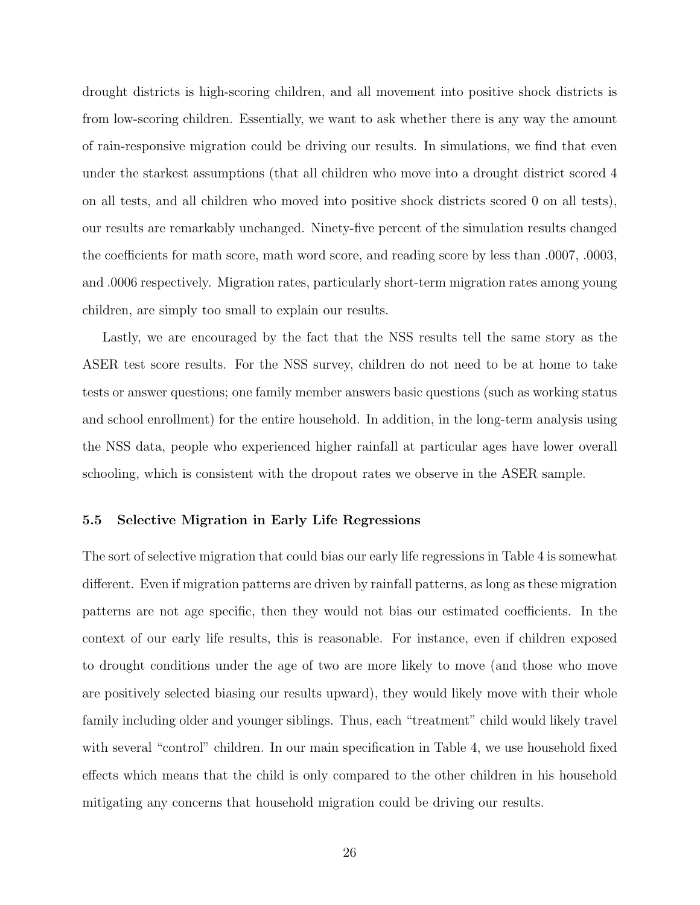drought districts is high-scoring children, and all movement into positive shock districts is from low-scoring children. Essentially, we want to ask whether there is any way the amount of rain-responsive migration could be driving our results. In simulations, we find that even under the starkest assumptions (that all children who move into a drought district scored 4 on all tests, and all children who moved into positive shock districts scored 0 on all tests), our results are remarkably unchanged. Ninety-five percent of the simulation results changed the coefficients for math score, math word score, and reading score by less than .0007, .0003, and .0006 respectively. Migration rates, particularly short-term migration rates among young children, are simply too small to explain our results.

Lastly, we are encouraged by the fact that the NSS results tell the same story as the ASER test score results. For the NSS survey, children do not need to be at home to take tests or answer questions; one family member answers basic questions (such as working status and school enrollment) for the entire household. In addition, in the long-term analysis using the NSS data, people who experienced higher rainfall at particular ages have lower overall schooling, which is consistent with the dropout rates we observe in the ASER sample.

### 5.5 Selective Migration in Early Life Regressions

The sort of selective migration that could bias our early life regressions in Table 4 is somewhat different. Even if migration patterns are driven by rainfall patterns, as long as these migration patterns are not age specific, then they would not bias our estimated coefficients. In the context of our early life results, this is reasonable. For instance, even if children exposed to drought conditions under the age of two are more likely to move (and those who move are positively selected biasing our results upward), they would likely move with their whole family including older and younger siblings. Thus, each "treatment" child would likely travel with several "control" children. In our main specification in Table 4, we use household fixed effects which means that the child is only compared to the other children in his household mitigating any concerns that household migration could be driving our results.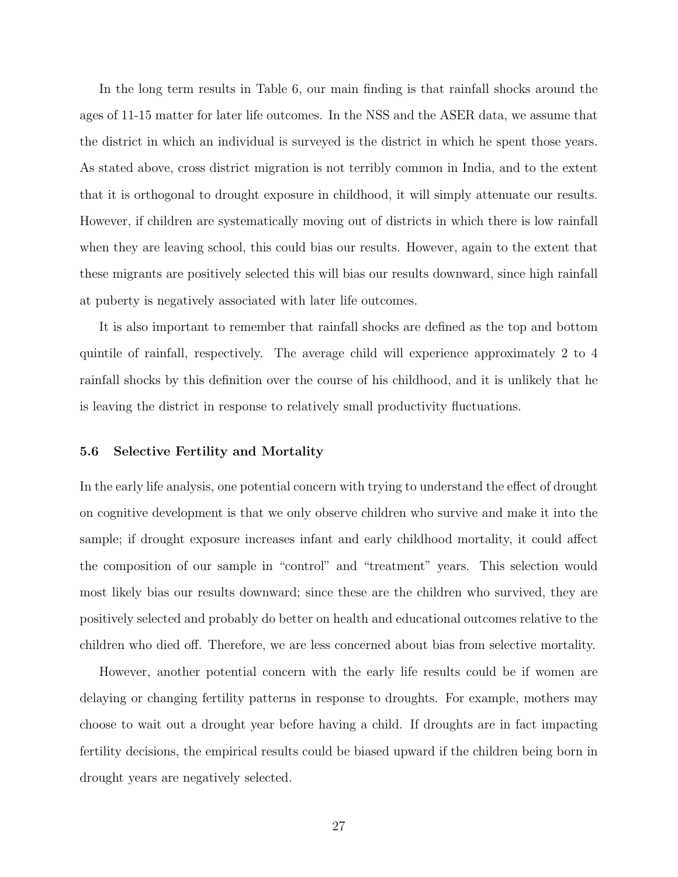In the long term results in Table 6, our main finding is that rainfall shocks around the ages of 11-15 matter for later life outcomes. In the NSS and the ASER data, we assume that the district in which an individual is surveyed is the district in which he spent those years. As stated above, cross district migration is not terribly common in India, and to the extent that it is orthogonal to drought exposure in childhood, it will simply attenuate our results. However, if children are systematically moving out of districts in which there is low rainfall when they are leaving school, this could bias our results. However, again to the extent that these migrants are positively selected this will bias our results downward, since high rainfall at puberty is negatively associated with later life outcomes.

It is also important to remember that rainfall shocks are defined as the top and bottom quintile of rainfall, respectively. The average child will experience approximately 2 to 4 rainfall shocks by this definition over the course of his childhood, and it is unlikely that he is leaving the district in response to relatively small productivity fluctuations.

### 5.6 Selective Fertility and Mortality

In the early life analysis, one potential concern with trying to understand the effect of drought on cognitive development is that we only observe children who survive and make it into the sample; if drought exposure increases infant and early childhood mortality, it could affect the composition of our sample in "control" and "treatment" years. This selection would most likely bias our results downward; since these are the children who survived, they are positively selected and probably do better on health and educational outcomes relative to the children who died off. Therefore, we are less concerned about bias from selective mortality.

However, another potential concern with the early life results could be if women are delaying or changing fertility patterns in response to droughts. For example, mothers may choose to wait out a drought year before having a child. If droughts are in fact impacting fertility decisions, the empirical results could be biased upward if the children being born in drought years are negatively selected.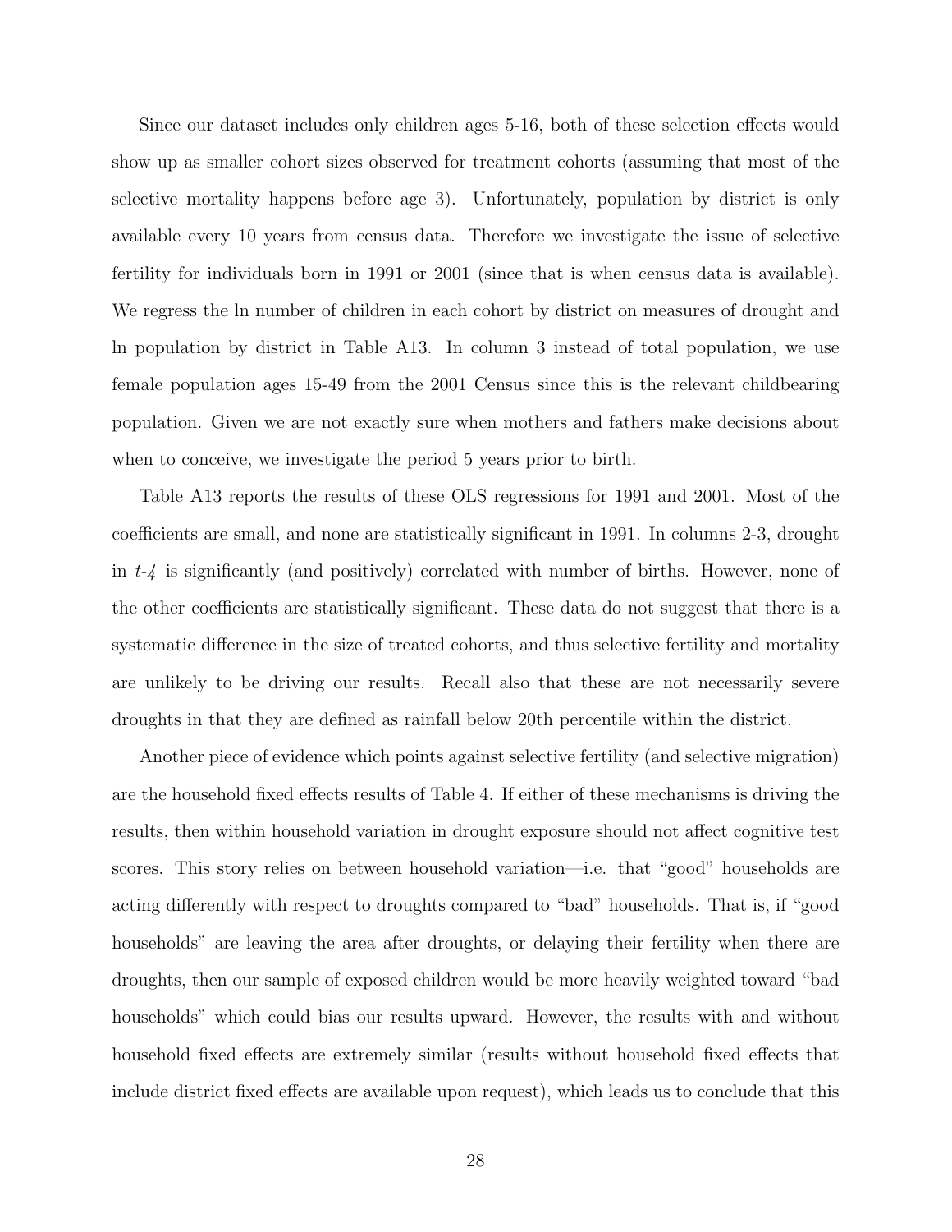Since our dataset includes only children ages 5-16, both of these selection effects would show up as smaller cohort sizes observed for treatment cohorts (assuming that most of the selective mortality happens before age 3). Unfortunately, population by district is only available every 10 years from census data. Therefore we investigate the issue of selective fertility for individuals born in 1991 or 2001 (since that is when census data is available). We regress the ln number of children in each cohort by district on measures of drought and ln population by district in Table A13. In column 3 instead of total population, we use female population ages 15-49 from the 2001 Census since this is the relevant childbearing population. Given we are not exactly sure when mothers and fathers make decisions about when to conceive, we investigate the period 5 years prior to birth.

Table A13 reports the results of these OLS regressions for 1991 and 2001. Most of the coefficients are small, and none are statistically significant in 1991. In columns 2-3, drought in *t-4* is significantly (and positively) correlated with number of births. However, none of the other coefficients are statistically significant. These data do not suggest that there is a systematic difference in the size of treated cohorts, and thus selective fertility and mortality are unlikely to be driving our results. Recall also that these are not necessarily severe droughts in that they are defined as rainfall below 20th percentile within the district.

Another piece of evidence which points against selective fertility (and selective migration) are the household fixed effects results of Table 4. If either of these mechanisms is driving the results, then within household variation in drought exposure should not affect cognitive test scores. This story relies on between household variation—i.e. that "good" households are acting differently with respect to droughts compared to "bad" households. That is, if "good households" are leaving the area after droughts, or delaying their fertility when there are droughts, then our sample of exposed children would be more heavily weighted toward "bad households" which could bias our results upward. However, the results with and without household fixed effects are extremely similar (results without household fixed effects that include district fixed effects are available upon request), which leads us to conclude that this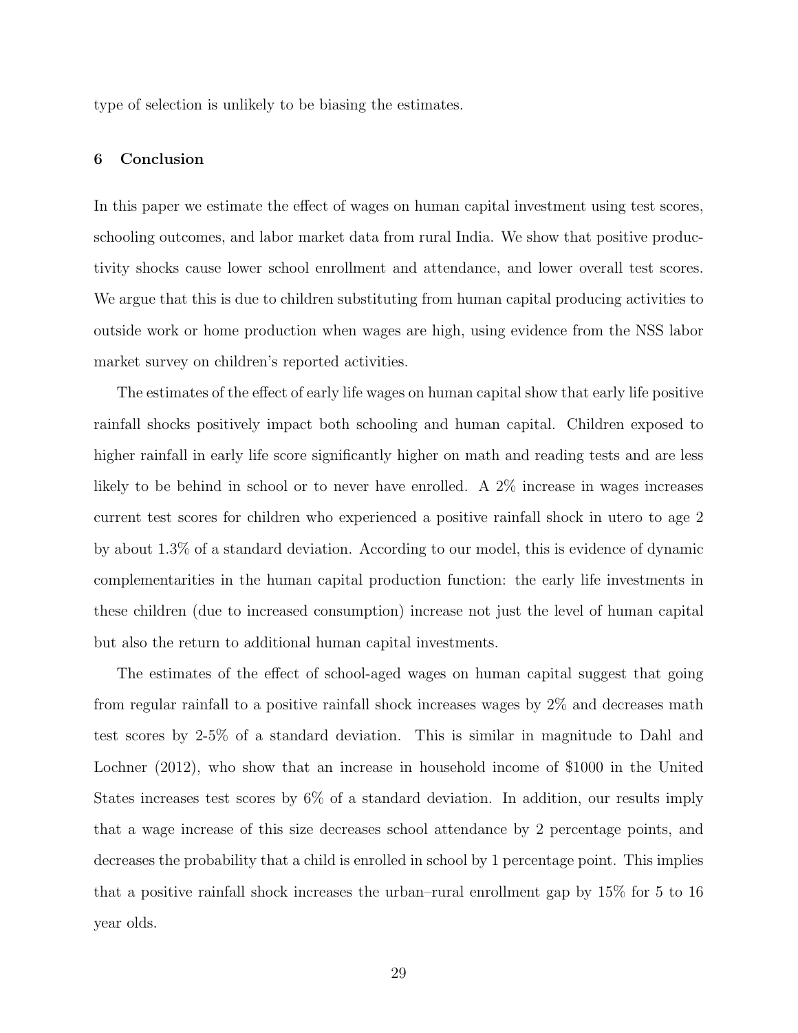type of selection is unlikely to be biasing the estimates.

## 6 Conclusion

In this paper we estimate the effect of wages on human capital investment using test scores, schooling outcomes, and labor market data from rural India. We show that positive productivity shocks cause lower school enrollment and attendance, and lower overall test scores. We argue that this is due to children substituting from human capital producing activities to outside work or home production when wages are high, using evidence from the NSS labor market survey on children's reported activities.

The estimates of the effect of early life wages on human capital show that early life positive rainfall shocks positively impact both schooling and human capital. Children exposed to higher rainfall in early life score significantly higher on math and reading tests and are less likely to be behind in school or to never have enrolled. A 2% increase in wages increases current test scores for children who experienced a positive rainfall shock in utero to age 2 by about 1.3% of a standard deviation. According to our model, this is evidence of dynamic complementarities in the human capital production function: the early life investments in these children (due to increased consumption) increase not just the level of human capital but also the return to additional human capital investments.

The estimates of the effect of school-aged wages on human capital suggest that going from regular rainfall to a positive rainfall shock increases wages by 2% and decreases math test scores by 2-5% of a standard deviation. This is similar in magnitude to Dahl and Lochner (2012), who show that an increase in household income of $1000 in the United States increases test scores by 6% of a standard deviation. In addition, our results imply that a wage increase of this size decreases school attendance by 2 percentage points, and decreases the probability that a child is enrolled in school by 1 percentage point. This implies that a positive rainfall shock increases the urban–rural enrollment gap by 15% for 5 to 16 year olds.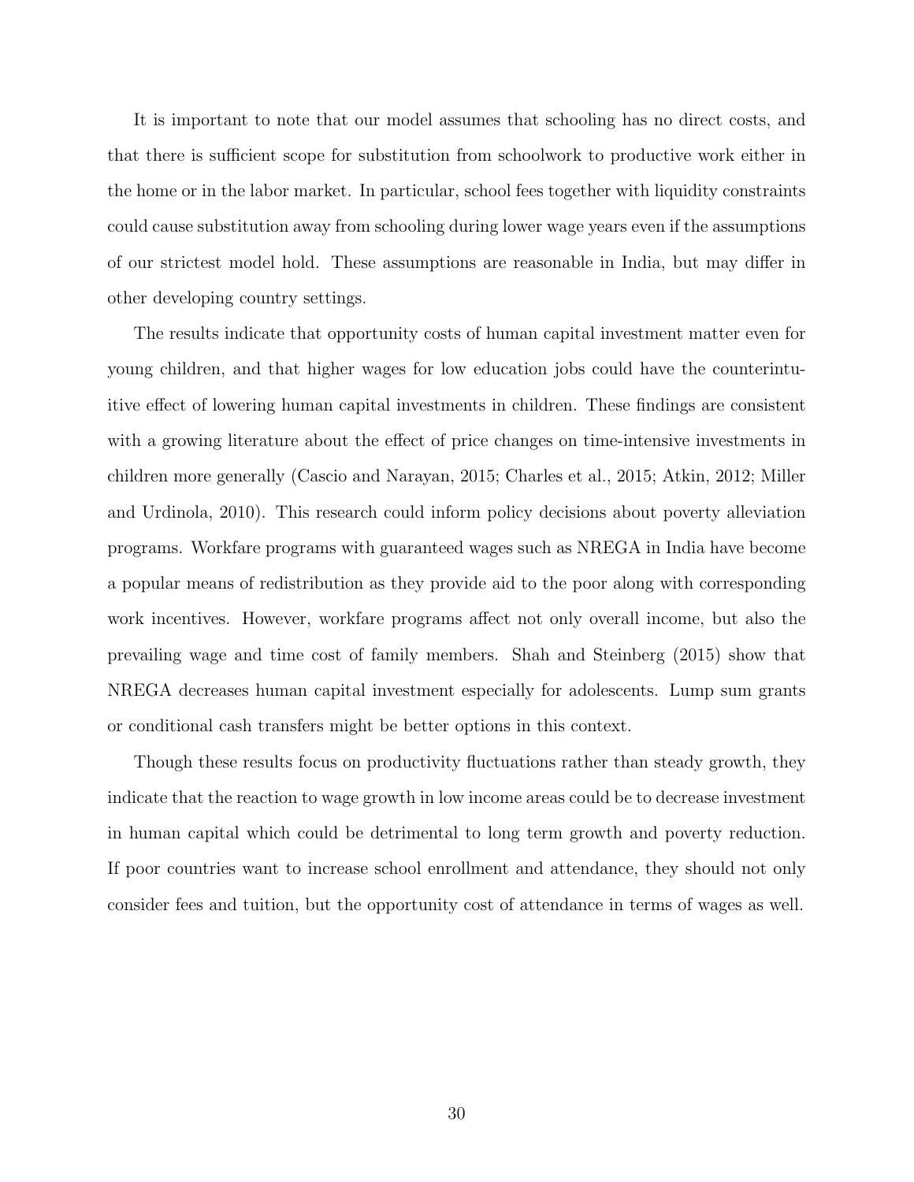It is important to note that our model assumes that schooling has no direct costs, and that there is sufficient scope for substitution from schoolwork to productive work either in the home or in the labor market. In particular, school fees together with liquidity constraints could cause substitution away from schooling during lower wage years even if the assumptions of our strictest model hold. These assumptions are reasonable in India, but may differ in other developing country settings.

The results indicate that opportunity costs of human capital investment matter even for young children, and that higher wages for low education jobs could have the counterintuitive effect of lowering human capital investments in children. These findings are consistent with a growing literature about the effect of price changes on time-intensive investments in children more generally (Cascio and Narayan, 2015; Charles et al., 2015; Atkin, 2012; Miller and Urdinola, 2010). This research could inform policy decisions about poverty alleviation programs. Workfare programs with guaranteed wages such as NREGA in India have become a popular means of redistribution as they provide aid to the poor along with corresponding work incentives. However, workfare programs affect not only overall income, but also the prevailing wage and time cost of family members. Shah and Steinberg (2015) show that NREGA decreases human capital investment especially for adolescents. Lump sum grants or conditional cash transfers might be better options in this context.

Though these results focus on productivity fluctuations rather than steady growth, they indicate that the reaction to wage growth in low income areas could be to decrease investment in human capital which could be detrimental to long term growth and poverty reduction. If poor countries want to increase school enrollment and attendance, they should not only consider fees and tuition, but the opportunity cost of attendance in terms of wages as well.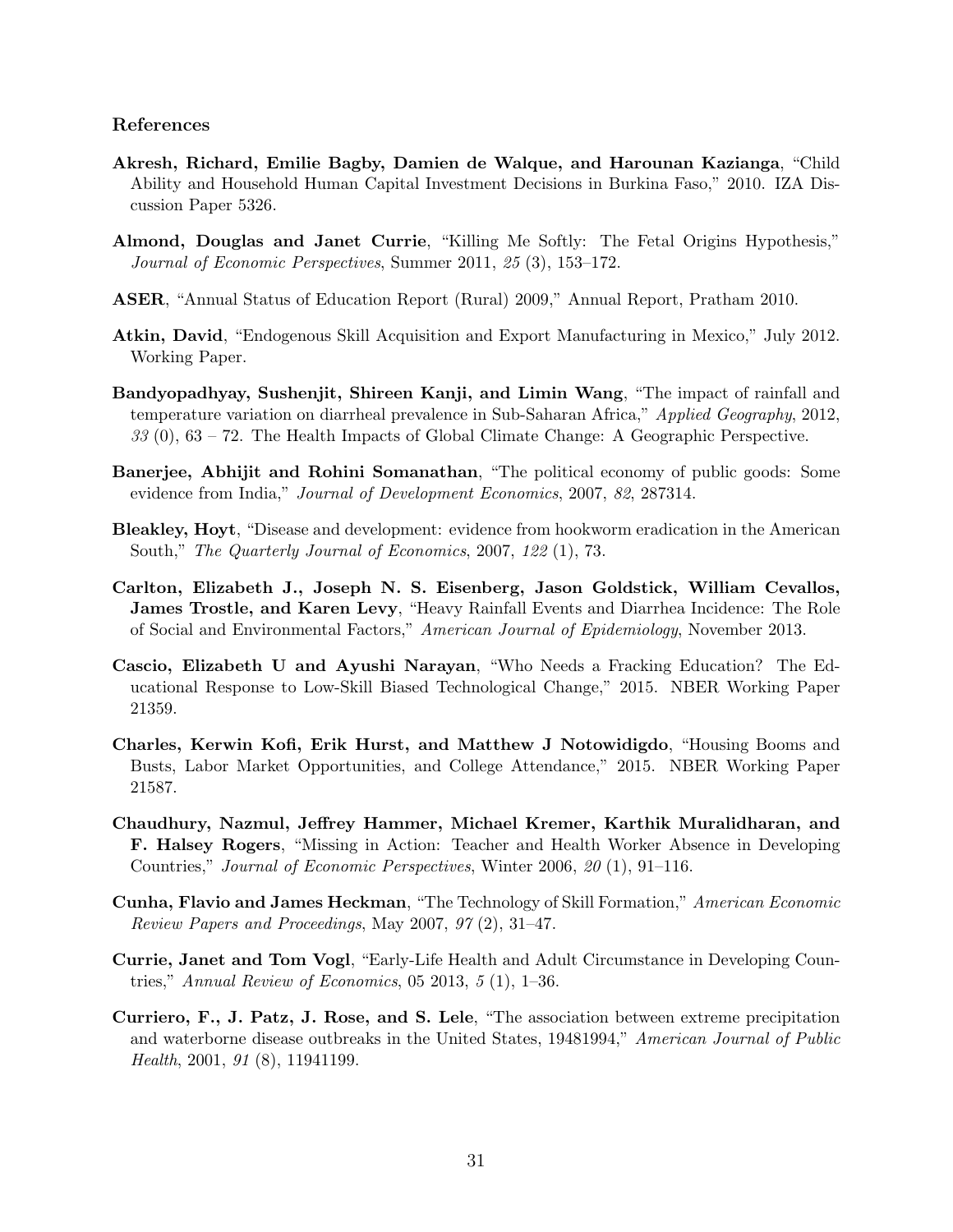### References

**Akresh, Richard, Emilie Bagby, Damien de Walque, and Harounan Kazianga**, "Child Ability and Household Human Capital Investment Decisions in Burkina Faso," 2010. IZA Discussion Paper 5326.

**Almond, Douglas and Janet Currie**, "Killing Me Softly: The Fetal Origins Hypothesis," *Journal of Economic Perspectives*, Summer 2011, *25* (3), 153–172.

**ASER**, "Annual Status of Education Report (Rural) 2009," Annual Report, Pratham 2010.

**Atkin, David**, "Endogenous Skill Acquisition and Export Manufacturing in Mexico," July 2012. Working Paper.

**Bandyopadhyay, Sushenjit, Shireen Kanji, and Limin Wang**, "The impact of rainfall and temperature variation on diarrheal prevalence in Sub-Saharan Africa," *Applied Geography*, 2012, *33* (0), 63 – 72. The Health Impacts of Global Climate Change: A Geographic Perspective.

**Banerjee, Abhijit and Rohini Somanathan**, "The political economy of public goods: Some evidence from India," *Journal of Development Economics*, 2007, *82*, 287314.

**Bleakley, Hoyt**, "Disease and development: evidence from hookworm eradication in the American South," *The Quarterly Journal of Economics*, 2007, *122* (1), 73.

**Carlton, Elizabeth J., Joseph N. S. Eisenberg, Jason Goldstick, William Cevallos, James Trostle, and Karen Levy**, "Heavy Rainfall Events and Diarrhea Incidence: The Role of Social and Environmental Factors," *American Journal of Epidemiology*, November 2013.

**Cascio, Elizabeth U and Ayushi Narayan**, "Who Needs a Fracking Education? The Educational Response to Low-Skill Biased Technological Change," 2015. NBER Working Paper 21359.

**Charles, Kerwin Kofi, Erik Hurst, and Matthew J Notowidigdo**, "Housing Booms and Busts, Labor Market Opportunities, and College Attendance," 2015. NBER Working Paper 21587.

**Chaudhury, Nazmul, Jeffrey Hammer, Michael Kremer, Karthik Muralidharan, and F. Halsey Rogers**, "Missing in Action: Teacher and Health Worker Absence in Developing Countries," *Journal of Economic Perspectives*, Winter 2006, *20* (1), 91–116.

**Cunha, Flavio and James Heckman**, "The Technology of Skill Formation," *American Economic Review Papers and Proceedings*, May 2007, *97* (2), 31–47.

**Currie, Janet and Tom Vogl**, "Early-Life Health and Adult Circumstance in Developing Countries," *Annual Review of Economics*, 05 2013, *5* (1), 1–36.

**Curriero, F., J. Patz, J. Rose, and S. Lele**, "The association between extreme precipitation and waterborne disease outbreaks in the United States, 19481994," *American Journal of Public Health*, 2001, *91* (8), 11941199.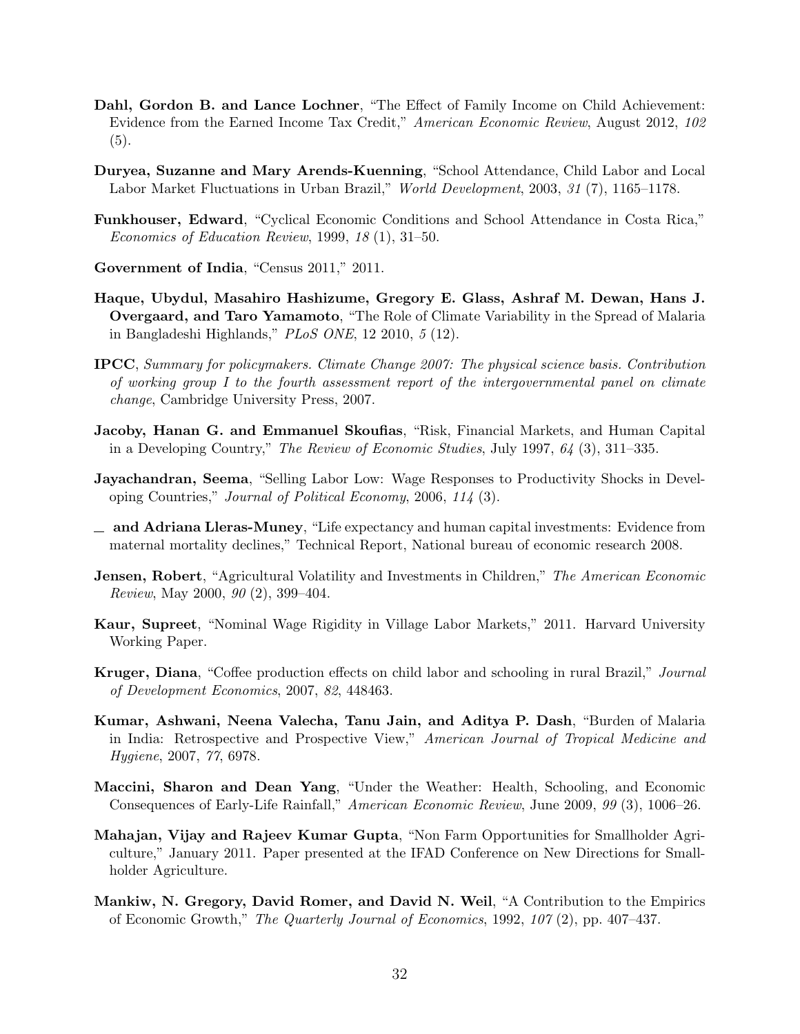**Dahl, Gordon B. and Lance Lochner**, "The Effect of Family Income on Child Achievement: Evidence from the Earned Income Tax Credit," *American Economic Review*, August 2012, *102* (5).

**Duryea, Suzanne and Mary Arends-Kuenning**, "School Attendance, Child Labor and Local Labor Market Fluctuations in Urban Brazil," *World Development*, 2003, *31* (7), 1165–1178.

**Funkhouser, Edward**, "Cyclical Economic Conditions and School Attendance in Costa Rica," *Economics of Education Review*, 1999, *18* (1), 31–50.

**Government of India**, "Census 2011," 2011.

**Haque, Ubydul, Masahiro Hashizume, Gregory E. Glass, Ashraf M. Dewan, Hans J. Overgaard, and Taro Yamamoto**, "The Role of Climate Variability in the Spread of Malaria in Bangladeshi Highlands," *PLoS ONE*, 12 2010, *5* (12).

**IPCC**, *Summary for policymakers. Climate Change 2007: The physical science basis. Contribution of working group I to the fourth assessment report of the intergovernmental panel on climate change*, Cambridge University Press, 2007.

**Jacoby, Hanan G. and Emmanuel Skoufias**, "Risk, Financial Markets, and Human Capital in a Developing Country," *The Review of Economic Studies*, July 1997, *64* (3), 311–335.

**Jayachandran, Seema**, "Selling Labor Low: Wage Responses to Productivity Shocks in Developing Countries," *Journal of Political Economy*, 2006, *114* (3).

**\_ and Adriana Lleras-Muney**, "Life expectancy and human capital investments: Evidence from maternal mortality declines," Technical Report, National bureau of economic research 2008.

**Jensen, Robert**, "Agricultural Volatility and Investments in Children," *The American Economic Review*, May 2000, *90* (2), 399–404.

**Kaur, Supreet**, "Nominal Wage Rigidity in Village Labor Markets," 2011. Harvard University Working Paper.

**Kruger, Diana**, "Coffee production effects on child labor and schooling in rural Brazil," *Journal of Development Economics*, 2007, *82*, 448463.

**Kumar, Ashwani, Neena Valecha, Tanu Jain, and Aditya P. Dash**, "Burden of Malaria in India: Retrospective and Prospective View," *American Journal of Tropical Medicine and Hygiene*, 2007, *77*, 6978.

**Maccini, Sharon and Dean Yang**, "Under the Weather: Health, Schooling, and Economic Consequences of Early-Life Rainfall," *American Economic Review*, June 2009, *99* (3), 1006–26.

**Mahajan, Vijay and Rajeev Kumar Gupta**, "Non Farm Opportunities for Smallholder Agriculture," January 2011. Paper presented at the IFAD Conference on New Directions for Smallholder Agriculture.

**Mankiw, N. Gregory, David Romer, and David N. Weil**, "A Contribution to the Empirics of Economic Growth," *The Quarterly Journal of Economics*, 1992, *107* (2), pp. 407–437.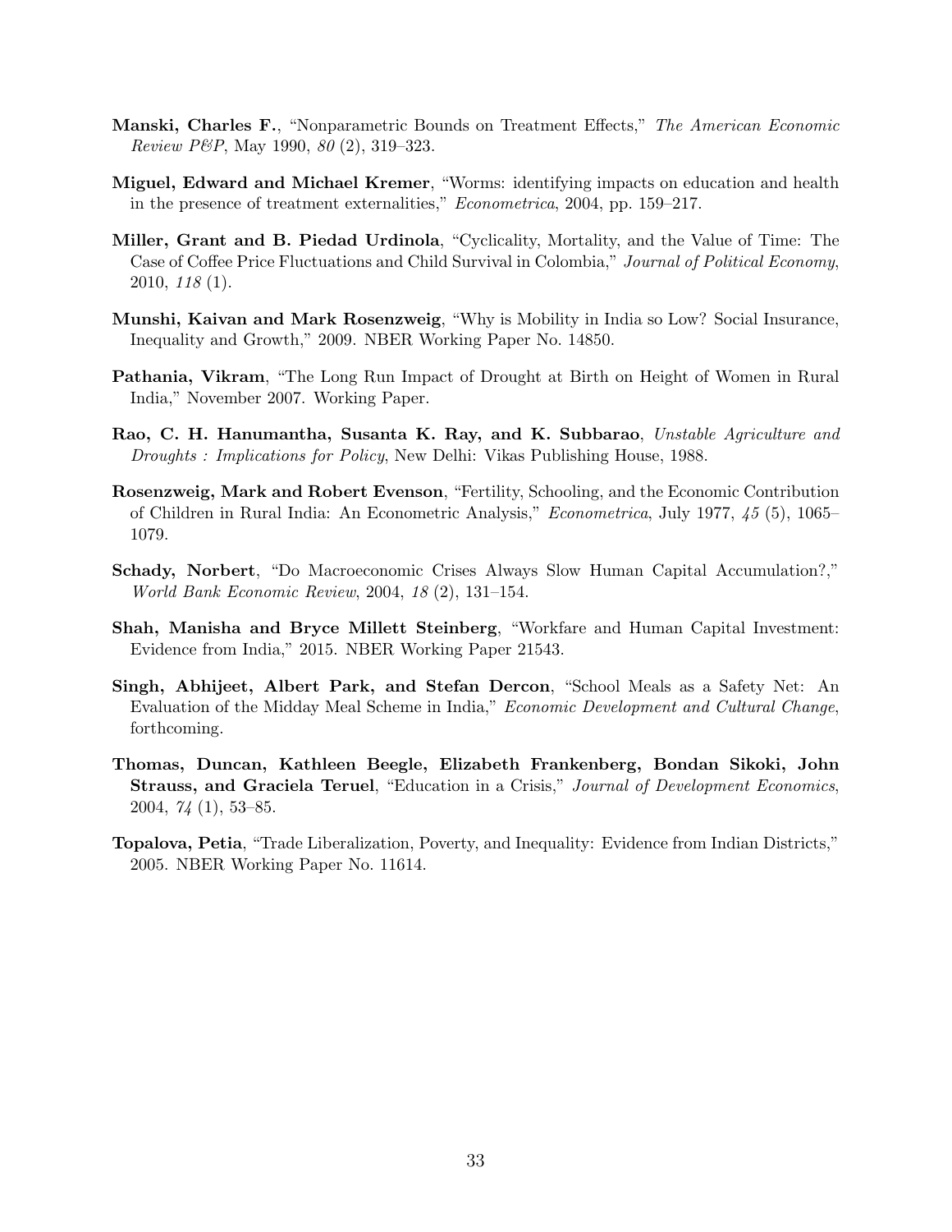**Manski, Charles F.**, "Nonparametric Bounds on Treatment Effects," *The American Economic Review P&P*, May 1990, *80* (2), 319–323.

**Miguel, Edward and Michael Kremer**, "Worms: identifying impacts on education and health in the presence of treatment externalities," *Econometrica*, 2004, pp. 159–217.

**Miller, Grant and B. Piedad Urdinola**, "Cyclicality, Mortality, and the Value of Time: The Case of Coffee Price Fluctuations and Child Survival in Colombia," *Journal of Political Economy*, 2010, *118* (1).

**Munshi, Kaivan and Mark Rosenzweig**, "Why is Mobility in India so Low? Social Insurance, Inequality and Growth," 2009. NBER Working Paper No. 14850.

**Pathania, Vikram**, "The Long Run Impact of Drought at Birth on Height of Women in Rural India," November 2007. Working Paper.

**Rao, C. H. Hanumantha, Susanta K. Ray, and K. Subbarao**, *Unstable Agriculture and Droughts : Implications for Policy*, New Delhi: Vikas Publishing House, 1988.

**Rosenzweig, Mark and Robert Evenson**, "Fertility, Schooling, and the Economic Contribution of Children in Rural India: An Econometric Analysis," *Econometrica*, July 1977, *45* (5), 1065–1079.

**Schady, Norbert**, "Do Macroeconomic Crises Always Slow Human Capital Accumulation?," *World Bank Economic Review*, 2004, *18* (2), 131–154.

**Shah, Manisha and Bryce Millett Steinberg**, "Workfare and Human Capital Investment: Evidence from India," 2015. NBER Working Paper 21543.

**Singh, Abhijeet, Albert Park, and Stefan Dercon**, "School Meals as a Safety Net: An Evaluation of the Midday Meal Scheme in India," *Economic Development and Cultural Change*, forthcoming.

**Thomas, Duncan, Kathleen Beegle, Elizabeth Frankenberg, Bondan Sikoki, John Strauss, and Graciela Teruel**, "Education in a Crisis," *Journal of Development Economics*, 2004, *74* (1), 53–85.

**Topalova, Petia**, "Trade Liberalization, Poverty, and Inequality: Evidence from Indian Districts," 2005. NBER Working Paper No. 11614.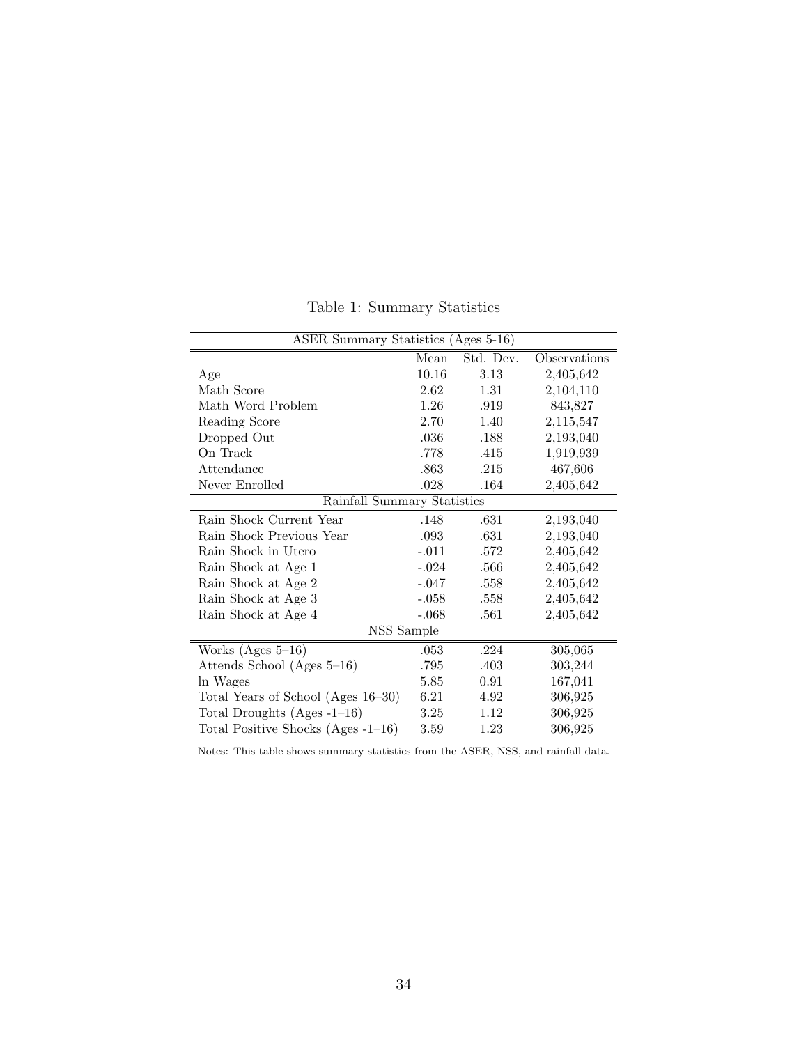Table 1: Summary Statistics

| ASER Summary Statistics (Ages 5-16) | | | |
|---|---|---|---|
| | Mean | Std. Dev. | Observations |
| Age | 10.16 | 3.13 | 2,405,642 |
| Math Score | 2.62 | 1.31 | 2,104,110 |
| Math Word Problem | 1.26 | .919 | 843,827 |
| Reading Score | 2.70 | 1.40 | 2,115,547 |
| Dropped Out | .036 | .188 | 2,193,040 |
| On Track | .778 | .415 | 1,919,939 |
| Attendance | .863 | .215 | 467,606 |
| Never Enrolled | .028 | .164 | 2,405,642 |
| **Rainfall Summary Statistics** | | | |
| Rain Shock Current Year | .148 | .631 | 2,193,040 |
| Rain Shock Previous Year | .093 | .631 | 2,193,040 |
| Rain Shock in Utero | -.011 | .572 | 2,405,642 |
| Rain Shock at Age 1 | -.024 | .566 | 2,405,642 |
| Rain Shock at Age 2 | -.047 | .558 | 2,405,642 |
| Rain Shock at Age 3 | -.058 | .558 | 2,405,642 |
| Rain Shock at Age 4 | -.068 | .561 | 2,405,642 |
| **NSS Sample** | | | |
| Works (Ages 5–16) | .053 | .224 | 305,065 |
| Attends School (Ages 5–16) | .795 | .403 | 303,244 |
| ln Wages | 5.85 | 0.91 | 167,041 |
| Total Years of School (Ages 16–30) | 6.21 | 4.92 | 306,925 |
| Total Droughts (Ages -1–16) | 3.25 | 1.12 | 306,925 |
| Total Positive Shocks (Ages -1–16) | 3.59 | 1.23 | 306,925 |

Notes: This table shows summary statistics from the ASER, NSS, and rainfall data.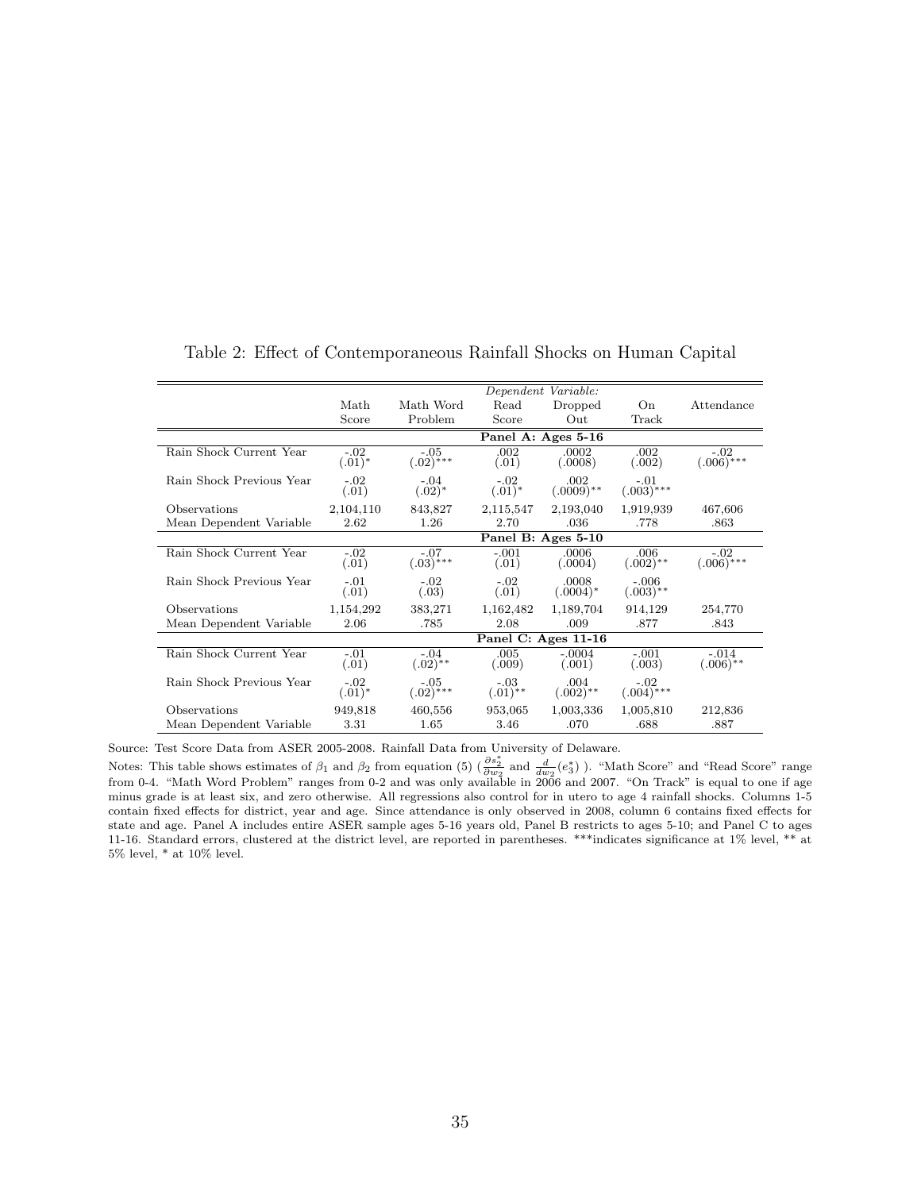Table 2: Effect of Contemporaneous Rainfall Shocks on Human Capital

| | *Dependent Variable:* | | | | | |
|---|---|---|---|---|---|---|
| | Math Score | Math Word Problem | Read Score | Dropped Out | On Track | Attendance |
| | **Panel A: Ages 5-16** | | | | | |
| Rain Shock Current Year | -.02 (.01)* | -.05 (.02)*** | .002 (.01) | .0002 (.0008) | .002 (.002) | -.02 (.006)*** |
| Rain Shock Previous Year | -.02 (.01) | -.04 (.02)* | -.02 (.01)* | .002 (.0009)** | -.01 (.003)*** | |
| Observations | 2,104,110 | 843,827 | 2,115,547 | 2,193,040 | 1,919,939 | 467,606 |
| Mean Dependent Variable | 2.62 | 1.26 | 2.70 | .036 | .778 | .863 |
| | **Panel B: Ages 5-10** | | | | | |
| Rain Shock Current Year | -.02 (.01) | -.07 (.03)*** | -.001 (.01) | .0006 (.0004) | .006 (.002)** | -.02 (.006)*** |
| Rain Shock Previous Year | -.01 (.01) | -.02 (.03) | -.02 (.01) | .0008 (.0004)* | -.006 (.003)** | |
| Observations | 1,154,292 | 383,271 | 1,162,482 | 1,189,704 | 914,129 | 254,770 |
| Mean Dependent Variable | 2.06 | .785 | 2.08 | .009 | .877 | .843 |
| | **Panel C: Ages 11-16** | | | | | |
| Rain Shock Current Year | -.01 (.01) | -.04 (.02)** | .005 (.009) | -.0004 (.001) | -.001 (.003) | -.014 (.006)** |
| Rain Shock Previous Year | -.02 (.01)* | -.05 (.02)*** | -.03 (.01)** | .004 (.002)** | -.02 (.004)*** | |
| Observations | 949,818 | 460,556 | 953,065 | 1,003,336 | 1,005,810 | 212,836 |
| Mean Dependent Variable | 3.31 | 1.65 | 3.46 | .070 | .688 | .887 |

Source: Test Score Data from ASER 2005-2008. Rainfall Data from University of Delaware.

Notes: This table shows estimates of $\beta_1$ and $\beta_2$ from equation (5) ($\frac{\partial s_2^*}{\partial w_2}$ and $\frac{d}{dw_2}(e_3^*)$ ). "Math Score" and "Read Score" range from 0-4. "Math Word Problem" ranges from 0-2 and was only available in 2006 and 2007. "On Track" is equal to one if age minus grade is at least six, and zero otherwise. All regressions also control for in utero to age 4 rainfall shocks. Columns 1-5 contain fixed effects for district, year and age. Since attendance is only observed in 2008, column 6 contains fixed effects for state and age. Panel A includes entire ASER sample ages 5-16 years old, Panel B restricts to ages 5-10; and Panel C to ages 11-16. Standard errors, clustered at the district level, are reported in parentheses. ***indicates significance at 1% level, ** at 5% level, * at 10% level.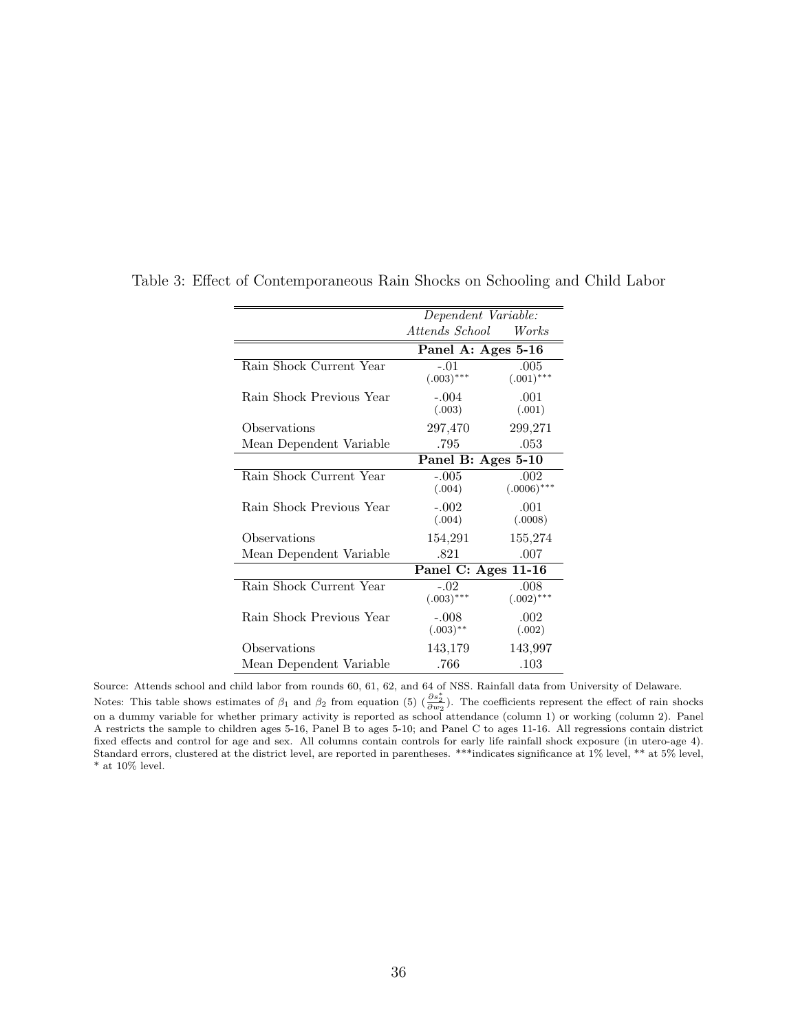Table 3: Effect of Contemporaneous Rain Shocks on Schooling and Child Labor

| | *Dependent Variable:* | |
|---|---|---|
| | *Attends School* | *Works* |
| | **Panel A: Ages 5-16** | |
| Rain Shock Current Year | -.01 | .005 |
| | $(.003)^{***}$ | $(.001)^{***}$ |
| Rain Shock Previous Year | -.004 | .001 |
| | (.003) | (.001) |
| Observations | 297,470 | 299,271 |
| Mean Dependent Variable | .795 | .053 |
| | **Panel B: Ages 5-10** | |
| Rain Shock Current Year | -.005 | .002 |
| | (.004) | $(.0006)^{***}$ |
| Rain Shock Previous Year | -.002 | .001 |
| | (.004) | (.0008) |
| Observations | 154,291 | 155,274 |
| Mean Dependent Variable | .821 | .007 |
| | **Panel C: Ages 11-16** | |
| Rain Shock Current Year | -.02 | .008 |
| | $(.003)^{***}$ | $(.002)^{***}$ |
| Rain Shock Previous Year | -.008 | .002 |
| | $(.003)^{**}$ | (.002) |
| Observations | 143,179 | 143,997 |
| Mean Dependent Variable | .766 | .103 |

Source: Attends school and child labor from rounds 60, 61, 62, and 64 of NSS. Rainfall data from University of Delaware.
Notes: This table shows estimates of $\beta_1$ and $\beta_2$ from equation (5) ($\frac{\partial s_2^*}{\partial w_2}$). The coefficients represent the effect of rain shocks on a dummy variable for whether primary activity is reported as school attendance (column 1) or working (column 2). Panel A restricts the sample to children ages 5-16, Panel B to ages 5-10; and Panel C to ages 11-16. All regressions contain district fixed effects and control for age and sex. All columns contain controls for early life rainfall shock exposure (in utero-age 4). Standard errors, clustered at the district level, are reported in parentheses. ***indicates significance at 1% level, ** at 5% level, * at 10% level.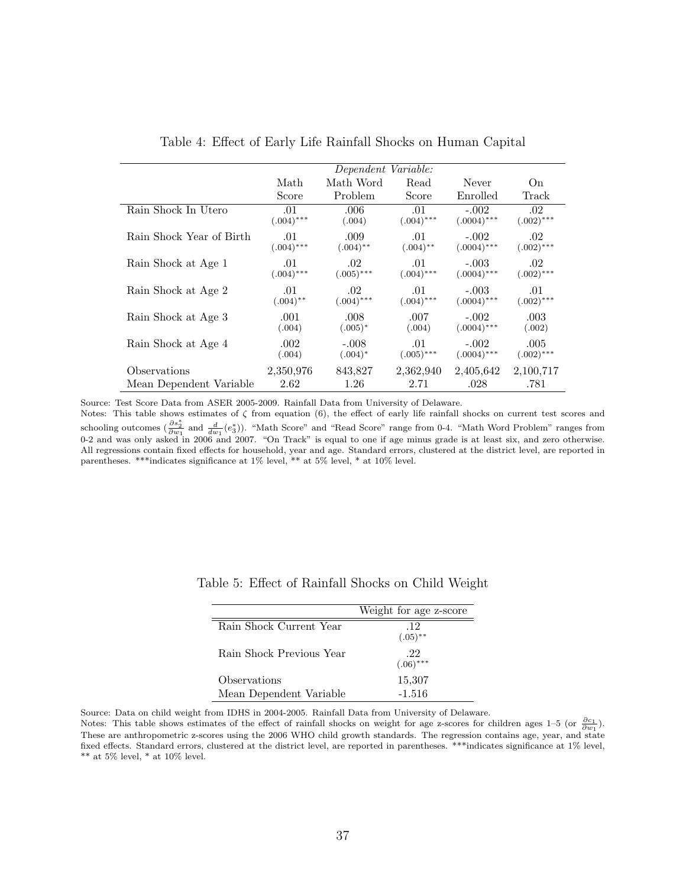Table 4: Effect of Early Life Rainfall Shocks on Human Capital

| | *Dependent Variable:* | | | | |
|---|---|---|---|---|---|
| | Math Score | Math Word Problem | Read Score | Never Enrolled | On Track |
| Rain Shock In Utero | .01 (.004)*** | .006 (.004) | .01 (.004)*** | -.002 (.0004)*** | .02 (.002)*** |
| Rain Shock Year of Birth | .01 (.004)*** | .009 (.004)** | .01 (.004)** | -.002 (.0004)*** | .02 (.002)*** |
| Rain Shock at Age 1 | .01 (.004)*** | .02 (.005)*** | .01 (.004)*** | -.003 (.0004)*** | .02 (.002)*** |
| Rain Shock at Age 2 | .01 (.004)** | .02 (.004)*** | .01 (.004)*** | -.003 (.0004)*** | .01 (.002)*** |
| Rain Shock at Age 3 | .001 (.004) | .008 (.005)* | .007 (.004) | -.002 (.0004)*** | .003 (.002) |
| Rain Shock at Age 4 | .002 (.004) | -.008 (.004)* | .01 (.005)*** | -.002 (.0004)*** | .005 (.002)*** |
| Observations | 2,350,976 | 843,827 | 2,362,940 | 2,405,642 | 2,100,717 |
| Mean Dependent Variable | 2.62 | 1.26 | 2.71 | .028 | .781 |

Source: Test Score Data from ASER 2005-2009. Rainfall Data from University of Delaware.
Notes: This table shows estimates of $\zeta$ from equation (6), the effect of early life rainfall shocks on current test scores and schooling outcomes ($\frac{\partial s_2^*}{\partial w_1}$ and $\frac{d}{dw_1}(e_3^*)$). "Math Score" and "Read Score" range from 0-4. "Math Word Problem" ranges from 0-2 and was only asked in 2006 and 2007. "On Track" is equal to one if age minus grade is at least six, and zero otherwise. All regressions contain fixed effects for household, year and age. Standard errors, clustered at the district level, are reported in parentheses. ***indicates significance at 1% level, ** at 5% level, * at 10% level.

Table 5: Effect of Rainfall Shocks on Child Weight

| | Weight for age z-score |
|---|---|
| Rain Shock Current Year | .12 (.05)** |
| Rain Shock Previous Year | .22 (.06)*** |
| Observations | 15,307 |
| Mean Dependent Variable | -1.516 |

Source: Data on child weight from IDHS in 2004-2005. Rainfall Data from University of Delaware.
Notes: This table shows estimates of the effect of rainfall shocks on weight for age z-scores for children ages 1–5 (or $\frac{\partial c_1}{\partial w_1}$). These are anthropometric z-scores using the 2006 WHO child growth standards. The regression contains age, year, and state fixed effects. Standard errors, clustered at the district level, are reported in parentheses. ***indicates significance at 1% level, ** at 5% level, * at 10% level.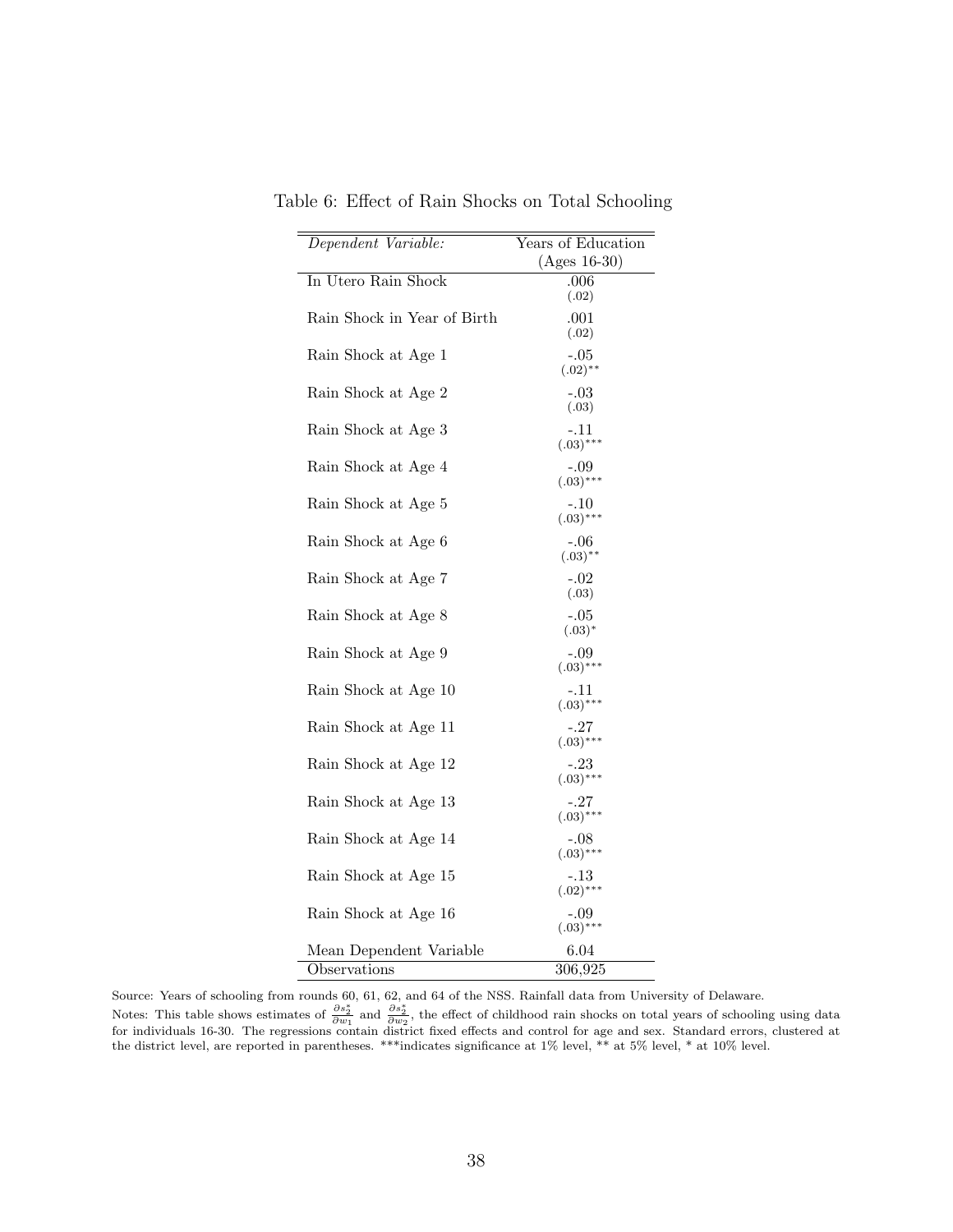Table 6: Effect of Rain Shocks on Total Schooling

| *Dependent Variable:* | Years of Education (Ages 16-30) |
|---|---|
| In Utero Rain Shock | .006 (.02) |
| Rain Shock in Year of Birth | .001 (.02) |
| Rain Shock at Age 1 | -.05 (.02)** |
| Rain Shock at Age 2 | -.03 (.03) |
| Rain Shock at Age 3 | -.11 (.03)*** |
| Rain Shock at Age 4 | -.09 (.03)*** |
| Rain Shock at Age 5 | -.10 (.03)*** |
| Rain Shock at Age 6 | -.06 (.03)** |
| Rain Shock at Age 7 | -.02 (.03) |
| Rain Shock at Age 8 | -.05 (.03)* |
| Rain Shock at Age 9 | -.09 (.03)*** |
| Rain Shock at Age 10 | -.11 (.03)*** |
| Rain Shock at Age 11 | -.27 (.03)*** |
| Rain Shock at Age 12 | -.23 (.03)*** |
| Rain Shock at Age 13 | -.27 (.03)*** |
| Rain Shock at Age 14 | -.08 (.03)*** |
| Rain Shock at Age 15 | -.13 (.02)*** |
| Rain Shock at Age 16 | -.09 (.03)*** |
| Mean Dependent Variable | 6.04 |
| Observations | 306,925 |

Source: Years of schooling from rounds 60, 61, 62, and 64 of the NSS. Rainfall data from University of Delaware.

Notes: This table shows estimates of $\frac{\partial s_2^*}{\partial w_1}$ and $\frac{\partial s_2^*}{\partial w_2}$, the effect of childhood rain shocks on total years of schooling using data for individuals 16-30. The regressions contain district fixed effects and control for age and sex. Standard errors, clustered at the district level, are reported in parentheses. ***indicates significance at 1% level, ** at 5% level, * at 10% level.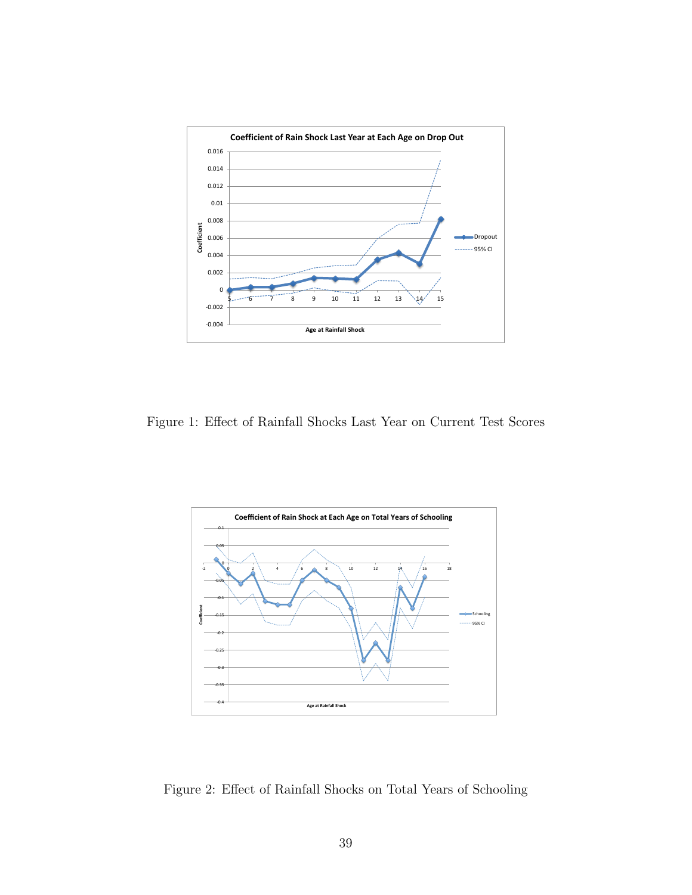Figure 1: Effect of Rainfall Shocks Last Year on Current Test Scores

Figure 2: Effect of Rainfall Shocks on Total Years of Schooling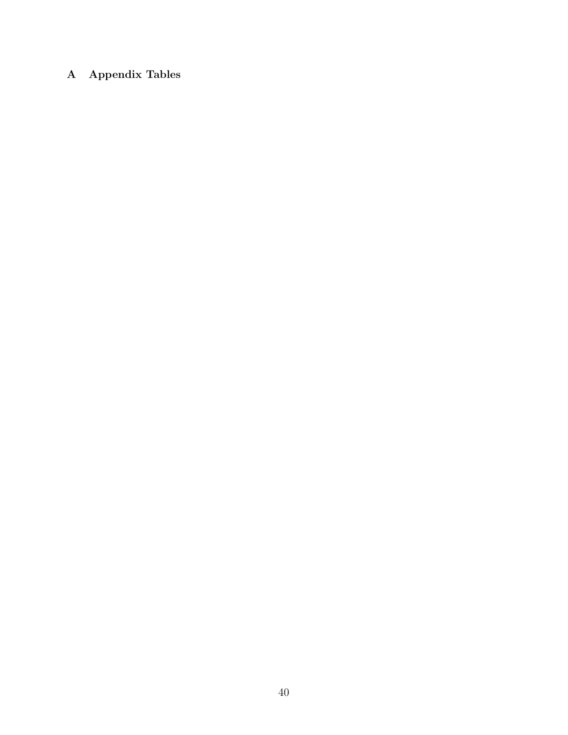# A Appendix Tables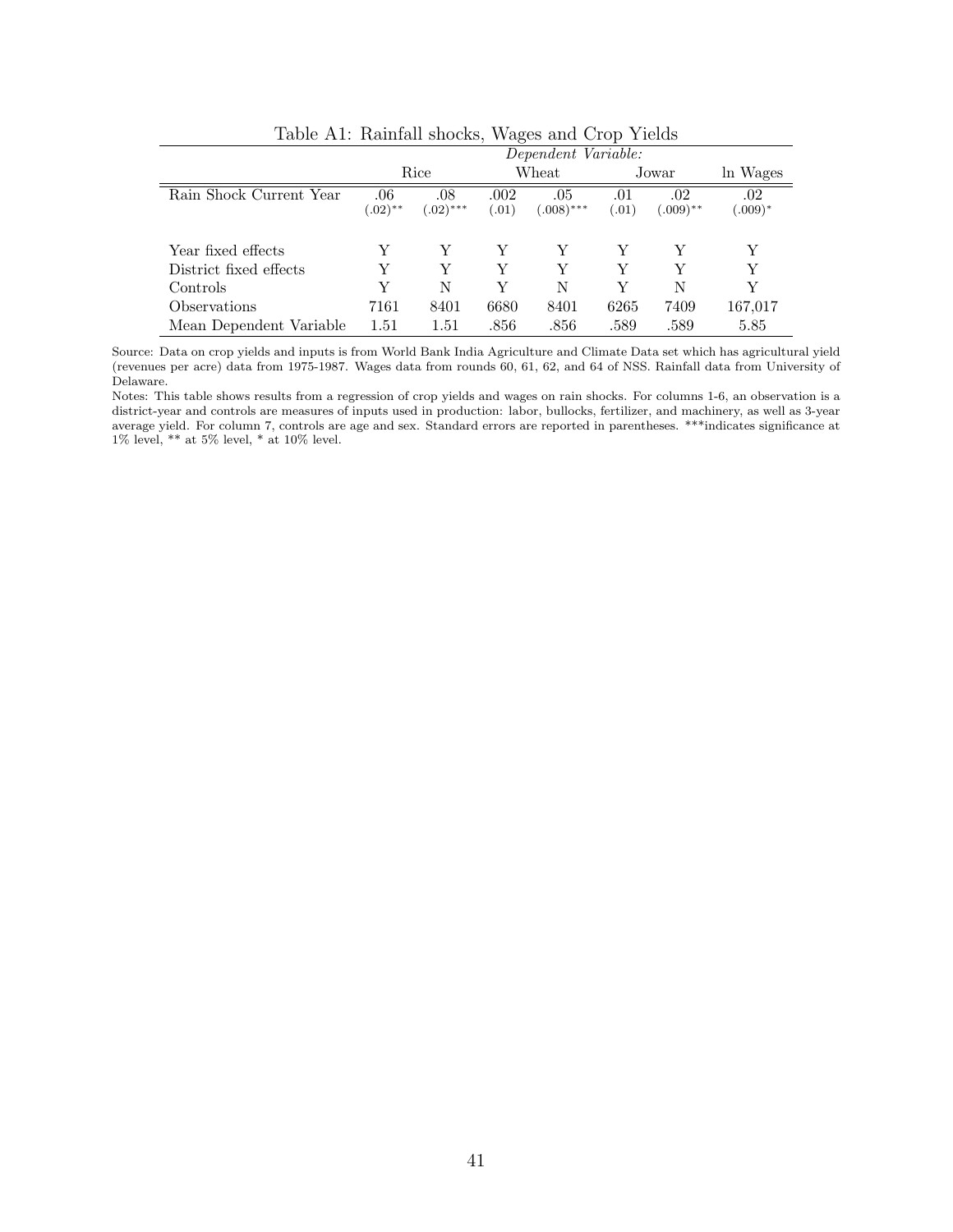Table A1: Rainfall shocks, Wages and Crop Yields

| | *Dependent Variable:* | | | | | | |
|---|---|---|---|---|---|---|---|
| | Rice | | Wheat | | Jowar | | ln Wages |
| Rain Shock Current Year | .06 (.02)** | .08 (.02)*** | .002 (.01) | .05 (.008)*** | .01 (.01) | .02 (.009)** | .02 (.009)* |
| Year fixed effects | Y | Y | Y | Y | Y | Y | Y |
| District fixed effects | Y | Y | Y | Y | Y | Y | Y |
| Controls | Y | N | Y | N | Y | N | Y |
| Observations | 7161 | 8401 | 6680 | 8401 | 6265 | 7409 | 167,017 |
| Mean Dependent Variable | 1.51 | 1.51 | .856 | .856 | .589 | .589 | 5.85 |

Source: Data on crop yields and inputs is from World Bank India Agriculture and Climate Data set which has agricultural yield (revenues per acre) data from 1975-1987. Wages data from rounds 60, 61, 62, and 64 of NSS. Rainfall data from University of Delaware.

Notes: This table shows results from a regression of crop yields and wages on rain shocks. For columns 1-6, an observation is a district-year and controls are measures of inputs used in production: labor, bullocks, fertilizer, and machinery, as well as 3-year average yield. For column 7, controls are age and sex. Standard errors are reported in parentheses. ***indicates significance at 1% level, ** at 5% level, * at 10% level.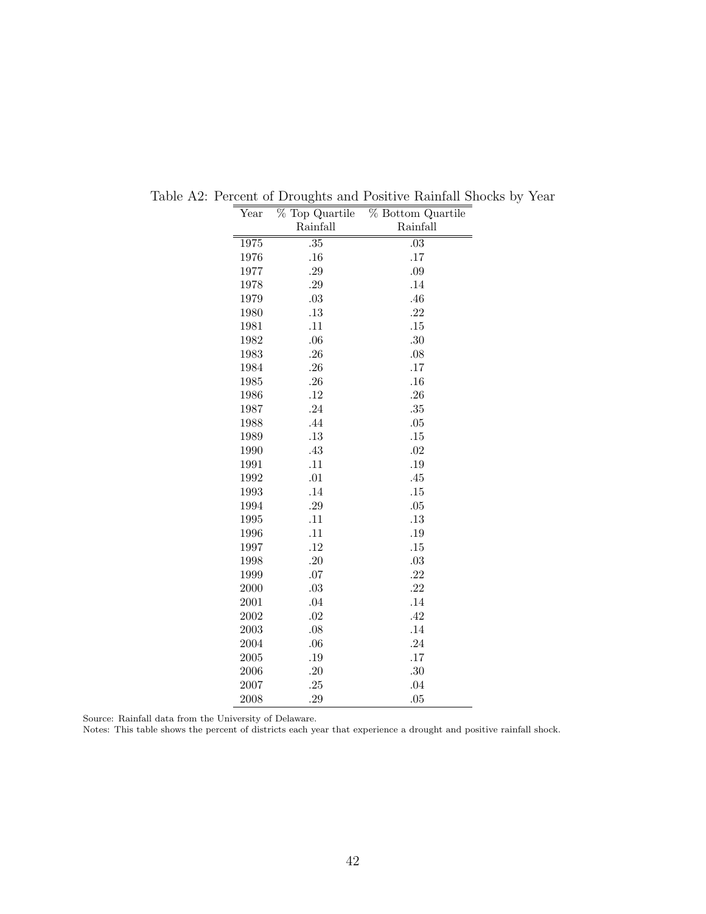Table A2: Percent of Droughts and Positive Rainfall Shocks by Year

| Year | % Top Quartile Rainfall | % Bottom Quartile Rainfall |
|---|---|---|
| 1975 | .35 | .03 |
| 1976 | .16 | .17 |
| 1977 | .29 | .09 |
| 1978 | .29 | .14 |
| 1979 | .03 | .46 |
| 1980 | .13 | .22 |
| 1981 | .11 | .15 |
| 1982 | .06 | .30 |
| 1983 | .26 | .08 |
| 1984 | .26 | .17 |
| 1985 | .26 | .16 |
| 1986 | .12 | .26 |
| 1987 | .24 | .35 |
| 1988 | .44 | .05 |
| 1989 | .13 | .15 |
| 1990 | .43 | .02 |
| 1991 | .11 | .19 |
| 1992 | .01 | .45 |
| 1993 | .14 | .15 |
| 1994 | .29 | .05 |
| 1995 | .11 | .13 |
| 1996 | .11 | .19 |
| 1997 | .12 | .15 |
| 1998 | .20 | .03 |
| 1999 | .07 | .22 |
| 2000 | .03 | .22 |
| 2001 | .04 | .14 |
| 2002 | .02 | .42 |
| 2003 | .08 | .14 |
| 2004 | .06 | .24 |
| 2005 | .19 | .17 |
| 2006 | .20 | .30 |
| 2007 | .25 | .04 |
| 2008 | .29 | .05 |

Source: Rainfall data from the University of Delaware.
Notes: This table shows the percent of districts each year that experience a drought and positive rainfall shock.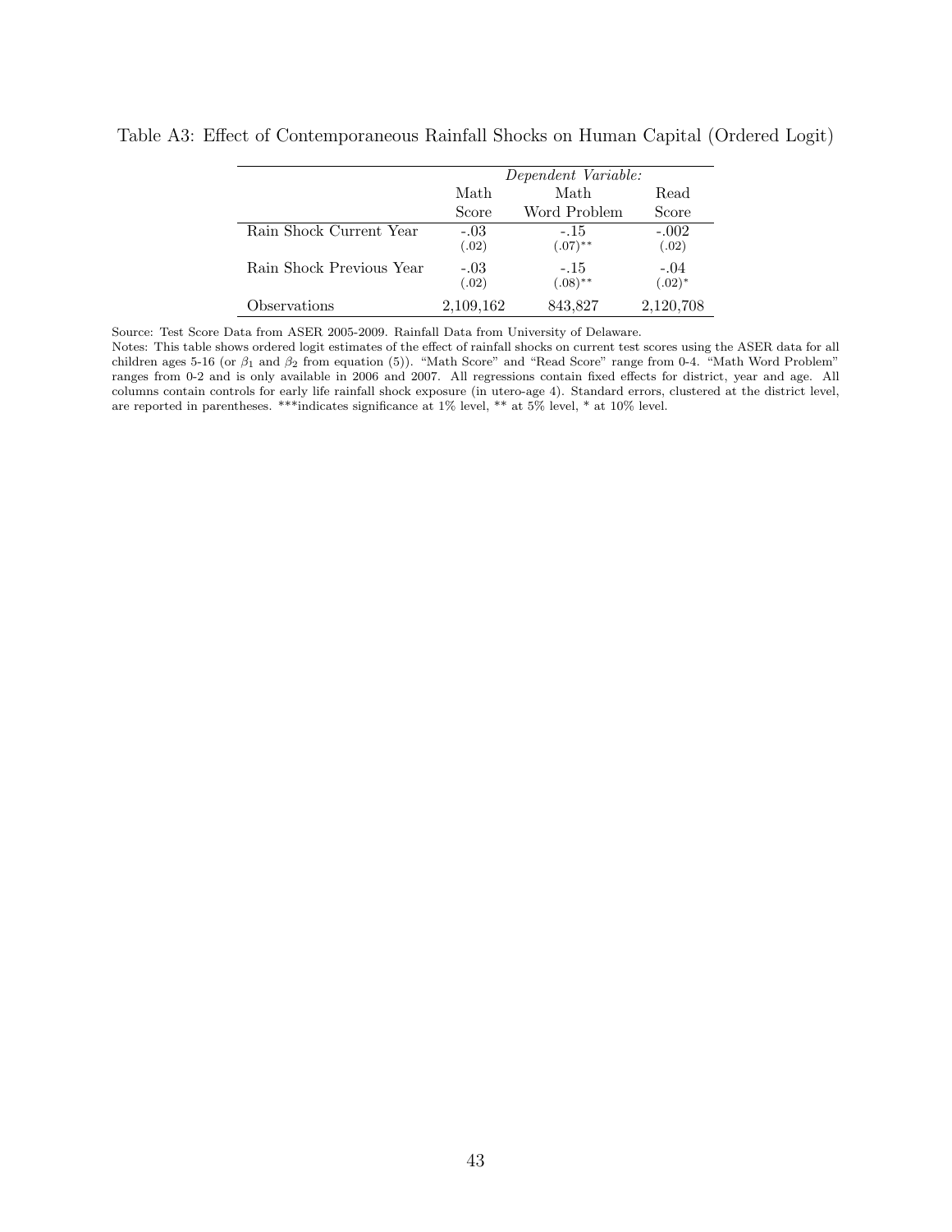Table A3: Effect of Contemporaneous Rainfall Shocks on Human Capital (Ordered Logit)

| | *Dependent Variable:* | | |
|---|---|---|---|
| | Math Score | Math Word Problem | Read Score |
| Rain Shock Current Year | -.03 | -.15 | -.002 |
| | (.02) | (.07)** | (.02) |
| Rain Shock Previous Year | -.03 | -.15 | -.04 |
| | (.02) | (.08)** | (.02)* |
| Observations | 2,109,162 | 843,827 | 2,120,708 |

Source: Test Score Data from ASER 2005-2009. Rainfall Data from University of Delaware.
Notes: This table shows ordered logit estimates of the effect of rainfall shocks on current test scores using the ASER data for all children ages 5-16 (or $\beta_1$ and $\beta_2$ from equation (5)). "Math Score" and "Read Score" range from 0-4. "Math Word Problem" ranges from 0-2 and is only available in 2006 and 2007. All regressions contain fixed effects for district, year and age. All columns contain controls for early life rainfall shock exposure (in utero-age 4). Standard errors, clustered at the district level, are reported in parentheses. ***indicates significance at 1% level, ** at 5% level, * at 10% level.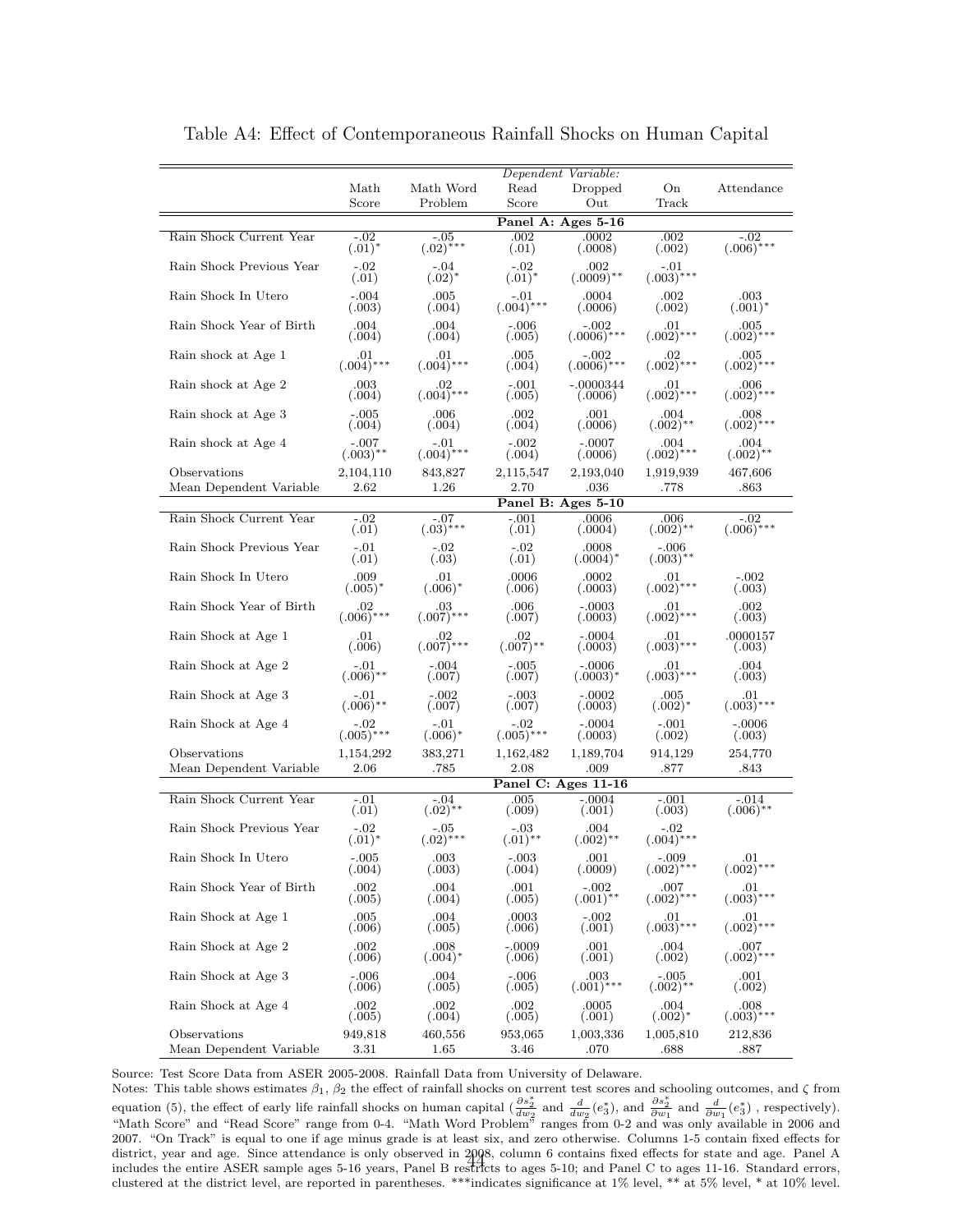Table A4: Effect of Contemporaneous Rainfall Shocks on Human Capital

| | *Dependent Variable:* | | | | | |
|---|---|---|---|---|---|---|
| | Math Score | Math Word Problem | Read Score | Dropped Out | On Track | Attendance |
| **Panel A: Ages 5-16** | | | | | | |
| Rain Shock Current Year | -.02 | -.05 | .002 | .0002 | .002 | -.02 |
| | (.01)* | (.02)*** | (.01) | (.0008) | (.002) | (.006)*** |
| Rain Shock Previous Year | -.02 | -.04 | -.02 | .002 | -.01 | |
| | (.01) | (.02)* | (.01)* | (.0009)** | (.003)*** | |
| Rain Shock In Utero | -.004 | .005 | -.01 | .0004 | .002 | .003 |
| | (.003) | (.004) | (.004)*** | (.0006) | (.002) | (.001)* |
| Rain Shock Year of Birth | .004 | .004 | -.006 | -.002 | .01 | .005 |
| | (.004) | (.004) | (.005) | (.0006)*** | (.002)*** | (.002)*** |
| Rain shock at Age 1 | .01 | .01 | .005 | -.002 | .02 | .005 |
| | (.004)*** | (.004)*** | (.004) | (.0006)*** | (.002)*** | (.002)*** |
| Rain shock at Age 2 | .003 | .02 | -.001 | -.0000344 | .01 | .006 |
| | (.004) | (.004)*** | (.005) | (.0006) | (.002)*** | (.002)*** |
| Rain shock at Age 3 | -.005 | .006 | .002 | .001 | .004 | .008 |
| | (.004) | (.004) | (.004) | (.0006) | (.002)** | (.002)*** |
| Rain shock at Age 4 | -.007 | -.01 | -.002 | -.0007 | .004 | .004 |
| | (.003)** | (.004)*** | (.004) | (.0006) | (.002)*** | (.002)** |
| Observations | 2,104,110 | 843,827 | 2,115,547 | 2,193,040 | 1,919,939 | 467,606 |
| Mean Dependent Variable | 2.62 | 1.26 | 2.70 | .036 | .778 | .863 |
| **Panel B: Ages 5-10** | | | | | | |
| Rain Shock Current Year | -.02 | -.07 | -.001 | .0006 | .006 | -.02 |
| | (.01) | (.03)*** | (.01) | (.0004) | (.002)** | (.006)*** |
| Rain Shock Previous Year | -.01 | -.02 | -.02 | .0008 | -.006 | |
| | (.01) | (.03) | (.01) | (.0004)* | (.003)** | |
| Rain Shock In Utero | .009 | .01 | .0006 | .0002 | .01 | -.002 |
| | (.005)* | (.006)* | (.006) | (.0003) | (.002)*** | (.003) |
| Rain Shock Year of Birth | .02 | .03 | .006 | -.0003 | .01 | .002 |
| | (.006)*** | (.007)*** | (.007) | (.0003) | (.002)*** | (.003) |
| Rain Shock at Age 1 | .01 | .02 | .02 | -.0004 | .01 | .0000157 |
| | (.006) | (.007)*** | (.007)** | (.0003) | (.003)*** | (.003) |
| Rain Shock at Age 2 | -.01 | -.004 | -.005 | -.0006 | .01 | .004 |
| | (.006)** | (.007) | (.007) | (.0003)* | (.003)*** | (.003) |
| Rain Shock at Age 3 | -.01 | -.002 | -.003 | -.0002 | .005 | .01 |
| | (.006)** | (.007) | (.007) | (.0003) | (.002)* | (.003)*** |
| Rain Shock at Age 4 | -.02 | -.01 | -.02 | -.0004 | -.001 | -.0006 |
| | (.005)*** | (.006)* | (.005)*** | (.0003) | (.002) | (.003) |
| Observations | 1,154,292 | 383,271 | 1,162,482 | 1,189,704 | 914,129 | 254,770 |
| Mean Dependent Variable | 2.06 | .785 | 2.08 | .009 | .877 | .843 |
| **Panel C: Ages 11-16** | | | | | | |
| Rain Shock Current Year | -.01 | -.04 | .005 | -.0004 | -.001 | -.014 |
| | (.01) | (.02)** | (.009) | (.001) | (.003) | (.006)** |
| Rain Shock Previous Year | -.02 | -.05 | -.03 | .004 | -.02 | |
| | (.01)* | (.02)*** | (.01)** | (.002)** | (.004)*** | |
| Rain Shock In Utero | -.005 | .003 | -.003 | .001 | -.009 | .01 |
| | (.004) | (.003) | (.004) | (.0009) | (.002)*** | (.002)*** |
| Rain Shock Year of Birth | .002 | .004 | .001 | -.002 | .007 | .01 |
| | (.005) | (.004) | (.005) | (.001)** | (.002)*** | (.003)*** |
| Rain Shock at Age 1 | .005 | .004 | .0003 | -.002 | .01 | .01 |
| | (.006) | (.005) | (.006) | (.001) | (.003)*** | (.002)*** |
| Rain Shock at Age 2 | .002 | .008 | -.0009 | .001 | .004 | .007 |
| | (.006) | (.004)* | (.006) | (.001) | (.002) | (.002)*** |
| Rain Shock at Age 3 | -.006 | .004 | -.006 | .003 | -.005 | .001 |
| | (.006) | (.005) | (.005) | (.001)*** | (.002)** | (.002) |
| Rain Shock at Age 4 | .002 | .002 | .002 | .0005 | .004 | .008 |
| | (.005) | (.004) | (.005) | (.001) | (.002)* | (.003)*** |
| Observations | 949,818 | 460,556 | 953,065 | 1,003,336 | 1,005,810 | 212,836 |
| Mean Dependent Variable | 3.31 | 1.65 | 3.46 | .070 | .688 | .887 |

Source: Test Score Data from ASER 2005-2008. Rainfall Data from University of Delaware.

Notes: This table shows estimates $\beta_1$, $\beta_2$ the effect of rainfall shocks on current test scores and schooling outcomes, and $\zeta$ from equation (5), the effect of early life rainfall shocks on human capital ($\frac{\partial s_2^*}{dw_2}$ and $\frac{d}{dw_2}(e_3^*)$, and $\frac{\partial s_2^*}{\partial w_1}$ and $\frac{d}{\partial w_1}(e_3^*)$ , respectively). "Math Score" and "Read Score" range from 0-4. "Math Word Problem" ranges from 0-2 and was only available in 2006 and 2007. "On Track" is equal to one if age minus grade is at least six, and zero otherwise. Columns 1-5 contain fixed effects for district, year and age. Since attendance is only observed in 2008, column 6 contains fixed effects for state and age. Panel A includes the entire ASER sample ages 5-16 years, Panel B restricts to ages 5-10; and Panel C to ages 11-16. Standard errors, clustered at the district level, are reported in parentheses. ***indicates significance at 1% level, ** at 5% level, * at 10% level.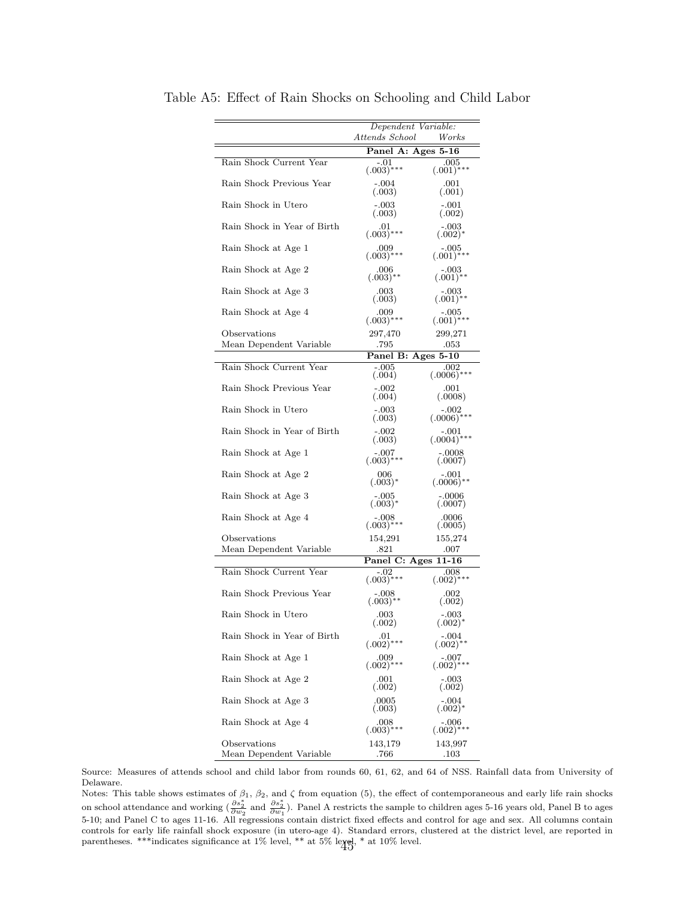Table A5: Effect of Rain Shocks on Schooling and Child Labor

| | *Dependent Variable:* | |
|---|---|---|
| | *Attends School* | *Works* |
| | **Panel A: Ages 5-16** | |
| Rain Shock Current Year | -.01 (.003)*** | .005 (.001)*** |
| Rain Shock Previous Year | -.004 (.003) | .001 (.001) |
| Rain Shock in Utero | -.003 (.003) | -.001 (.002) |
| Rain Shock in Year of Birth | .01 (.003)*** | -.003 (.002)* |
| Rain Shock at Age 1 | .009 (.003)*** | -.005 (.001)*** |
| Rain Shock at Age 2 | .006 (.003)** | -.003 (.001)** |
| Rain Shock at Age 3 | .003 (.003) | -.003 (.001)** |
| Rain Shock at Age 4 | .009 (.003)*** | -.005 (.001)*** |
| Observations | 297,470 | 299,271 |
| Mean Dependent Variable | .795 | .053 |
| | **Panel B: Ages 5-10** | |
| Rain Shock Current Year | -.005 (.004) | .002 (.0006)*** |
| Rain Shock Previous Year | -.002 (.004) | .001 (.0008) |
| Rain Shock in Utero | -.003 (.003) | -.002 (.0006)*** |
| Rain Shock in Year of Birth | -.002 (.003) | -.001 (.0004)*** |
| Rain Shock at Age 1 | -.007 (.003)*** | -.0008 (.0007) |
| Rain Shock at Age 2 | 006 (.003)* | -.001 (.0006)** |
| Rain Shock at Age 3 | -.005 (.003)* | -.0006 (.0007) |
| Rain Shock at Age 4 | -.008 (.003)*** | .0006 (.0005) |
| Observations | 154,291 | 155,274 |
| Mean Dependent Variable | .821 | .007 |
| | **Panel C: Ages 11-16** | |
| Rain Shock Current Year | -.02 (.003)*** | .008 (.002)*** |
| Rain Shock Previous Year | -.008 (.003)** | .002 (.002) |
| Rain Shock in Utero | .003 (.002) | -.003 (.002)* |
| Rain Shock in Year of Birth | .01 (.002)*** | -.004 (.002)** |
| Rain Shock at Age 1 | .009 (.002)*** | -.007 (.002)*** |
| Rain Shock at Age 2 | .001 (.002) | -.003 (.002) |
| Rain Shock at Age 3 | .0005 (.003) | -.004 (.002)* |
| Rain Shock at Age 4 | .008 (.003)*** | -.006 (.002)*** |
| Observations | 143,179 | 143,997 |
| Mean Dependent Variable | .766 | .103 |

Source: Measures of attends school and child labor from rounds 60, 61, 62, and 64 of NSS. Rainfall data from University of Delaware.

Notes: This table shows estimates of $\beta_1$, $\beta_2$, and $\zeta$ from equation (5), the effect of contemporaneous and early life rain shocks on school attendance and working ($\frac{\partial s_2^*}{\partial w_2}$ and $\frac{\partial s_2^*}{\partial w_1}$). Panel A restricts the sample to children ages 5-16 years old, Panel B to ages 5-10; and Panel C to ages 11-16. All regressions contain district fixed effects and control for age and sex. All columns contain controls for early life rainfall shock exposure (in utero-age 4). Standard errors, clustered at the district level, are reported in parentheses. ***indicates significance at 1% level, ** at 5% level, * at 10% level.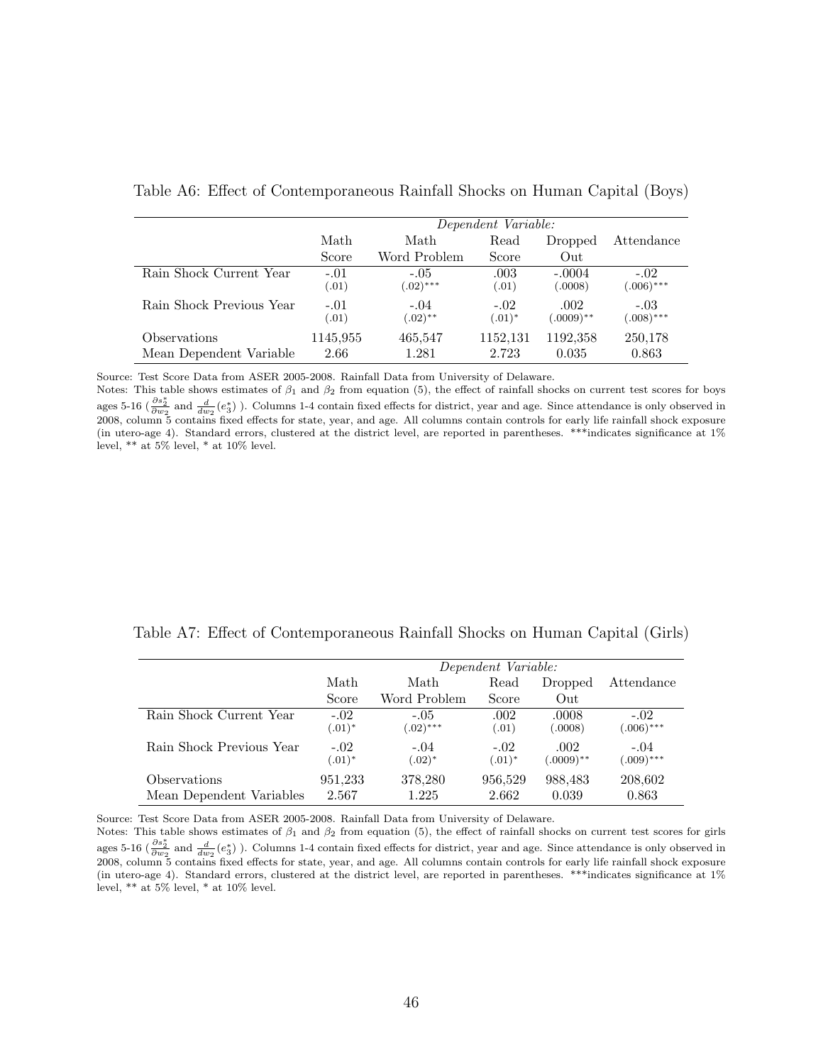Table A6: Effect of Contemporaneous Rainfall Shocks on Human Capital (Boys)

| | *Dependent Variable:* | | | | |
|---|---|---|---|---|---|
| | Math Score | Math Word Problem | Read Score | Dropped Out | Attendance |
| Rain Shock Current Year | -.01 | -.05 | .003 | -.0004 | -.02 |
| | (.01) | (.02)*** | (.01) | (.0008) | (.006)*** |
| Rain Shock Previous Year | -.01 | -.04 | -.02 | .002 | -.03 |
| | (.01) | (.02)** | (.01)* | (.0009)** | (.008)*** |
| Observations | 1145,955 | 465,547 | 1152,131 | 1192,358 | 250,178 |
| Mean Dependent Variable | 2.66 | 1.281 | 2.723 | 0.035 | 0.863 |

Source: Test Score Data from ASER 2005-2008. Rainfall Data from University of Delaware.
Notes: This table shows estimates of $\beta_1$ and $\beta_2$ from equation (5), the effect of rainfall shocks on current test scores for boys ages 5-16 ($\frac{\partial s_2^*}{\partial w_2}$ and $\frac{d}{dw_2}(e_3^*)$ ). Columns 1-4 contain fixed effects for district, year and age. Since attendance is only observed in 2008, column 5 contains fixed effects for state, year, and age. All columns contain controls for early life rainfall shock exposure (in utero-age 4). Standard errors, clustered at the district level, are reported in parentheses. ***indicates significance at 1% level, ** at 5% level, * at 10% level.

Table A7: Effect of Contemporaneous Rainfall Shocks on Human Capital (Girls)

| | *Dependent Variable:* | | | | |
|---|---|---|---|---|---|
| | Math Score | Math Word Problem | Read Score | Dropped Out | Attendance |
| Rain Shock Current Year | -.02 | -.05 | .002 | .0008 | -.02 |
| | (.01)* | (.02)*** | (.01) | (.0008) | (.006)*** |
| Rain Shock Previous Year | -.02 | -.04 | -.02 | .002 | -.04 |
| | (.01)* | (.02)* | (.01)* | (.0009)** | (.009)*** |
| Observations | 951,233 | 378,280 | 956,529 | 988,483 | 208,602 |
| Mean Dependent Variables | 2.567 | 1.225 | 2.662 | 0.039 | 0.863 |

Source: Test Score Data from ASER 2005-2008. Rainfall Data from University of Delaware.
Notes: This table shows estimates of $\beta_1$ and $\beta_2$ from equation (5), the effect of rainfall shocks on current test scores for girls ages 5-16 ($\frac{\partial s_2^*}{\partial w_2}$ and $\frac{d}{dw_2}(e_3^*)$ ). Columns 1-4 contain fixed effects for district, year and age. Since attendance is only observed in 2008, column 5 contains fixed effects for state, year, and age. All columns contain controls for early life rainfall shock exposure (in utero-age 4). Standard errors, clustered at the district level, are reported in parentheses. ***indicates significance at 1% level, ** at 5% level, * at 10% level.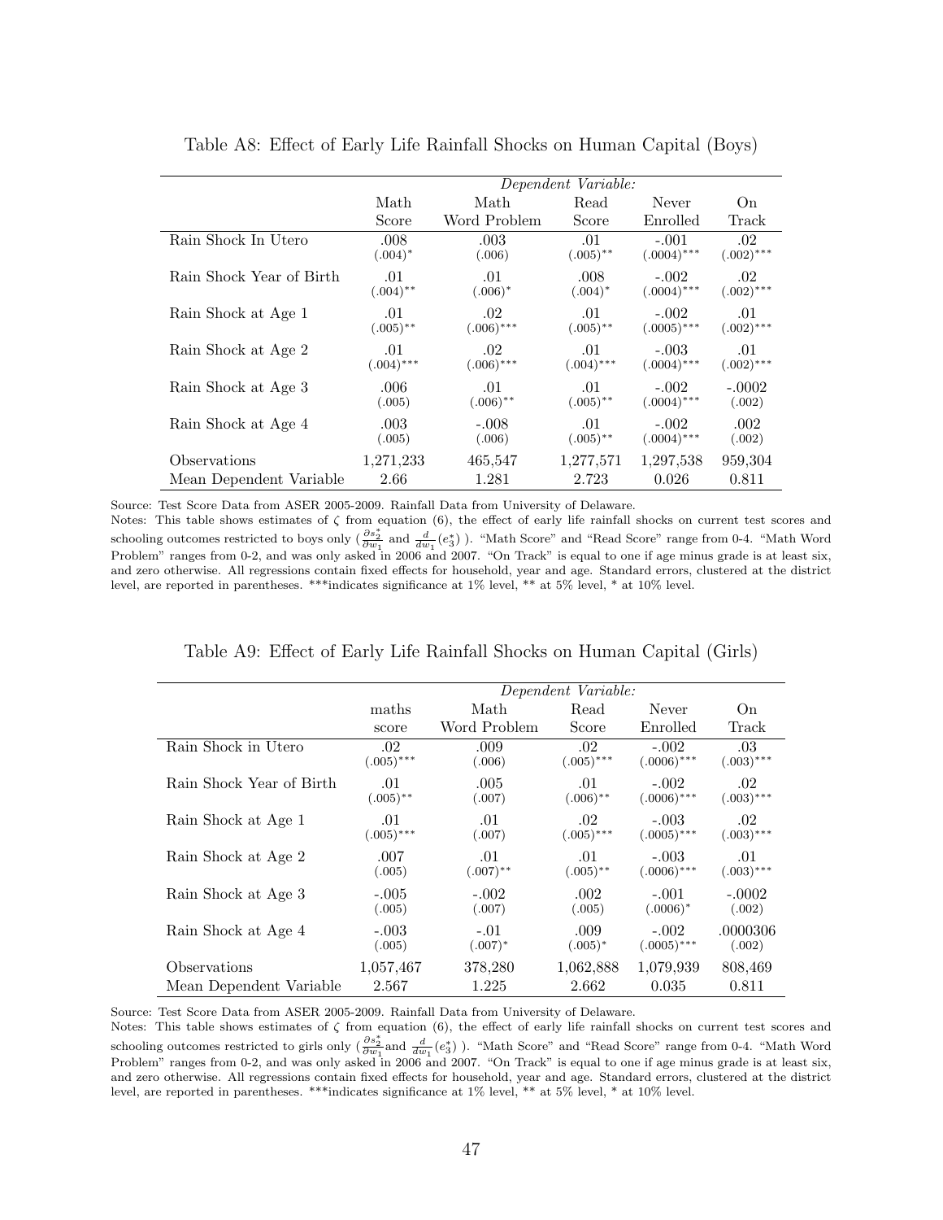Table A8: Effect of Early Life Rainfall Shocks on Human Capital (Boys)

| | *Dependent Variable:* | | | | |
|---|---|---|---|---|---|
| | Math Score | Math Word Problem | Read Score | Never Enrolled | On Track |
| Rain Shock In Utero | .008 | .003 | .01 | -.001 | .02 |
| | (.004)* | (.006) | (.005)** | (.0004)*** | (.002)*** |
| Rain Shock Year of Birth | .01 | .01 | .008 | -.002 | .02 |
| | (.004)** | (.006)* | (.004)* | (.0004)*** | (.002)*** |
| Rain Shock at Age 1 | .01 | .02 | .01 | -.002 | .01 |
| | (.005)** | (.006)*** | (.005)** | (.0005)*** | (.002)*** |
| Rain Shock at Age 2 | .01 | .02 | .01 | -.003 | .01 |
| | (.004)*** | (.006)*** | (.004)*** | (.0004)*** | (.002)*** |
| Rain Shock at Age 3 | .006 | .01 | .01 | -.002 | -.0002 |
| | (.005) | (.006)** | (.005)** | (.0004)*** | (.002) |
| Rain Shock at Age 4 | .003 | -.008 | .01 | -.002 | .002 |
| | (.005) | (.006) | (.005)** | (.0004)*** | (.002) |
| Observations | 1,271,233 | 465,547 | 1,277,571 | 1,297,538 | 959,304 |
| Mean Dependent Variable | 2.66 | 1.281 | 2.723 | 0.026 | 0.811 |

Source: Test Score Data from ASER 2005-2009. Rainfall Data from University of Delaware.
Notes: This table shows estimates of $\zeta$ from equation (6), the effect of early life rainfall shocks on current test scores and schooling outcomes restricted to boys only ($\frac{\partial s_2^*}{\partial w_1}$ and $\frac{d}{dw_1}(e_3^*)$ ). "Math Score" and "Read Score" range from 0-4. "Math Word Problem" ranges from 0-2, and was only asked in 2006 and 2007. "On Track" is equal to one if age minus grade is at least six, and zero otherwise. All regressions contain fixed effects for household, year and age. Standard errors, clustered at the district level, are reported in parentheses. ***indicates significance at 1% level, ** at 5% level, * at 10% level.

Table A9: Effect of Early Life Rainfall Shocks on Human Capital (Girls)

| | *Dependent Variable:* | | | | |
|---|---|---|---|---|---|
| | maths score | Math Word Problem | Read Score | Never Enrolled | On Track |
| Rain Shock in Utero | .02 | .009 | .02 | -.002 | .03 |
| | (.005)*** | (.006) | (.005)*** | (.0006)*** | (.003)*** |
| Rain Shock Year of Birth | .01 | .005 | .01 | -.002 | .02 |
| | (.005)** | (.007) | (.006)** | (.0006)*** | (.003)*** |
| Rain Shock at Age 1 | .01 | .01 | .02 | -.003 | .02 |
| | (.005)*** | (.007) | (.005)*** | (.0005)*** | (.003)*** |
| Rain Shock at Age 2 | .007 | .01 | .01 | -.003 | .01 |
| | (.005) | (.007)** | (.005)** | (.0006)*** | (.003)*** |
| Rain Shock at Age 3 | -.005 | -.002 | .002 | -.001 | -.0002 |
| | (.005) | (.007) | (.005) | (.0006)* | (.002) |
| Rain Shock at Age 4 | -.003 | -.01 | .009 | -.002 | .0000306 |
| | (.005) | (.007)* | (.005)* | (.0005)*** | (.002) |
| Observations | 1,057,467 | 378,280 | 1,062,888 | 1,079,939 | 808,469 |
| Mean Dependent Variable | 2.567 | 1.225 | 2.662 | 0.035 | 0.811 |

Source: Test Score Data from ASER 2005-2009. Rainfall Data from University of Delaware.
Notes: This table shows estimates of $\zeta$ from equation (6), the effect of early life rainfall shocks on current test scores and schooling outcomes restricted to girls only ($\frac{\partial s_2^*}{\partial w_1}$ and $\frac{d}{dw_1}(e_3^*)$ ). "Math Score" and "Read Score" range from 0-4. "Math Word Problem" ranges from 0-2, and was only asked in 2006 and 2007. "On Track" is equal to one if age minus grade is at least six, and zero otherwise. All regressions contain fixed effects for household, year and age. Standard errors, clustered at the district level, are reported in parentheses. ***indicates significance at 1% level, ** at 5% level, * at 10% level.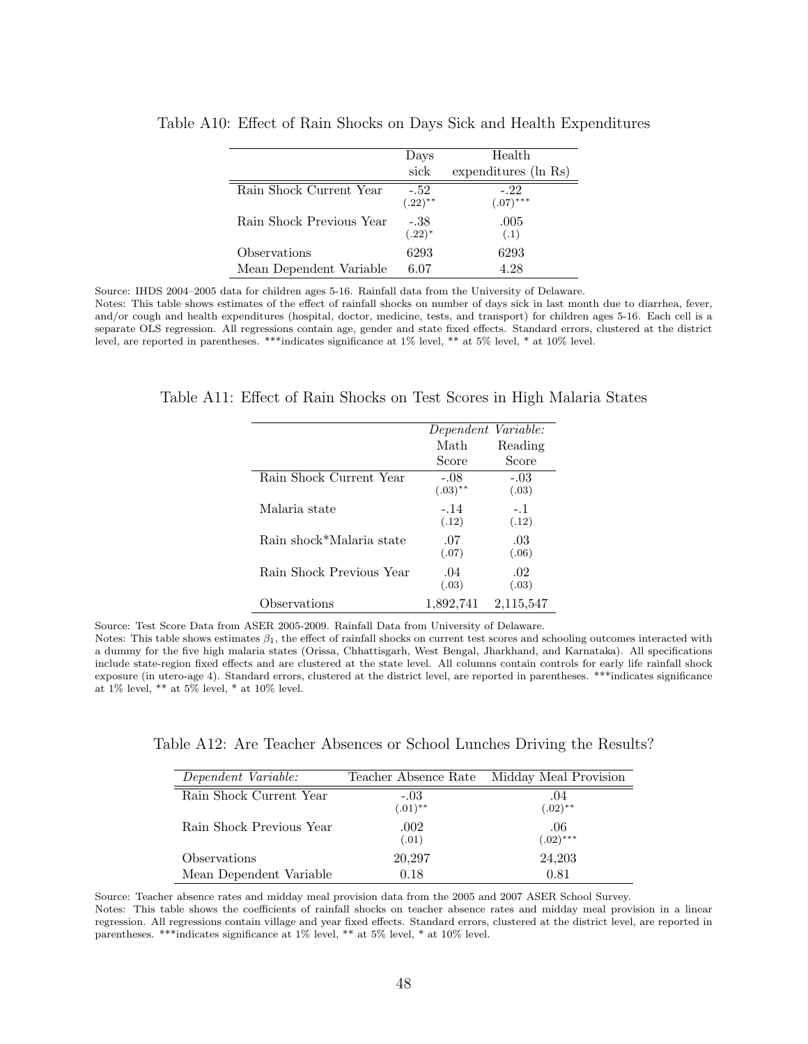Table A10: Effect of Rain Shocks on Days Sick and Health Expenditures

| | Days sick | Health expenditures (ln Rs) |
|---|---|---|
| Rain Shock Current Year | -.52 (.22)** | -.22 (.07)*** |
| Rain Shock Previous Year | -.38 (.22)* | .005 (.1) |
| Observations | 6293 | 6293 |
| Mean Dependent Variable | 6.07 | 4.28 |

Source: IHDS 2004–2005 data for children ages 5-16. Rainfall data from the University of Delaware.
Notes: This table shows estimates of the effect of rainfall shocks on number of days sick in last month due to diarrhea, fever, and/or cough and health expenditures (hospital, doctor, medicine, tests, and transport) for children ages 5-16. Each cell is a separate OLS regression. All regressions contain age, gender and state fixed effects. Standard errors, clustered at the district level, are reported in parentheses. ***indicates significance at 1% level, ** at 5% level, * at 10% level.

Table A11: Effect of Rain Shocks on Test Scores in High Malaria States

| | *Dependent Variable:* | |
|---|---|---|
| | Math Score | Reading Score |
| Rain Shock Current Year | -.08 (.03)** | -.03 (.03) |
| Malaria state | -.14 (.12) | -.1 (.12) |
| Rain shock*Malaria state | .07 (.07) | .03 (.06) |
| Rain Shock Previous Year | .04 (.03) | .02 (.03) |
| Observations | 1,892,741 | 2,115,547 |

Source: Test Score Data from ASER 2005-2009. Rainfall Data from University of Delaware.
Notes: This table shows estimates $\beta_1$, the effect of rainfall shocks on current test scores and schooling outcomes interacted with a dummy for the five high malaria states (Orissa, Chhattisgarh, West Bengal, Jharkhand, and Karnataka). All specifications include state-region fixed effects and are clustered at the state level. All columns contain controls for early life rainfall shock exposure (in utero-age 4). Standard errors, clustered at the district level, are reported in parentheses. ***indicates significance at 1% level, ** at 5% level, * at 10% level.

Table A12: Are Teacher Absences or School Lunches Driving the Results?

| *Dependent Variable:* | Teacher Absence Rate | Midday Meal Provision |
|---|---|---|
| Rain Shock Current Year | -.03 (.01)** | .04 (.02)** |
| Rain Shock Previous Year | .002 (.01) | .06 (.02)*** |
| Observations | 20,297 | 24,203 |
| Mean Dependent Variable | 0.18 | 0.81 |

Source: Teacher absence rates and midday meal provision data from the 2005 and 2007 ASER School Survey.
Notes: This table shows the coefficients of rainfall shocks on teacher absence rates and midday meal provision in a linear regression. All regressions contain village and year fixed effects. Standard errors, clustered at the district level, are reported in parentheses. ***indicates significance at 1% level, ** at 5% level, * at 10% level.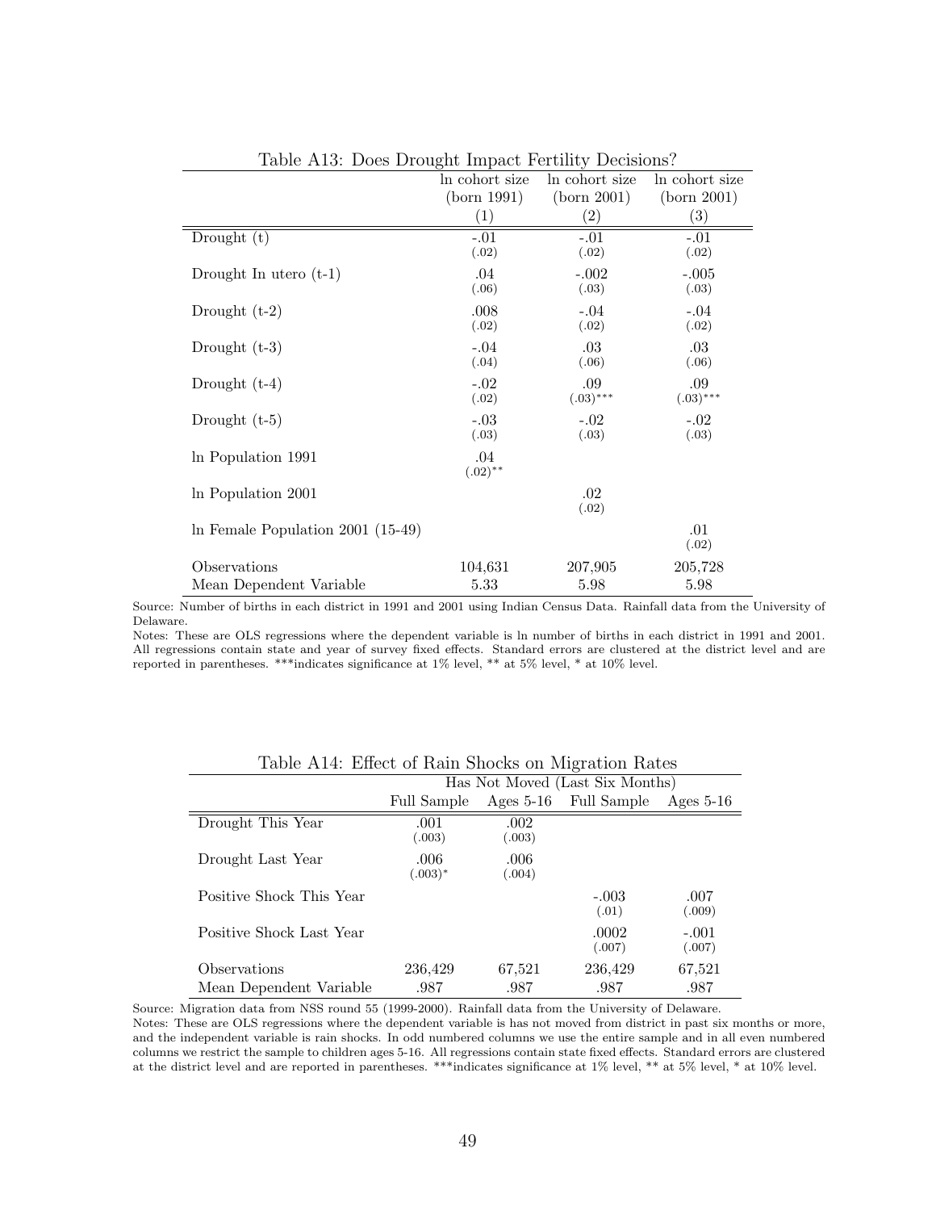Table A13: Does Drought Impact Fertility Decisions?

| | ln cohort size (born 1991) (1) | ln cohort size (born 2001) (2) | ln cohort size (born 2001) (3) |
|---|---|---|---|
| Drought (t) | -.01 (.02) | -.01 (.02) | -.01 (.02) |
| Drought In utero (t-1) | .04 (.06) | -.002 (.03) | -.005 (.03) |
| Drought (t-2) | .008 (.02) | -.04 (.02) | -.04 (.02) |
| Drought (t-3) | -.04 (.04) | .03 (.06) | .03 (.06) |
| Drought (t-4) | -.02 (.02) | .09 (.03)*** | .09 (.03)*** |
| Drought (t-5) | -.03 (.03) | -.02 (.03) | -.02 (.03) |
| ln Population 1991 | .04 (.02)** | | |
| ln Population 2001 | | .02 (.02) | |
| ln Female Population 2001 (15-49) | | | .01 (.02) |
| Observations | 104,631 | 207,905 | 205,728 |
| Mean Dependent Variable | 5.33 | 5.98 | 5.98 |

Source: Number of births in each district in 1991 and 2001 using Indian Census Data. Rainfall data from the University of Delaware.
Notes: These are OLS regressions where the dependent variable is ln number of births in each district in 1991 and 2001. All regressions contain state and year of survey fixed effects. Standard errors are clustered at the district level and are reported in parentheses. ***indicates significance at 1% level, ** at 5% level, * at 10% level.

Table A14: Effect of Rain Shocks on Migration Rates

| | Has Not Moved (Last Six Months) | | | |
|---|---|---|---|---|
| | Full Sample | Ages 5-16 | Full Sample | Ages 5-16 |
| Drought This Year | .001 (.003) | .002 (.003) | | |
| Drought Last Year | .006 (.003)* | .006 (.004) | | |
| Positive Shock This Year | | | -.003 (.01) | .007 (.009) |
| Positive Shock Last Year | | | .0002 (.007) | -.001 (.007) |
| Observations | 236,429 | 67,521 | 236,429 | 67,521 |
| Mean Dependent Variable | .987 | .987 | .987 | .987 |

Source: Migration data from NSS round 55 (1999-2000). Rainfall data from the University of Delaware.
Notes: These are OLS regressions where the dependent variable is has not moved from district in past six months or more, and the independent variable is rain shocks. In odd numbered columns we use the entire sample and in all even numbered columns we restrict the sample to children ages 5-16. All regressions contain state fixed effects. Standard errors are clustered at the district level and are reported in parentheses. ***indicates significance at 1% level, ** at 5% level, * at 10% level.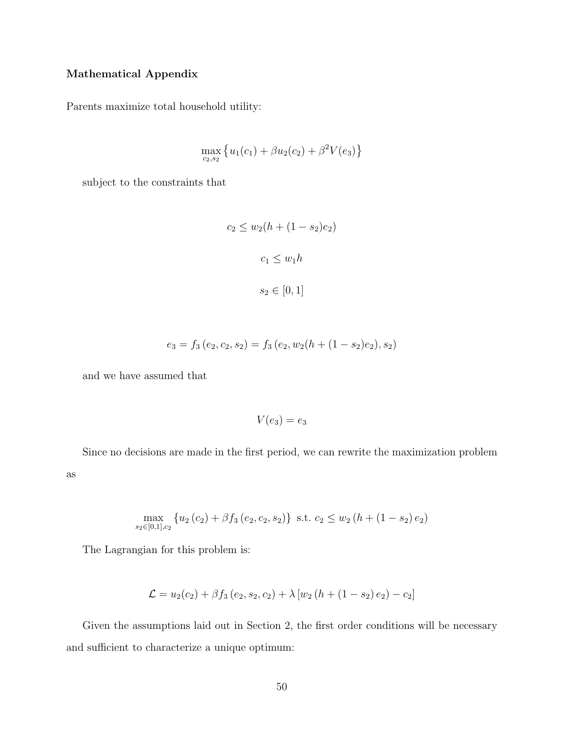**Mathematical Appendix**

Parents maximize total household utility:

$$\max_{c_2, s_2} \left\{ u_1(c_1) + \beta u_2(c_2) + \beta^2 V(e_3) \right\}$$

subject to the constraints that

$$c_2 \leq w_2(h + (1 - s_2)e_2)$$

$$c_1 \leq w_1 h$$

$$s_2 \in [0, 1]$$

$$e_3 = f_3\left(e_2, c_2, s_2\right) = f_3\left(e_2, w_2(h + (1 - s_2)e_2), s_2\right)$$

and we have assumed that

$$V(e_3) = e_3$$

Since no decisions are made in the first period, we can rewrite the maximization problem as

$$\max_{s_2 \in [0,1], c_2} \left\{ u_2\left(c_2\right) + \beta f_3\left(e_2, c_2, s_2\right) \right\} \text{ s.t. } c_2 \leq w_2\left(h + \left(1 - s_2\right) e_2\right)$$

The Lagrangian for this problem is:

$$\mathcal{L} = u_2(c_2) + \beta f_3\left(e_2, s_2, c_2\right) + \lambda\left[w_2\left(h + \left(1 - s_2\right) e_2\right) - c_2\right]$$

Given the assumptions laid out in Section 2, the first order conditions will be necessary and sufficient to characterize a unique optimum: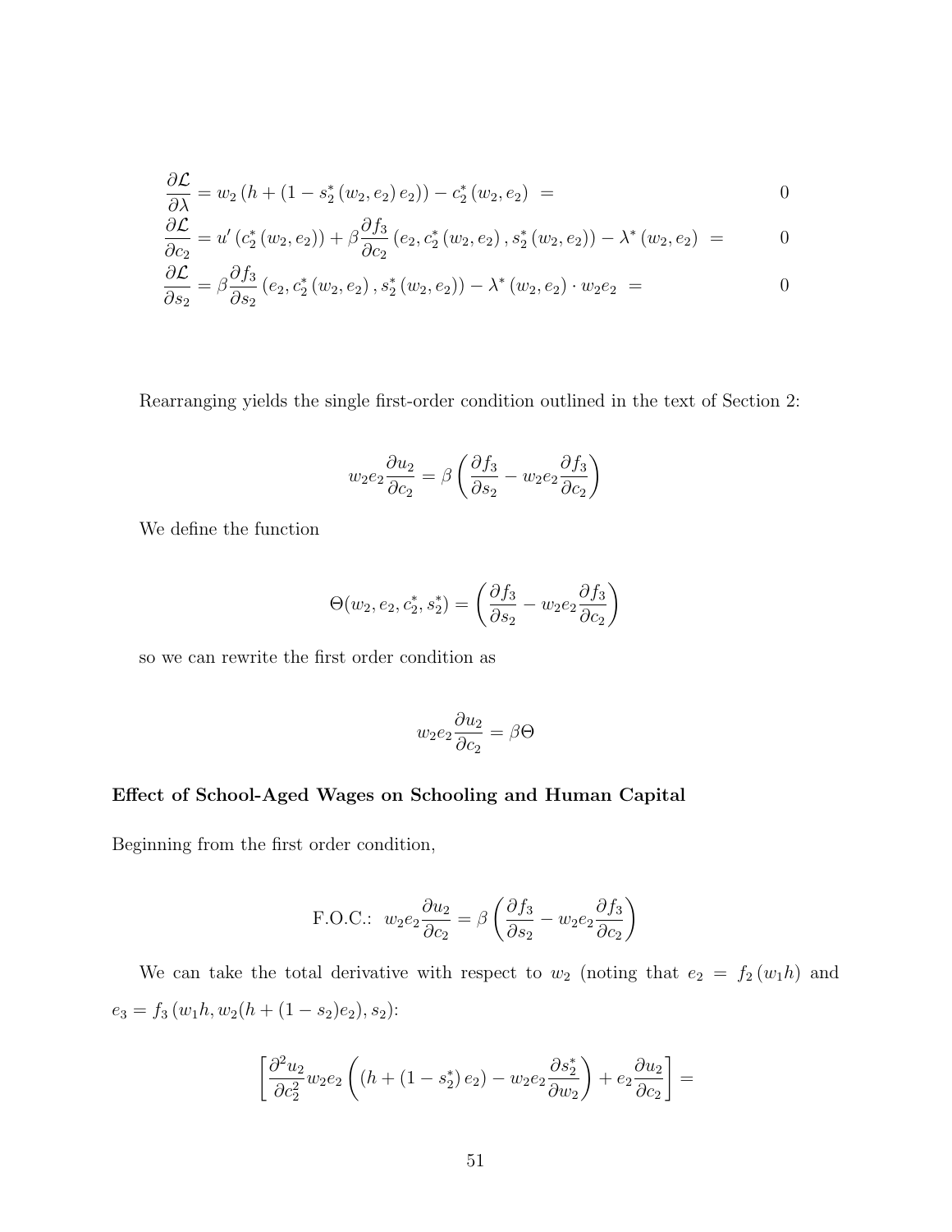$$
\begin{aligned}
\frac{\partial \mathcal{L}}{\partial \lambda} &= w_2 \left(h + \left(1 - s_2^* \left(w_2, e_2\right) e_2\right)\right) - c_2^* \left(w_2, e_2\right) \ = \qquad\qquad 0 \\
\frac{\partial \mathcal{L}}{\partial c_2} &= u' \left(c_2^* \left(w_2, e_2\right)\right) + \beta \frac{\partial f_3}{\partial c_2} \left(e_2, c_2^* \left(w_2, e_2\right), s_2^* \left(w_2, e_2\right)\right) - \lambda^* \left(w_2, e_2\right) \ = \qquad 0 \\
\frac{\partial \mathcal{L}}{\partial s_2} &= \beta \frac{\partial f_3}{\partial s_2} \left(e_2, c_2^* \left(w_2, e_2\right), s_2^* \left(w_2, e_2\right)\right) - \lambda^* \left(w_2, e_2\right) \cdot w_2 e_2 \ = \qquad 0
\end{aligned}
$$

Rearranging yields the single first-order condition outlined in the text of Section 2:

$$
w_2 e_2 \frac{\partial u_2}{\partial c_2} = \beta \left( \frac{\partial f_3}{\partial s_2} - w_2 e_2 \frac{\partial f_3}{\partial c_2} \right)
$$

We define the function

$$
\Theta(w_2, e_2, c_2^*, s_2^*) = \left( \frac{\partial f_3}{\partial s_2} - w_2 e_2 \frac{\partial f_3}{\partial c_2} \right)
$$

so we can rewrite the first order condition as

$$
w_2 e_2 \frac{\partial u_2}{\partial c_2} = \beta \Theta
$$

**Effect of School-Aged Wages on Schooling and Human Capital**

Beginning from the first order condition,

$$
\text{F.O.C.:} \ \ w_2 e_2 \frac{\partial u_2}{\partial c_2} = \beta \left( \frac{\partial f_3}{\partial s_2} - w_2 e_2 \frac{\partial f_3}{\partial c_2} \right)
$$

We can take the total derivative with respect to $w_2$ (noting that $e_2 = f_2 \left(w_1 h\right)$ and $e_3 = f_3 \left(w_1 h, w_2 (h + (1 - s_2) e_2), s_2\right)$:

$$
\left[ \frac{\partial^2 u_2}{\partial c_2^2} w_2 e_2 \left( \left(h + \left(1 - s_2^*\right) e_2\right) - w_2 e_2 \frac{\partial s_2^*}{\partial w_2} \right) + e_2 \frac{\partial u_2}{\partial c_2} \right] =
$$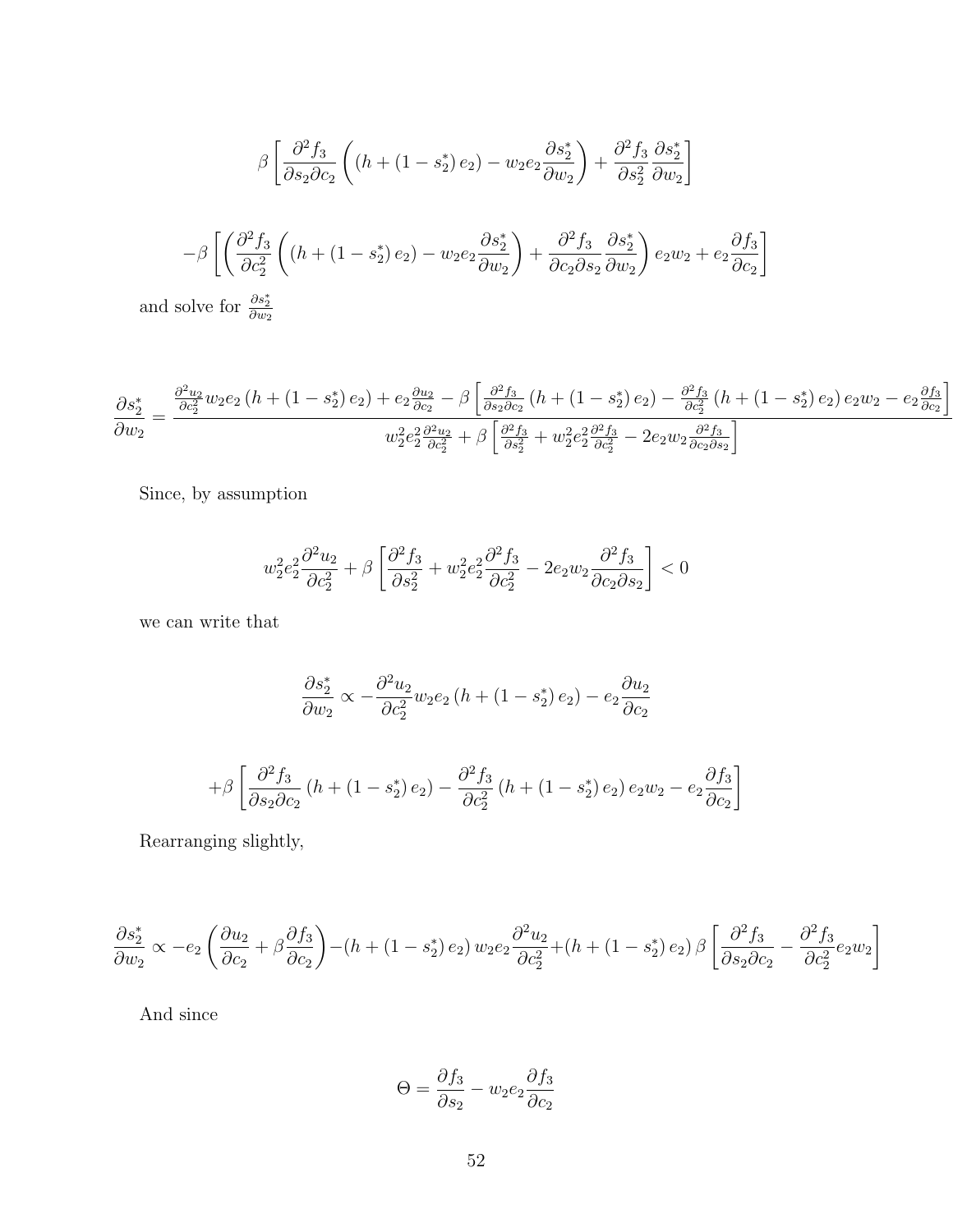$$\beta\left[\frac{\partial^2 f_3}{\partial s_2 \partial c_2}\left(\left(h+\left(1-s_2^*\right)e_2\right)-w_2 e_2 \frac{\partial s_2^*}{\partial w_2}\right)+\frac{\partial^2 f_3}{\partial s_2^2}\frac{\partial s_2^*}{\partial w_2}\right]$$

$$-\beta\left[\left(\frac{\partial^2 f_3}{\partial c_2^2}\left(\left(h+\left(1-s_2^*\right)e_2\right)-w_2 e_2 \frac{\partial s_2^*}{\partial w_2}\right)+\frac{\partial^2 f_3}{\partial c_2 \partial s_2}\frac{\partial s_2^*}{\partial w_2}\right)e_2 w_2+e_2\frac{\partial f_3}{\partial c_2}\right]$$

and solve for $\frac{\partial s_2^*}{\partial w_2}$

$$\frac{\partial s_2^*}{\partial w_2}=\frac{\frac{\partial^2 u_2}{\partial c_2^2}w_2 e_2\left(h+\left(1-s_2^*\right)e_2\right)+e_2\frac{\partial u_2}{\partial c_2}-\beta\left[\frac{\partial^2 f_3}{\partial s_2 \partial c_2}\left(h+\left(1-s_2^*\right)e_2\right)-\frac{\partial^2 f_3}{\partial c_2^2}\left(h+\left(1-s_2^*\right)e_2\right)e_2 w_2-e_2\frac{\partial f_3}{\partial c_2}\right]}{w_2^2 e_2^2\frac{\partial^2 u_2}{\partial c_2^2}+\beta\left[\frac{\partial^2 f_3}{\partial s_2^2}+w_2^2 e_2^2\frac{\partial^2 f_3}{\partial c_2^2}-2e_2 w_2\frac{\partial^2 f_3}{\partial c_2 \partial s_2}\right]}$$

Since, by assumption

$$w_2^2 e_2^2\frac{\partial^2 u_2}{\partial c_2^2}+\beta\left[\frac{\partial^2 f_3}{\partial s_2^2}+w_2^2 e_2^2\frac{\partial^2 f_3}{\partial c_2^2}-2e_2 w_2\frac{\partial^2 f_3}{\partial c_2 \partial s_2}\right]<0$$

we can write that

$$\frac{\partial s_2^*}{\partial w_2}\propto-\frac{\partial^2 u_2}{\partial c_2^2}w_2 e_2\left(h+\left(1-s_2^*\right)e_2\right)-e_2\frac{\partial u_2}{\partial c_2}$$

$$+\beta\left[\frac{\partial^2 f_3}{\partial s_2 \partial c_2}\left(h+\left(1-s_2^*\right)e_2\right)-\frac{\partial^2 f_3}{\partial c_2^2}\left(h+\left(1-s_2^*\right)e_2\right)e_2 w_2-e_2\frac{\partial f_3}{\partial c_2}\right]$$

Rearranging slightly,

$$\frac{\partial s_2^*}{\partial w_2}\propto-e_2\left(\frac{\partial u_2}{\partial c_2}+\beta\frac{\partial f_3}{\partial c_2}\right)-\left(h+\left(1-s_2^*\right)e_2\right)w_2 e_2\frac{\partial^2 u_2}{\partial c_2^2}+\left(h+\left(1-s_2^*\right)e_2\right)\beta\left[\frac{\partial^2 f_3}{\partial s_2 \partial c_2}-\frac{\partial^2 f_3}{\partial c_2^2}e_2 w_2\right]$$

And since

$$\Theta=\frac{\partial f_3}{\partial s_2}-w_2 e_2\frac{\partial f_3}{\partial c_2}$$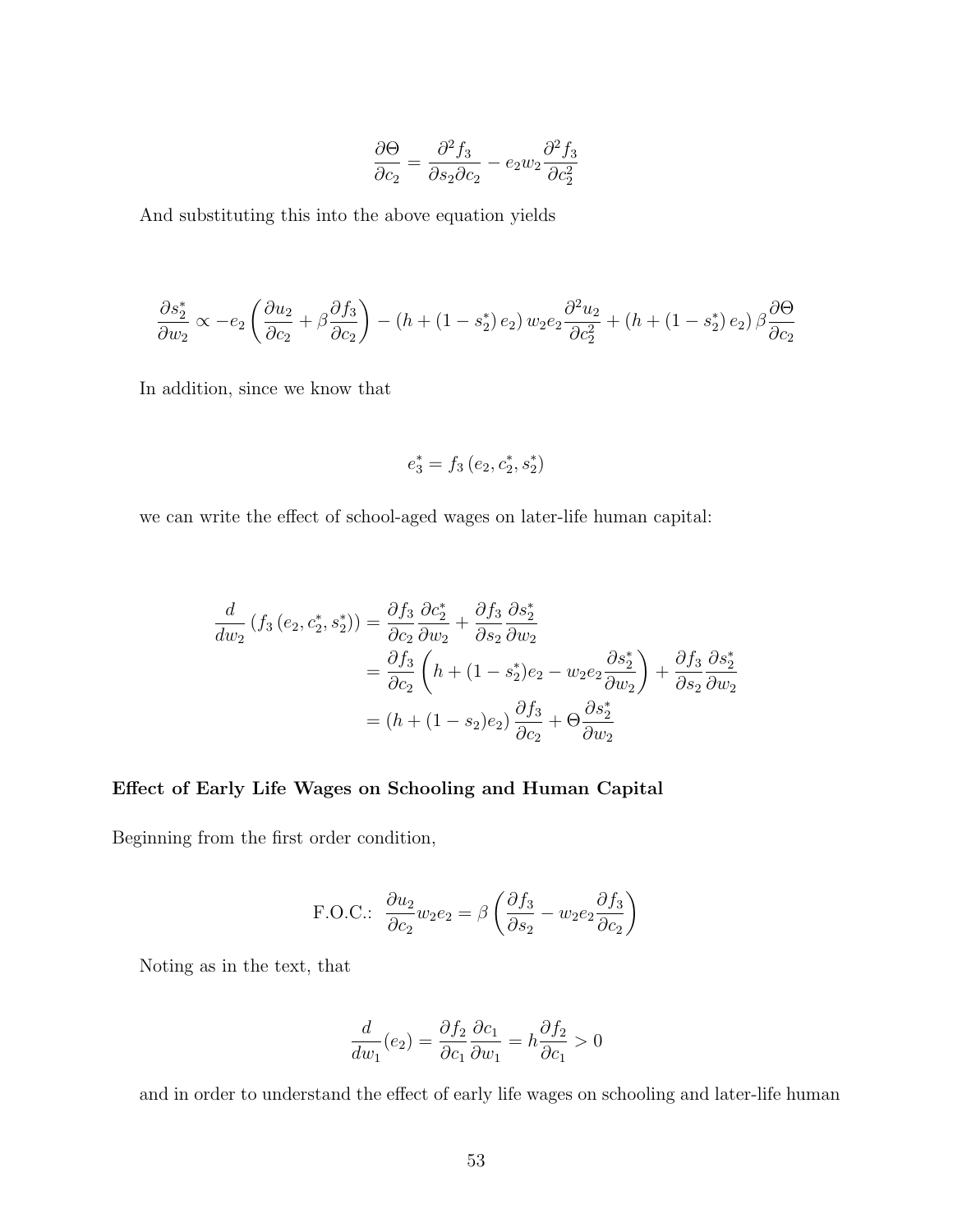$$\frac{\partial \Theta}{\partial c_2} = \frac{\partial^2 f_3}{\partial s_2 \partial c_2} - e_2 w_2 \frac{\partial^2 f_3}{\partial c_2^2}$$

And substituting this into the above equation yields

$$\frac{\partial s_2^*}{\partial w_2} \propto -e_2 \left( \frac{\partial u_2}{\partial c_2} + \beta \frac{\partial f_3}{\partial c_2} \right) - \left( h + (1 - s_2^*) e_2 \right) w_2 e_2 \frac{\partial^2 u_2}{\partial c_2^2} + \left( h + (1 - s_2^*) e_2 \right) \beta \frac{\partial \Theta}{\partial c_2}$$

In addition, since we know that

$$e_3^* = f_3 \left( e_2, c_2^*, s_2^* \right)$$

we can write the effect of school-aged wages on later-life human capital:

$$\begin{aligned}
\frac{d}{dw_2} \left( f_3 \left( e_2, c_2^*, s_2^* \right) \right) &= \frac{\partial f_3}{\partial c_2} \frac{\partial c_2^*}{\partial w_2} + \frac{\partial f_3}{\partial s_2} \frac{\partial s_2^*}{\partial w_2} \\
&= \frac{\partial f_3}{\partial c_2} \left( h + (1 - s_2^*) e_2 - w_2 e_2 \frac{\partial s_2^*}{\partial w_2} \right) + \frac{\partial f_3}{\partial s_2} \frac{\partial s_2^*}{\partial w_2} \\
&= \left( h + (1 - s_2) e_2 \right) \frac{\partial f_3}{\partial c_2} + \Theta \frac{\partial s_2^*}{\partial w_2}
\end{aligned}$$

**Effect of Early Life Wages on Schooling and Human Capital**

Beginning from the first order condition,

$$\text{F.O.C.:} \;\; \frac{\partial u_2}{\partial c_2} w_2 e_2 = \beta \left( \frac{\partial f_3}{\partial s_2} - w_2 e_2 \frac{\partial f_3}{\partial c_2} \right)$$

Noting as in the text, that

$$\frac{d}{dw_1}(e_2) = \frac{\partial f_2}{\partial c_1} \frac{\partial c_1}{\partial w_1} = h \frac{\partial f_2}{\partial c_1} > 0$$

and in order to understand the effect of early life wages on schooling and later-life human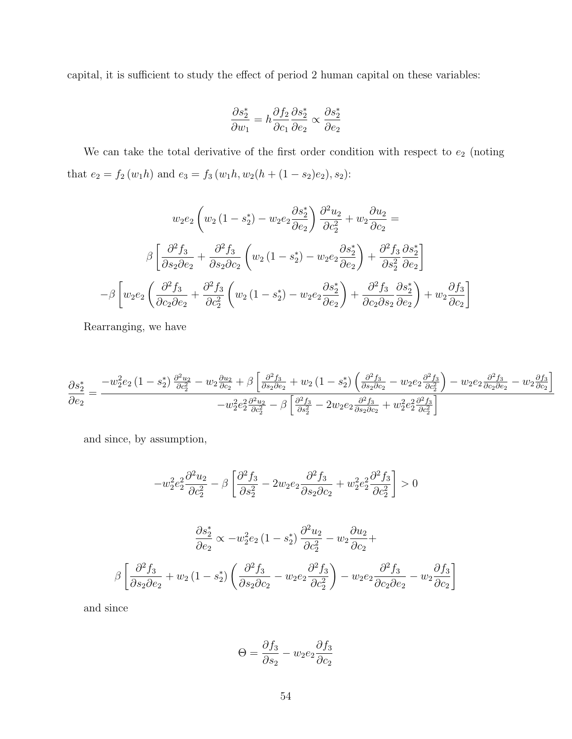capital, it is sufficient to study the effect of period 2 human capital on these variables:

$$\frac{\partial s_2^*}{\partial w_1} = h\frac{\partial f_2}{\partial c_1}\frac{\partial s_2^*}{\partial e_2} \propto \frac{\partial s_2^*}{\partial e_2}$$

We can take the total derivative of the first order condition with respect to $e_2$ (noting that $e_2 = f_2(w_1 h)$ and $e_3 = f_3(w_1 h, w_2(h + (1-s_2)e_2), s_2)$:

$$w_2 e_2 \left( w_2 (1 - s_2^*) - w_2 e_2 \frac{\partial s_2^*}{\partial e_2} \right) \frac{\partial^2 u_2}{\partial c_2^2} + w_2 \frac{\partial u_2}{\partial c_2} =$$

$$\beta \left[ \frac{\partial^2 f_3}{\partial s_2 \partial e_2} + \frac{\partial^2 f_3}{\partial s_2 \partial c_2} \left( w_2 (1 - s_2^*) - w_2 e_2 \frac{\partial s_2^*}{\partial e_2} \right) + \frac{\partial^2 f_3}{\partial s_2^2} \frac{\partial s_2^*}{\partial e_2} \right]$$

$$-\beta \left[ w_2 e_2 \left( \frac{\partial^2 f_3}{\partial c_2 \partial e_2} + \frac{\partial^2 f_3}{\partial c_2^2} \left( w_2 (1 - s_2^*) - w_2 e_2 \frac{\partial s_2^*}{\partial e_2} \right) + \frac{\partial^2 f_3}{\partial c_2 \partial s_2} \frac{\partial s_2^*}{\partial e_2} \right) + w_2 \frac{\partial f_3}{\partial c_2} \right]$$

Rearranging, we have

$$\frac{\partial s_2^*}{\partial e_2} = \frac{-w_2^2 e_2 (1 - s_2^*) \frac{\partial^2 u_2}{\partial c_2^2} - w_2 \frac{\partial u_2}{\partial c_2} + \beta \left[ \frac{\partial^2 f_3}{\partial s_2 \partial e_2} + w_2 (1 - s_2^*) \left( \frac{\partial^2 f_3}{\partial s_2 \partial c_2} - w_2 e_2 \frac{\partial^2 f_3}{\partial c_2^2} \right) - w_2 e_2 \frac{\partial^2 f_3}{\partial c_2 \partial e_2} - w_2 \frac{\partial f_3}{\partial c_2} \right]}{-w_2^2 e_2^2 \frac{\partial^2 u_2}{\partial c_2^2} - \beta \left[ \frac{\partial^2 f_3}{\partial s_2^2} - 2 w_2 e_2 \frac{\partial^2 f_3}{\partial s_2 \partial c_2} + w_2^2 e_2^2 \frac{\partial^2 f_3}{\partial c_2^2} \right]}$$

and since, by assumption,

$$-w_2^2 e_2^2 \frac{\partial^2 u_2}{\partial c_2^2} - \beta \left[ \frac{\partial^2 f_3}{\partial s_2^2} - 2 w_2 e_2 \frac{\partial^2 f_3}{\partial s_2 \partial c_2} + w_2^2 e_2^2 \frac{\partial^2 f_3}{\partial c_2^2} \right] > 0$$

$$\frac{\partial s_2^*}{\partial e_2} \propto -w_2^2 e_2 (1 - s_2^*) \frac{\partial^2 u_2}{\partial c_2^2} - w_2 \frac{\partial u_2}{\partial c_2} +$$

$$\beta \left[ \frac{\partial^2 f_3}{\partial s_2 \partial e_2} + w_2 (1 - s_2^*) \left( \frac{\partial^2 f_3}{\partial s_2 \partial c_2} - w_2 e_2 \frac{\partial^2 f_3}{\partial c_2^2} \right) - w_2 e_2 \frac{\partial^2 f_3}{\partial c_2 \partial e_2} - w_2 \frac{\partial f_3}{\partial c_2} \right]$$

and since

$$\Theta = \frac{\partial f_3}{\partial s_2} - w_2 e_2 \frac{\partial f_3}{\partial c_2}$$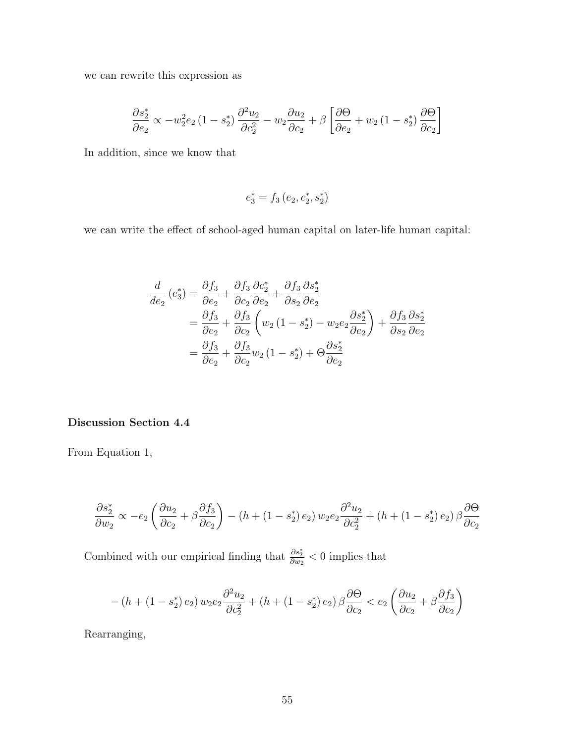we can rewrite this expression as

$$\frac{\partial s_2^*}{\partial e_2} \propto -w_2^2 e_2 (1 - s_2^*) \frac{\partial^2 u_2}{\partial c_2^2} - w_2 \frac{\partial u_2}{\partial c_2} + \beta \left[ \frac{\partial \Theta}{\partial e_2} + w_2 (1 - s_2^*) \frac{\partial \Theta}{\partial c_2} \right]$$

In addition, since we know that

$$e_3^* = f_3 (e_2, c_2^*, s_2^*)$$

we can write the effect of school-aged human capital on later-life human capital:

$$\begin{aligned}
\frac{d}{de_2} (e_3^*) &= \frac{\partial f_3}{\partial e_2} + \frac{\partial f_3}{\partial c_2} \frac{\partial c_2^*}{\partial e_2} + \frac{\partial f_3}{\partial s_2} \frac{\partial s_2^*}{\partial e_2} \\
&= \frac{\partial f_3}{\partial e_2} + \frac{\partial f_3}{\partial c_2} \left( w_2 (1 - s_2^*) - w_2 e_2 \frac{\partial s_2^*}{\partial e_2} \right) + \frac{\partial f_3}{\partial s_2} \frac{\partial s_2^*}{\partial e_2} \\
&= \frac{\partial f_3}{\partial e_2} + \frac{\partial f_3}{\partial c_2} w_2 (1 - s_2^*) + \Theta \frac{\partial s_2^*}{\partial e_2}
\end{aligned}$$

**Discussion Section 4.4**

From Equation 1,

$$\frac{\partial s_2^*}{\partial w_2} \propto -e_2 \left( \frac{\partial u_2}{\partial c_2} + \beta \frac{\partial f_3}{\partial c_2} \right) - (h + (1 - s_2^*) e_2) w_2 e_2 \frac{\partial^2 u_2}{\partial c_2^2} + (h + (1 - s_2^*) e_2) \beta \frac{\partial \Theta}{\partial c_2}$$

Combined with our empirical finding that $\frac{\partial s_2^*}{\partial w_2} < 0$ implies that

$$-(h + (1 - s_2^*) e_2) w_2 e_2 \frac{\partial^2 u_2}{\partial c_2^2} + (h + (1 - s_2^*) e_2) \beta \frac{\partial \Theta}{\partial c_2} < e_2 \left( \frac{\partial u_2}{\partial c_2} + \beta \frac{\partial f_3}{\partial c_2} \right)$$

Rearranging,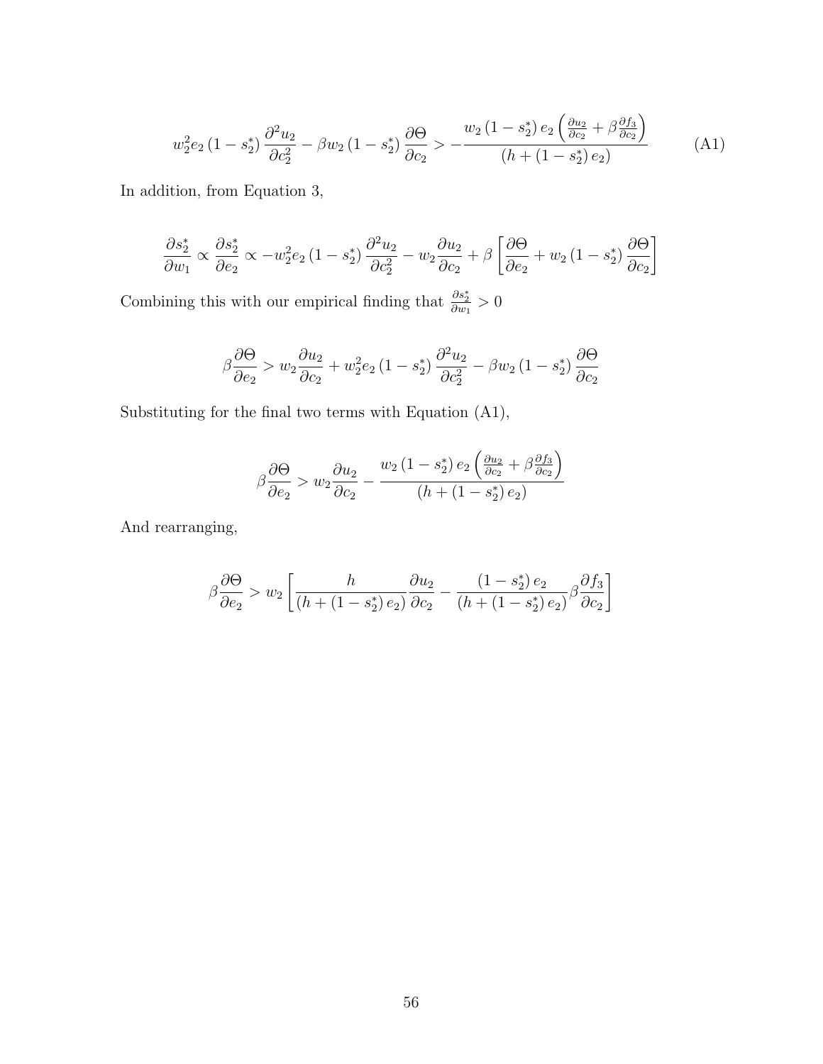$$w_2^2 e_2 \left(1 - s_2^*\right) \frac{\partial^2 u_2}{\partial c_2^2} - \beta w_2 \left(1 - s_2^*\right) \frac{\partial \Theta}{\partial c_2} > - \frac{w_2 \left(1 - s_2^*\right) e_2 \left( \frac{\partial u_2}{\partial c_2} + \beta \frac{\partial f_3}{\partial c_2} \right)}{\left(h + \left(1 - s_2^*\right) e_2\right)} \tag{A1}$$

In addition, from Equation 3,

$$\frac{\partial s_2^*}{\partial w_1} \propto \frac{\partial s_2^*}{\partial e_2} \propto -w_2^2 e_2 \left(1 - s_2^*\right) \frac{\partial^2 u_2}{\partial c_2^2} - w_2 \frac{\partial u_2}{\partial c_2} + \beta \left[ \frac{\partial \Theta}{\partial e_2} + w_2 \left(1 - s_2^*\right) \frac{\partial \Theta}{\partial c_2} \right]$$

Combining this with our empirical finding that $\frac{\partial s_2^*}{\partial w_1} > 0$

$$\beta \frac{\partial \Theta}{\partial e_2} > w_2 \frac{\partial u_2}{\partial c_2} + w_2^2 e_2 \left(1 - s_2^*\right) \frac{\partial^2 u_2}{\partial c_2^2} - \beta w_2 \left(1 - s_2^*\right) \frac{\partial \Theta}{\partial c_2}$$

Substituting for the final two terms with Equation (A1),

$$\beta \frac{\partial \Theta}{\partial e_2} > w_2 \frac{\partial u_2}{\partial c_2} - \frac{w_2 \left(1 - s_2^*\right) e_2 \left( \frac{\partial u_2}{\partial c_2} + \beta \frac{\partial f_3}{\partial c_2} \right)}{\left(h + \left(1 - s_2^*\right) e_2\right)}$$

And rearranging,

$$\beta \frac{\partial \Theta}{\partial e_2} > w_2 \left[ \frac{h}{\left(h + \left(1 - s_2^*\right) e_2\right)} \frac{\partial u_2}{\partial c_2} - \frac{\left(1 - s_2^*\right) e_2}{\left(h + \left(1 - s_2^*\right) e_2\right)} \beta \frac{\partial f_3}{\partial c_2} \right]$$